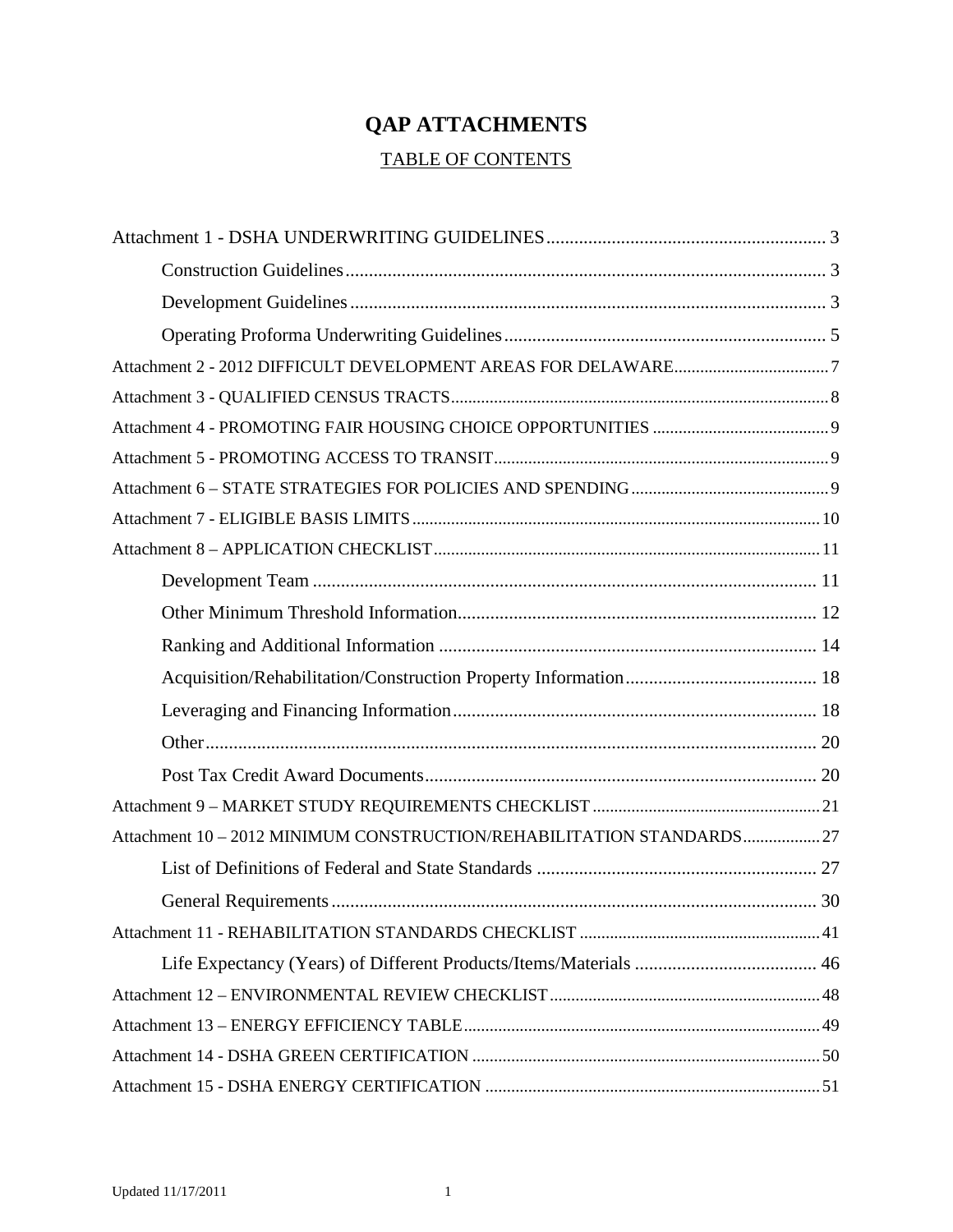# QAP ATTACHMENTS

## TABLE OF CONTENTS

Attachment 1 - DSHA UNDERWRITING GUIDELINES ........ 3

- Construction Guidelines ........ 3
- Development Guidelines ........ 3
- Operating Proforma Underwriting Guidelines ........ 5

Attachment 2 - 2012 DIFFICULT DEVELOPMENT AREAS FOR DELAWARE ........ 7

Attachment 3 - QUALIFIED CENSUS TRACTS ........ 8

Attachment 4 - PROMOTING FAIR HOUSING CHOICE OPPORTUNITIES ........ 9

Attachment 5 - PROMOTING ACCESS TO TRANSIT ........ 9

Attachment 6 – STATE STRATEGIES FOR POLICIES AND SPENDING ........ 9

Attachment 7 - ELIGIBLE BASIS LIMITS ........ 10

Attachment 8 – APPLICATION CHECKLIST ........ 11

- Development Team ........ 11
- Other Minimum Threshold Information ........ 12
- Ranking and Additional Information ........ 14
- Acquisition/Rehabilitation/Construction Property Information ........ 18
- Leveraging and Financing Information ........ 18
- Other ........ 20
- Post Tax Credit Award Documents ........ 20

Attachment 9 – MARKET STUDY REQUIREMENTS CHECKLIST ........ 21

Attachment 10 – 2012 MINIMUM CONSTRUCTION/REHABILITATION STANDARDS ........ 27

- List of Definitions of Federal and State Standards ........ 27
- General Requirements ........ 30

Attachment 11 - REHABILITATION STANDARDS CHECKLIST ........ 41

- Life Expectancy (Years) of Different Products/Items/Materials ........ 46

Attachment 12 – ENVIRONMENTAL REVIEW CHECKLIST ........ 48

Attachment 13 – ENERGY EFFICIENCY TABLE ........ 49

Attachment 14 - DSHA GREEN CERTIFICATION ........ 50

Attachment 15 - DSHA ENERGY CERTIFICATION ........ 51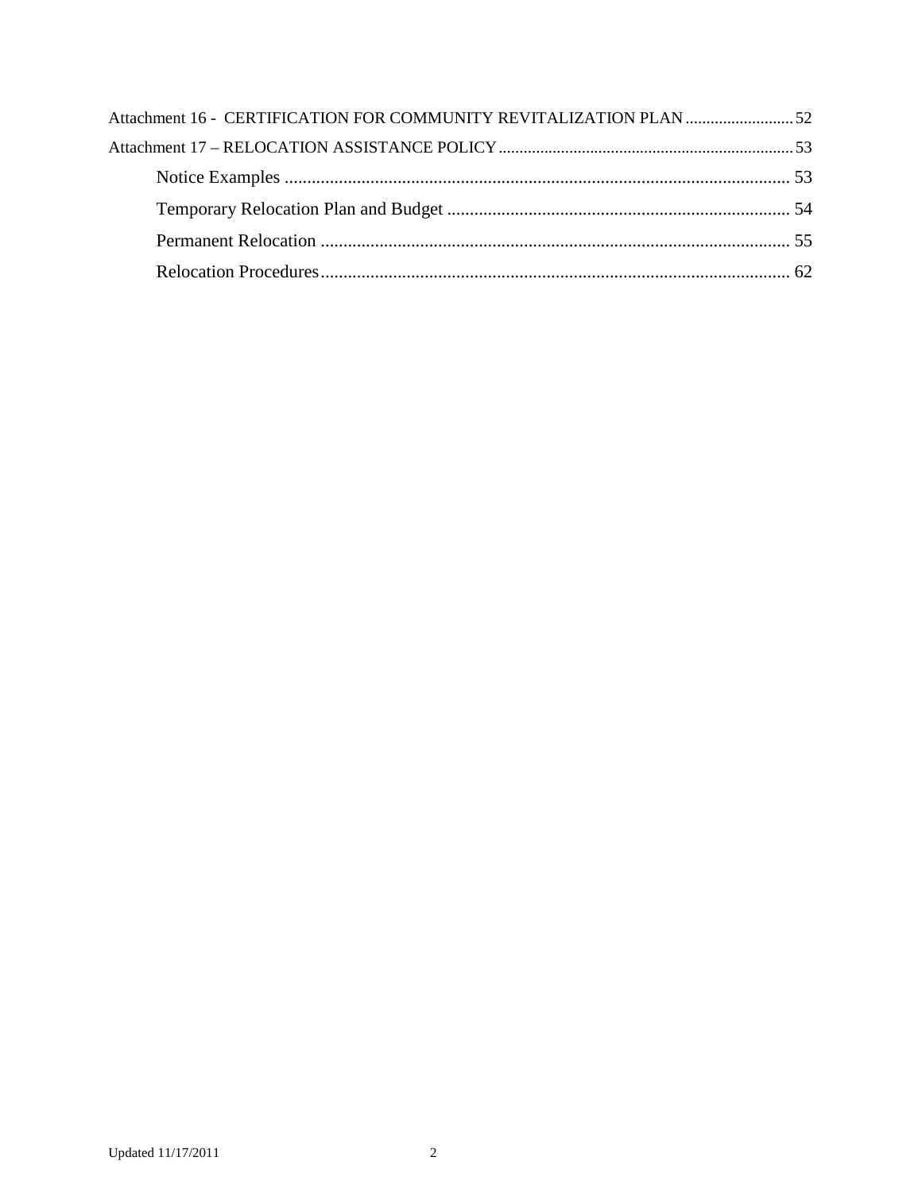Attachment 16 - CERTIFICATION FOR COMMUNITY REVITALIZATION PLAN .......................... 52

Attachment 17 – RELOCATION ASSISTANCE POLICY ....................................................................... 53

- Notice Examples ................................................................................................................ 53
- Temporary Relocation Plan and Budget ............................................................................ 54
- Permanent Relocation ........................................................................................................ 55
- Relocation Procedures........................................................................................................ 62

Updated 11/17/2011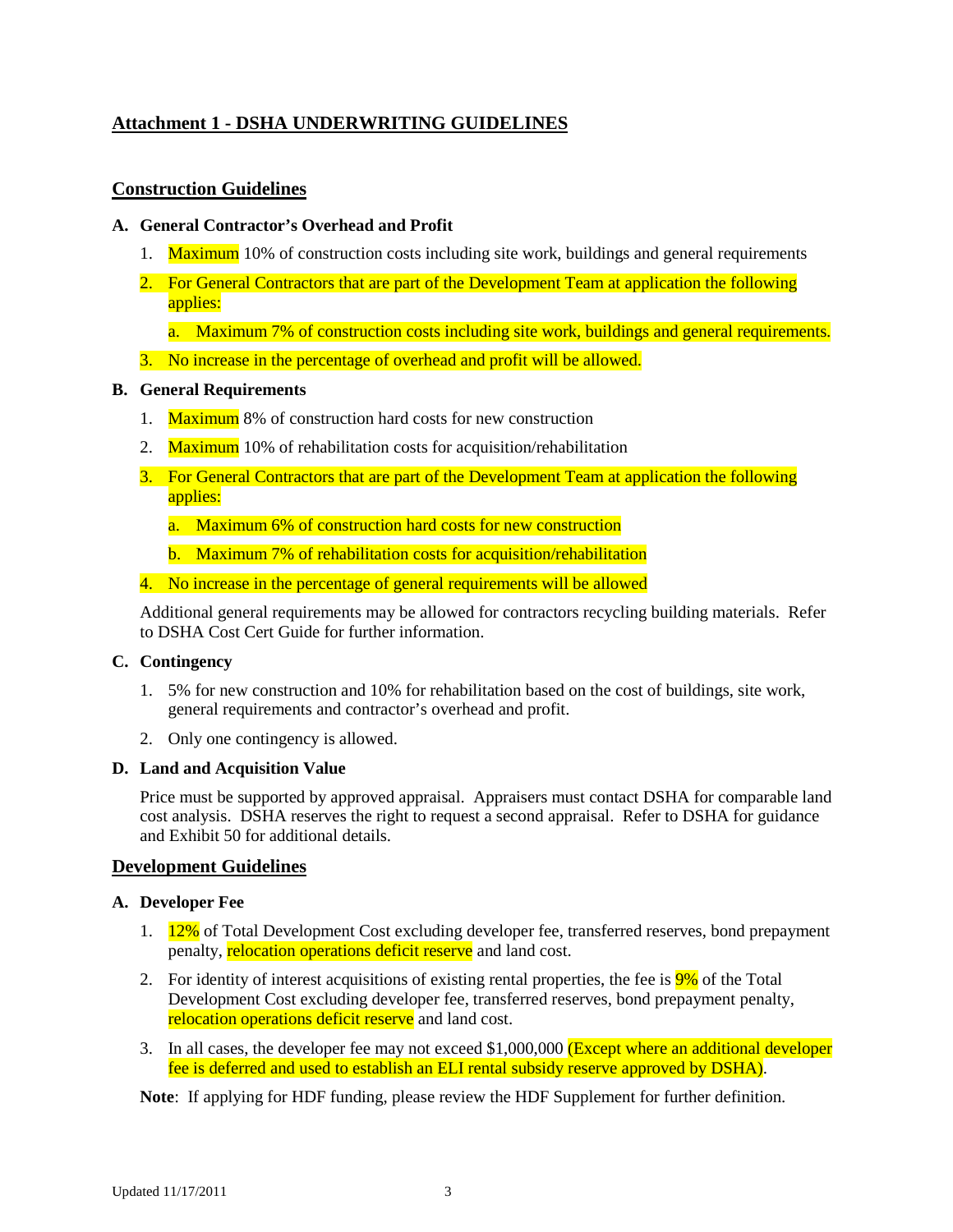## Attachment 1 - DSHA UNDERWRITING GUIDELINES

### Construction Guidelines

**A. General Contractor's Overhead and Profit**

1. Maximum 10% of construction costs including site work, buildings and general requirements
2. For General Contractors that are part of the Development Team at application the following applies:
   a. Maximum 7% of construction costs including site work, buildings and general requirements.
3. No increase in the percentage of overhead and profit will be allowed.

**B. General Requirements**

1. Maximum 8% of construction hard costs for new construction
2. Maximum 10% of rehabilitation costs for acquisition/rehabilitation
3. For General Contractors that are part of the Development Team at application the following applies:
   a. Maximum 6% of construction hard costs for new construction
   b. Maximum 7% of rehabilitation costs for acquisition/rehabilitation
4. No increase in the percentage of general requirements will be allowed

Additional general requirements may be allowed for contractors recycling building materials. Refer to DSHA Cost Cert Guide for further information.

**C. Contingency**

1. 5% for new construction and 10% for rehabilitation based on the cost of buildings, site work, general requirements and contractor's overhead and profit.
2. Only one contingency is allowed.

**D. Land and Acquisition Value**

Price must be supported by approved appraisal. Appraisers must contact DSHA for comparable land cost analysis. DSHA reserves the right to request a second appraisal. Refer to DSHA for guidance and Exhibit 50 for additional details.

### Development Guidelines

**A. Developer Fee**

1. 12% of Total Development Cost excluding developer fee, transferred reserves, bond prepayment penalty, relocation operations deficit reserve and land cost.
2. For identity of interest acquisitions of existing rental properties, the fee is 9% of the Total Development Cost excluding developer fee, transferred reserves, bond prepayment penalty, relocation operations deficit reserve and land cost.
3. In all cases, the developer fee may not exceed $1,000,000 (Except where an additional developer fee is deferred and used to establish an ELI rental subsidy reserve approved by DSHA).

**Note**: If applying for HDF funding, please review the HDF Supplement for further definition.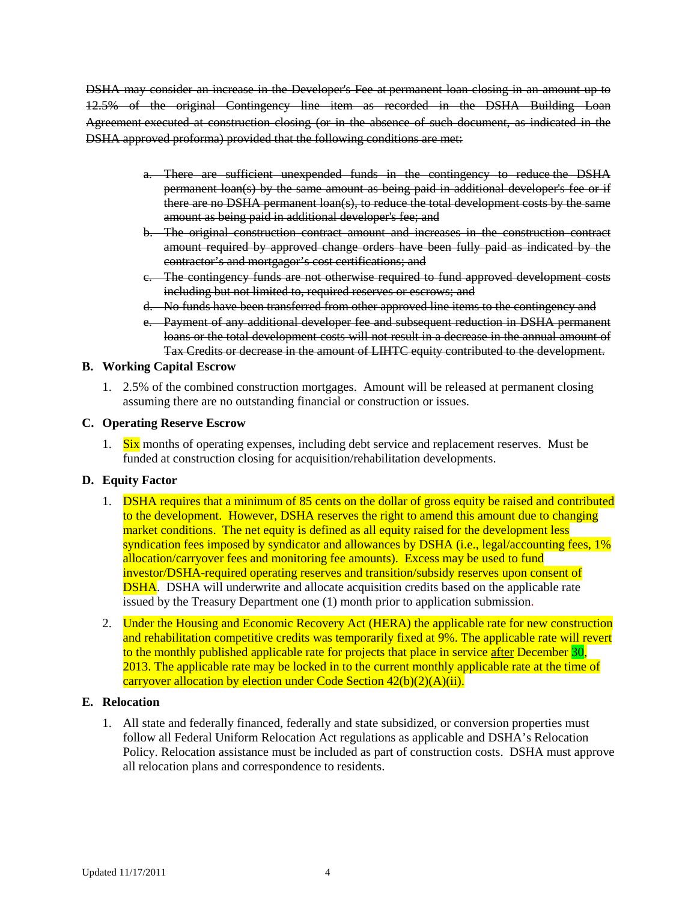~~DSHA may consider an increase in the Developer's Fee at permanent loan closing in an amount up to 12.5% of the original Contingency line item as recorded in the DSHA Building Loan Agreement executed at construction closing (or in the absence of such document, as indicated in the DSHA approved proforma) provided that the following conditions are met:~~

a. ~~There are sufficient unexpended funds in the contingency to reduce the DSHA permanent loan(s) by the same amount as being paid in additional developer's fee or if there are no DSHA permanent loan(s), to reduce the total development costs by the same amount as being paid in additional developer's fee; and~~
b. ~~The original construction contract amount and increases in the construction contract amount required by approved change orders have been fully paid as indicated by the contractor's and mortgagor's cost certifications; and~~
c. ~~The contingency funds are not otherwise required to fund approved development costs including but not limited to, required reserves or escrows; and~~
d. ~~No funds have been transferred from other approved line items to the contingency and~~
e. ~~Payment of any additional developer fee and subsequent reduction in DSHA permanent loans or the total development costs will not result in a decrease in the annual amount of Tax Credits or decrease in the amount of LIHTC equity contributed to the development.~~

### B. Working Capital Escrow

1. 2.5% of the combined construction mortgages. Amount will be released at permanent closing assuming there are no outstanding financial or construction or issues.

### C. Operating Reserve Escrow

1. Six months of operating expenses, including debt service and replacement reserves. Must be funded at construction closing for acquisition/rehabilitation developments.

### D. Equity Factor

1. DSHA requires that a minimum of 85 cents on the dollar of gross equity be raised and contributed to the development. However, DSHA reserves the right to amend this amount due to changing market conditions. The net equity is defined as all equity raised for the development less syndication fees imposed by syndicator and allowances by DSHA (i.e., legal/accounting fees, 1% allocation/carryover fees and monitoring fee amounts). Excess may be used to fund investor/DSHA-required operating reserves and transition/subsidy reserves upon consent of DSHA. DSHA will underwrite and allocate acquisition credits based on the applicable rate issued by the Treasury Department one (1) month prior to application submission.
2. Under the Housing and Economic Recovery Act (HERA) the applicable rate for new construction and rehabilitation competitive credits was temporarily fixed at 9%. The applicable rate will revert to the monthly published applicable rate for projects that place in service <u>after</u> December 30, 2013. The applicable rate may be locked in to the current monthly applicable rate at the time of carryover allocation by election under Code Section 42(b)(2)(A)(ii).

### E. Relocation

1. All state and federally financed, federally and state subsidized, or conversion properties must follow all Federal Uniform Relocation Act regulations as applicable and DSHA's Relocation Policy. Relocation assistance must be included as part of construction costs. DSHA must approve all relocation plans and correspondence to residents.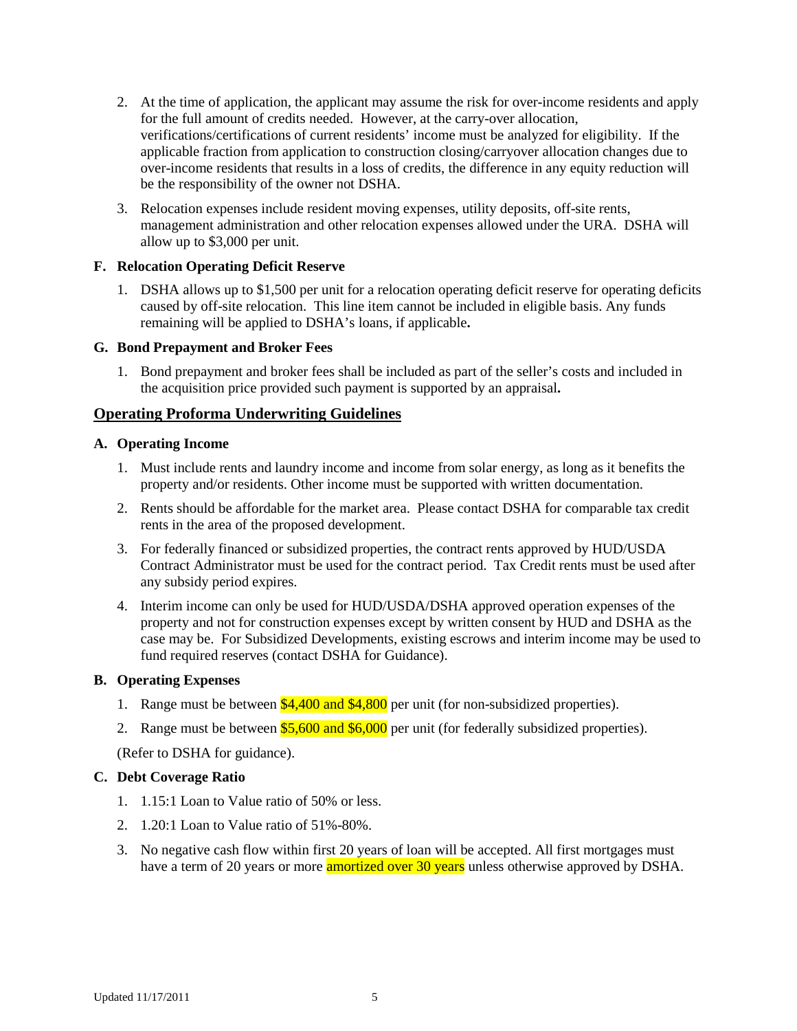2. At the time of application, the applicant may assume the risk for over-income residents and apply for the full amount of credits needed. However, at the carry-over allocation, verifications/certifications of current residents' income must be analyzed for eligibility. If the applicable fraction from application to construction closing/carryover allocation changes due to over-income residents that results in a loss of credits, the difference in any equity reduction will be the responsibility of the owner not DSHA.

3. Relocation expenses include resident moving expenses, utility deposits, off-site rents, management administration and other relocation expenses allowed under the URA. DSHA will allow up to $3,000 per unit.

**F. Relocation Operating Deficit Reserve**

1. DSHA allows up to $1,500 per unit for a relocation operating deficit reserve for operating deficits caused by off-site relocation. This line item cannot be included in eligible basis. Any funds remaining will be applied to DSHA's loans, if applicable**.**

**G. Bond Prepayment and Broker Fees**

1. Bond prepayment and broker fees shall be included as part of the seller's costs and included in the acquisition price provided such payment is supported by an appraisal**.**

## Operating Proforma Underwriting Guidelines

**A. Operating Income**

1. Must include rents and laundry income and income from solar energy, as long as it benefits the property and/or residents. Other income must be supported with written documentation.

2. Rents should be affordable for the market area. Please contact DSHA for comparable tax credit rents in the area of the proposed development.

3. For federally financed or subsidized properties, the contract rents approved by HUD/USDA Contract Administrator must be used for the contract period. Tax Credit rents must be used after any subsidy period expires.

4. Interim income can only be used for HUD/USDA/DSHA approved operation expenses of the property and not for construction expenses except by written consent by HUD and DSHA as the case may be. For Subsidized Developments, existing escrows and interim income may be used to fund required reserves (contact DSHA for Guidance).

**B. Operating Expenses**

1. Range must be between $4,400 and $4,800 per unit (for non-subsidized properties).

2. Range must be between $5,600 and $6,000 per unit (for federally subsidized properties).

(Refer to DSHA for guidance).

**C. Debt Coverage Ratio**

1. 1.15:1 Loan to Value ratio of 50% or less.

2. 1.20:1 Loan to Value ratio of 51%-80%.

3. No negative cash flow within first 20 years of loan will be accepted. All first mortgages must have a term of 20 years or more amortized over 30 years unless otherwise approved by DSHA.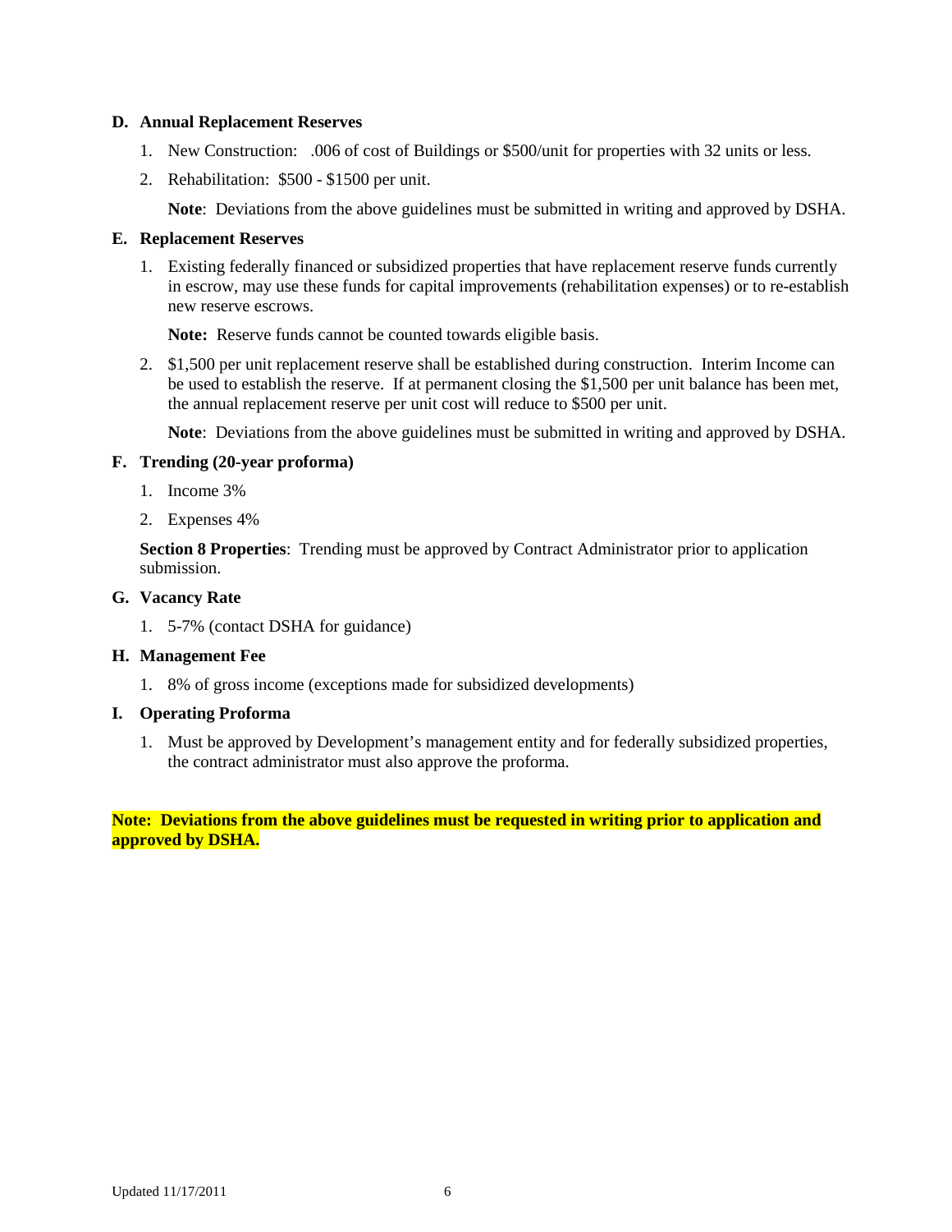**D. Annual Replacement Reserves**

1. New Construction: .006 of cost of Buildings or $500/unit for properties with 32 units or less.
2. Rehabilitation: $500 - $1500 per unit.

   **Note**: Deviations from the above guidelines must be submitted in writing and approved by DSHA.

**E. Replacement Reserves**

1. Existing federally financed or subsidized properties that have replacement reserve funds currently in escrow, may use these funds for capital improvements (rehabilitation expenses) or to re-establish new reserve escrows.

   **Note:** Reserve funds cannot be counted towards eligible basis.

2. $1,500 per unit replacement reserve shall be established during construction. Interim Income can be used to establish the reserve. If at permanent closing the $1,500 per unit balance has been met, the annual replacement reserve per unit cost will reduce to $500 per unit.

   **Note**: Deviations from the above guidelines must be submitted in writing and approved by DSHA.

**F. Trending (20-year proforma)**

1. Income 3%
2. Expenses 4%

**Section 8 Properties**: Trending must be approved by Contract Administrator prior to application submission.

**G. Vacancy Rate**

1. 5-7% (contact DSHA for guidance)

**H. Management Fee**

1. 8% of gross income (exceptions made for subsidized developments)

**I. Operating Proforma**

1. Must be approved by Development's management entity and for federally subsidized properties, the contract administrator must also approve the proforma.

**Note: Deviations from the above guidelines must be requested in writing prior to application and approved by DSHA.**

Updated 11/17/2011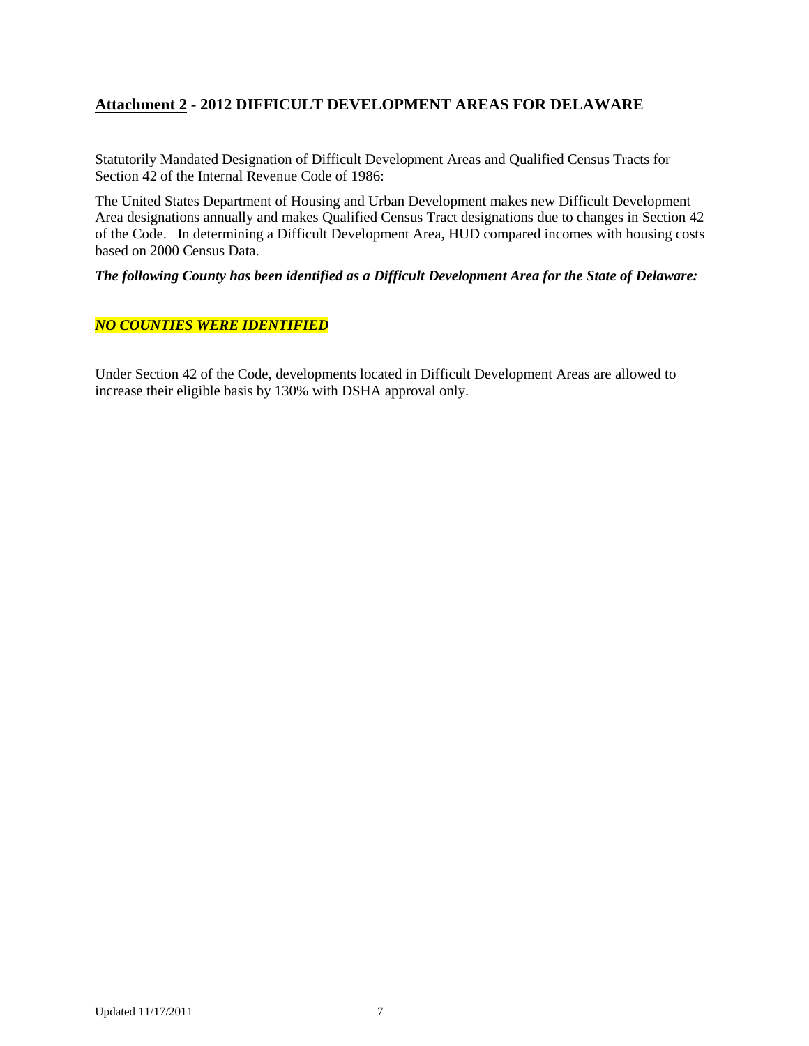## <u>Attachment 2</u> - 2012 DIFFICULT DEVELOPMENT AREAS FOR DELAWARE

Statutorily Mandated Designation of Difficult Development Areas and Qualified Census Tracts for Section 42 of the Internal Revenue Code of 1986:

The United States Department of Housing and Urban Development makes new Difficult Development Area designations annually and makes Qualified Census Tract designations due to changes in Section 42 of the Code. In determining a Difficult Development Area, HUD compared incomes with housing costs based on 2000 Census Data.

***The following County has been identified as a Difficult Development Area for the State of Delaware:***

***NO COUNTIES WERE IDENTIFIED***

Under Section 42 of the Code, developments located in Difficult Development Areas are allowed to increase their eligible basis by 130% with DSHA approval only.

Updated 11/17/2011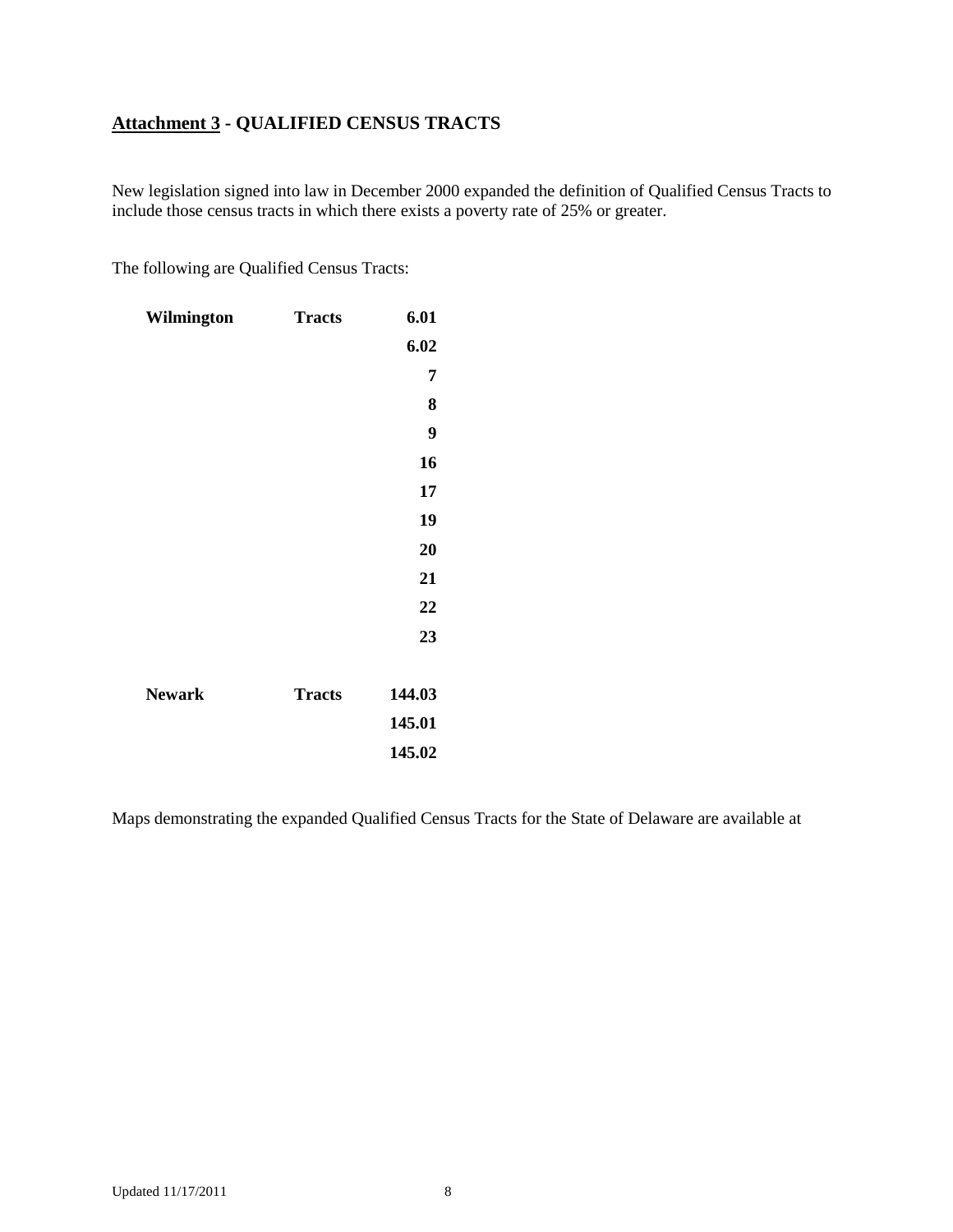## <u>Attachment 3</u> - QUALIFIED CENSUS TRACTS

New legislation signed into law in December 2000 expanded the definition of Qualified Census Tracts to include those census tracts in which there exists a poverty rate of 25% or greater.

The following are Qualified Census Tracts:

| | | |
|---|---|---|
| **Wilmington** | **Tracts** | **6.01** |
| | | **6.02** |
| | | **7** |
| | | **8** |
| | | **9** |
| | | **16** |
| | | **17** |
| | | **19** |
| | | **20** |
| | | **21** |
| | | **22** |
| | | **23** |
| **Newark** | **Tracts** | **144.03** |
| | | **145.01** |
| | | **145.02** |

Maps demonstrating the expanded Qualified Census Tracts for the State of Delaware are available at

Updated 11/17/2011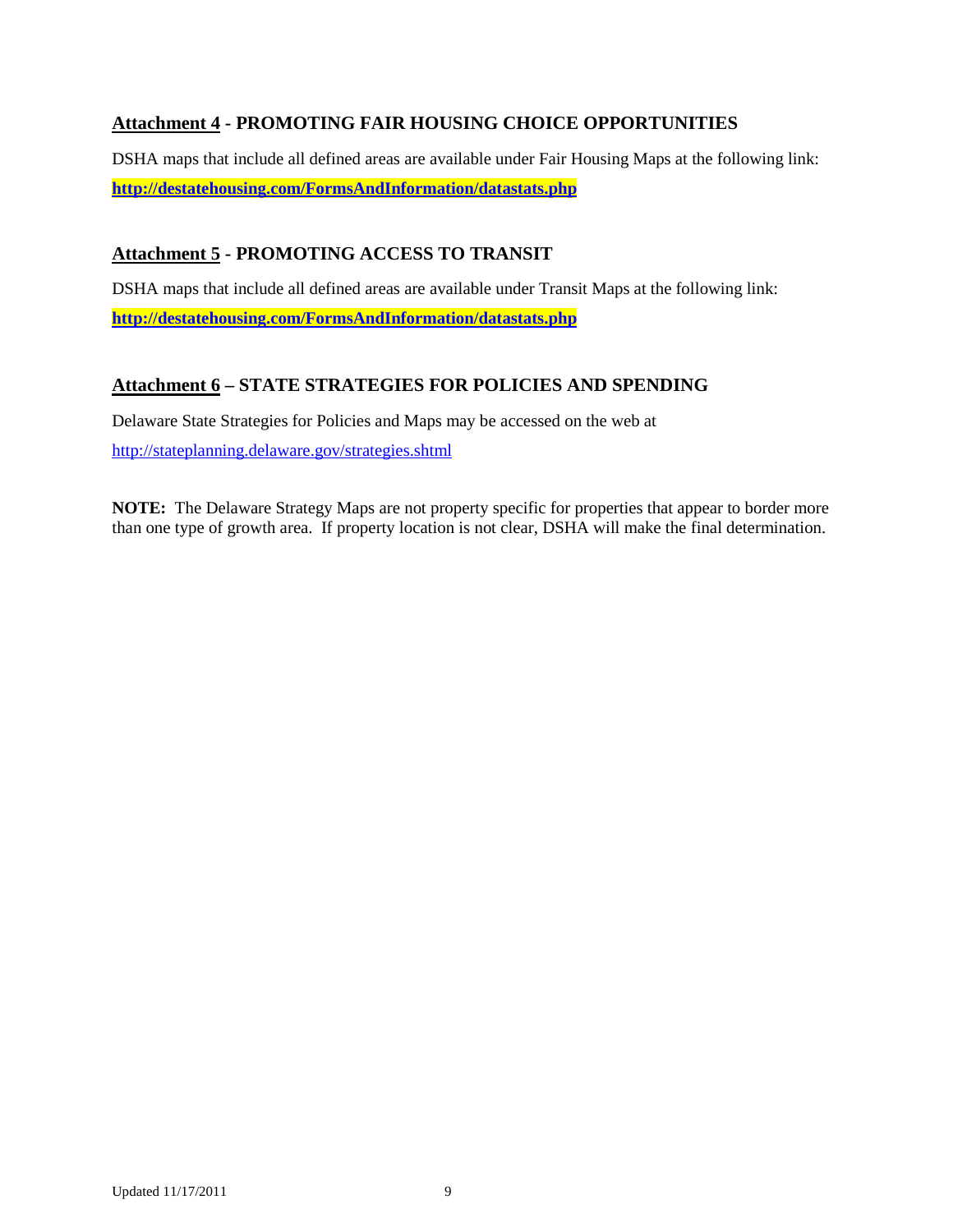## Attachment 4 - PROMOTING FAIR HOUSING CHOICE OPPORTUNITIES

DSHA maps that include all defined areas are available under Fair Housing Maps at the following link:

**http://destatehousing.com/FormsAndInformation/datastats.php**

## Attachment 5 - PROMOTING ACCESS TO TRANSIT

DSHA maps that include all defined areas are available under Transit Maps at the following link:

**http://destatehousing.com/FormsAndInformation/datastats.php**

## Attachment 6 – STATE STRATEGIES FOR POLICIES AND SPENDING

Delaware State Strategies for Policies and Maps may be accessed on the web at

http://stateplanning.delaware.gov/strategies.shtml

**NOTE:** The Delaware Strategy Maps are not property specific for properties that appear to border more than one type of growth area. If property location is not clear, DSHA will make the final determination.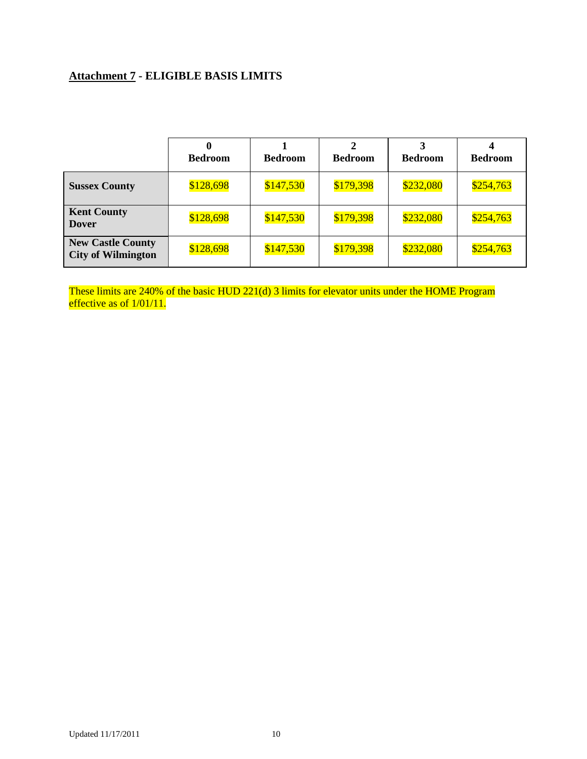## **Attachment 7** - ELIGIBLE BASIS LIMITS

| | 0 Bedroom | 1 Bedroom | 2 Bedroom | 3 Bedroom | 4 Bedroom |
|---|---|---|---|---|---|
| **Sussex County** | $128,698 | $147,530 | $179,398 | $232,080 | $254,763 |
| **Kent County Dover** | $128,698 | $147,530 | $179,398 | $232,080 | $254,763 |
| **New Castle County City of Wilmington** | $128,698 | $147,530 | $179,398 | $232,080 | $254,763 |

These limits are 240% of the basic HUD 221(d) 3 limits for elevator units under the HOME Program effective as of 1/01/11.

Updated 11/17/2011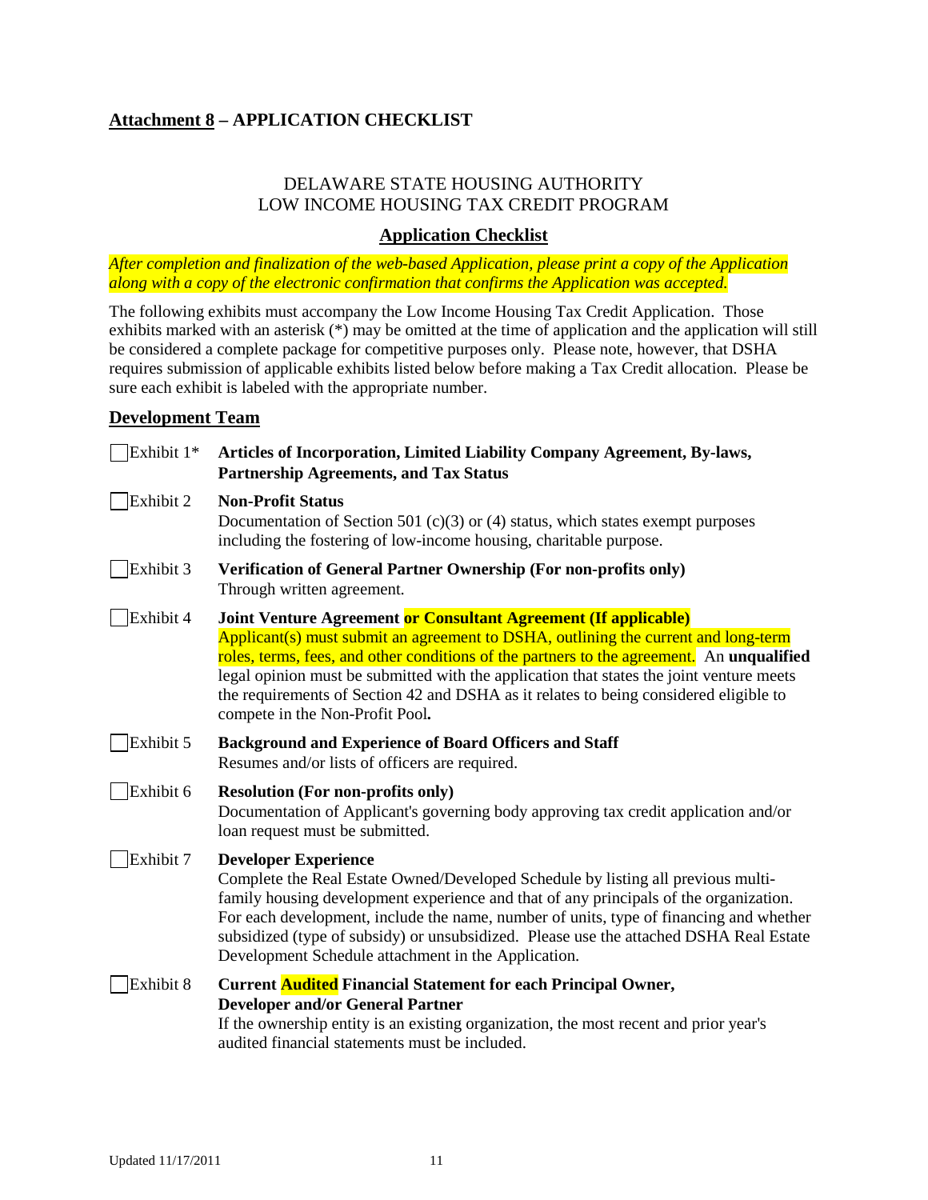## **Attachment 8** – APPLICATION CHECKLIST

DELAWARE STATE HOUSING AUTHORITY
LOW INCOME HOUSING TAX CREDIT PROGRAM

### **Application Checklist**

*After completion and finalization of the web-based Application, please print a copy of the Application along with a copy of the electronic confirmation that confirms the Application was accepted.*

The following exhibits must accompany the Low Income Housing Tax Credit Application. Those exhibits marked with an asterisk (*) may be omitted at the time of application and the application will still be considered a complete package for competitive purposes only. Please note, however, that DSHA requires submission of applicable exhibits listed below before making a Tax Credit allocation. Please be sure each exhibit is labeled with the appropriate number.

### **Development Team**

☐ Exhibit 1* **Articles of Incorporation, Limited Liability Company Agreement, By-laws, Partnership Agreements, and Tax Status**

☐ Exhibit 2 **Non-Profit Status**
Documentation of Section 501 (c)(3) or (4) status, which states exempt purposes including the fostering of low-income housing, charitable purpose.

☐ Exhibit 3 **Verification of General Partner Ownership (For non-profits only)**
Through written agreement.

☐ Exhibit 4 **Joint Venture Agreement or Consultant Agreement (If applicable)**
Applicant(s) must submit an agreement to DSHA, outlining the current and long-term roles, terms, fees, and other conditions of the partners to the agreement. An **unqualified** legal opinion must be submitted with the application that states the joint venture meets the requirements of Section 42 and DSHA as it relates to being considered eligible to compete in the Non-Profit Pool**.**

☐ Exhibit 5 **Background and Experience of Board Officers and Staff**
Resumes and/or lists of officers are required.

☐ Exhibit 6 **Resolution (For non-profits only)**
Documentation of Applicant's governing body approving tax credit application and/or loan request must be submitted.

☐ Exhibit 7 **Developer Experience**
Complete the Real Estate Owned/Developed Schedule by listing all previous multi-family housing development experience and that of any principals of the organization. For each development, include the name, number of units, type of financing and whether subsidized (type of subsidy) or unsubsidized. Please use the attached DSHA Real Estate Development Schedule attachment in the Application.

☐ Exhibit 8 **Current Audited Financial Statement for each Principal Owner, Developer and/or General Partner**
If the ownership entity is an existing organization, the most recent and prior year's audited financial statements must be included.

Updated 11/17/2011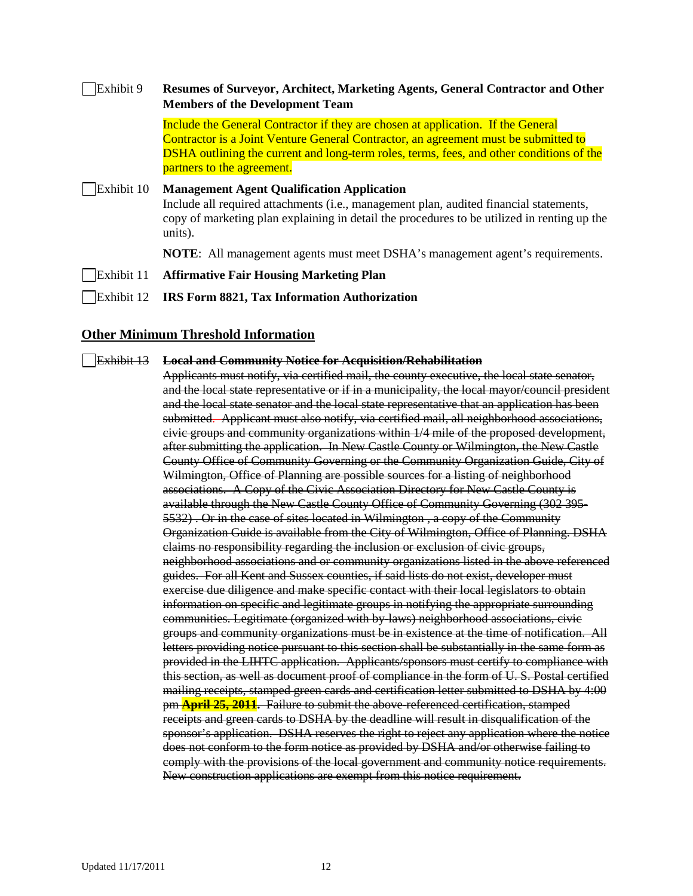☐ Exhibit 9 **Resumes of Surveyor, Architect, Marketing Agents, General Contractor and Other Members of the Development Team**

Include the General Contractor if they are chosen at application. If the General Contractor is a Joint Venture General Contractor, an agreement must be submitted to DSHA outlining the current and long-term roles, terms, fees, and other conditions of the partners to the agreement.

☐ Exhibit 10 **Management Agent Qualification Application**

Include all required attachments (i.e., management plan, audited financial statements, copy of marketing plan explaining in detail the procedures to be utilized in renting up the units).

**NOTE**: All management agents must meet DSHA's management agent's requirements.

☐ Exhibit 11 **Affirmative Fair Housing Marketing Plan**

☐ Exhibit 12 **IRS Form 8821, Tax Information Authorization**

## Other Minimum Threshold Information

☐ ~~Exhibit 13~~ ~~**Local and Community Notice for Acquisition/Rehabilitation**~~

~~Applicants must notify, via certified mail, the county executive, the local state senator, and the local state representative or if in a municipality, the local mayor/council president and the local state senator and the local state representative that an application has been submitted. Applicant must also notify, via certified mail, all neighborhood associations, civic groups and community organizations within 1/4 mile of the proposed development, after submitting the application. In New Castle County or Wilmington, the New Castle County Office of Community Governing or the Community Organization Guide, City of Wilmington, Office of Planning are possible sources for a listing of neighborhood associations. A Copy of the Civic Association Directory for New Castle County is available through the New Castle County Office of Community Governing (302 395-5532) . Or in the case of sites located in Wilmington , a copy of the Community Organization Guide is available from the City of Wilmington, Office of Planning. DSHA claims no responsibility regarding the inclusion or exclusion of civic groups, neighborhood associations and or community organizations listed in the above referenced guides. For all Kent and Sussex counties, if said lists do not exist, developer must exercise due diligence and make specific contact with their local legislators to obtain information on specific and legitimate groups in notifying the appropriate surrounding communities. Legitimate (organized with by-laws) neighborhood associations, civic groups and community organizations must be in existence at the time of notification. All letters providing notice pursuant to this section shall be substantially in the same form as provided in the LIHTC application. Applicants/sponsors must certify to compliance with this section, as well as document proof of compliance in the form of U. S. Postal certified mailing receipts, stamped green cards and certification letter submitted to DSHA by 4:00 pm **April 25, 2011**. Failure to submit the above-referenced certification, stamped receipts and green cards to DSHA by the deadline will result in disqualification of the sponsor's application. DSHA reserves the right to reject any application where the notice does not conform to the form notice as provided by DSHA and/or otherwise failing to comply with the provisions of the local government and community notice requirements. New construction applications are exempt from this notice requirement.~~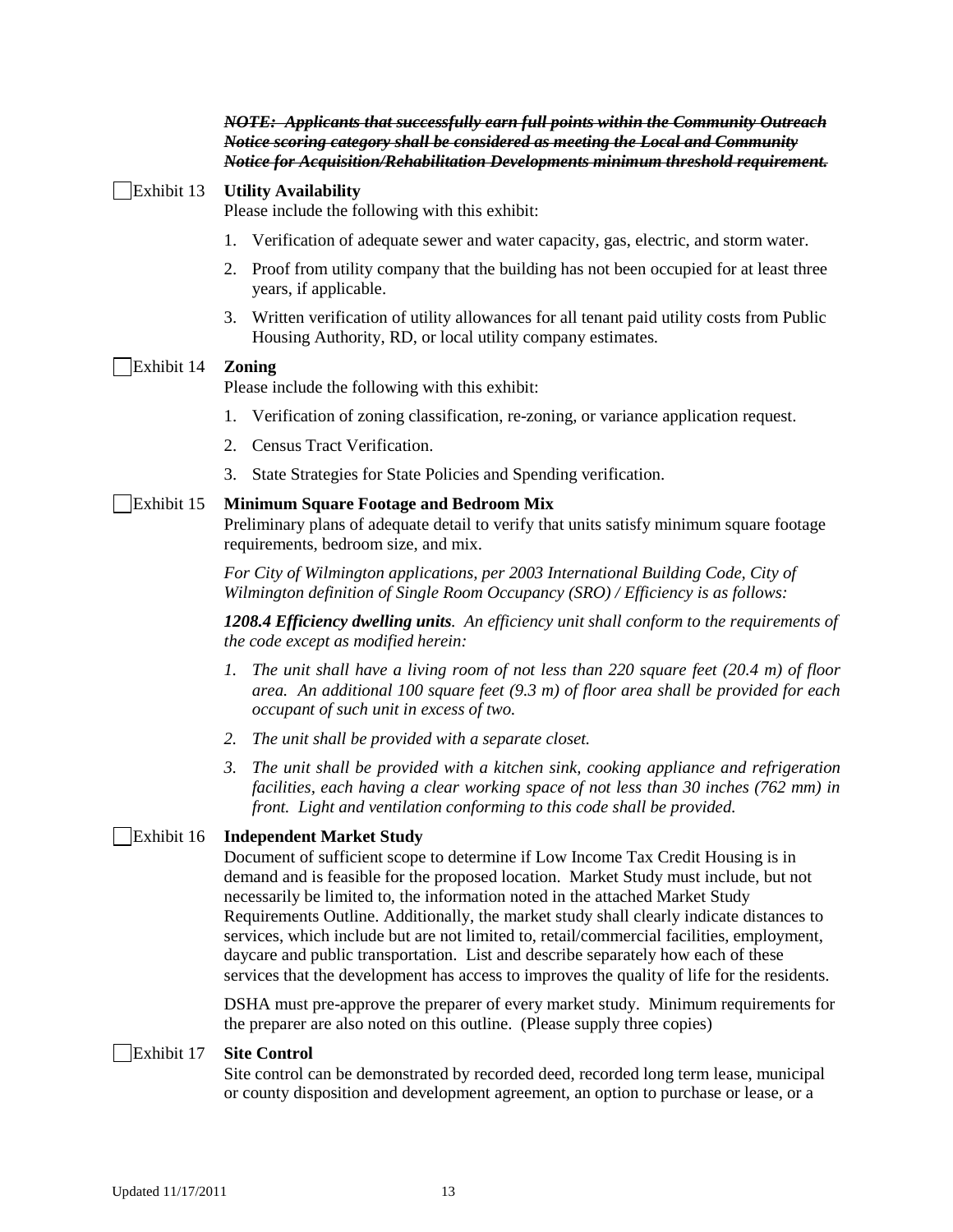***~~NOTE: Applicants that successfully earn full points within the Community Outreach Notice scoring category shall be considered as meeting the Local and Community Notice for Acquisition/Rehabilitation Developments minimum threshold requirement.~~***

☐ Exhibit 13 **Utility Availability**

Please include the following with this exhibit:

1. Verification of adequate sewer and water capacity, gas, electric, and storm water.
2. Proof from utility company that the building has not been occupied for at least three years, if applicable.
3. Written verification of utility allowances for all tenant paid utility costs from Public Housing Authority, RD, or local utility company estimates.

☐ Exhibit 14 **Zoning**

Please include the following with this exhibit:

1. Verification of zoning classification, re-zoning, or variance application request.
2. Census Tract Verification.
3. State Strategies for State Policies and Spending verification.

☐ Exhibit 15 **Minimum Square Footage and Bedroom Mix**

Preliminary plans of adequate detail to verify that units satisfy minimum square footage requirements, bedroom size, and mix.

*For City of Wilmington applications, per 2003 International Building Code, City of Wilmington definition of Single Room Occupancy (SRO) / Efficiency is as follows:*

***1208.4 Efficiency dwelling units****. An efficiency unit shall conform to the requirements of the code except as modified herein:*

1. *The unit shall have a living room of not less than 220 square feet (20.4 m) of floor area. An additional 100 square feet (9.3 m) of floor area shall be provided for each occupant of such unit in excess of two.*
2. *The unit shall be provided with a separate closet.*
3. *The unit shall be provided with a kitchen sink, cooking appliance and refrigeration facilities, each having a clear working space of not less than 30 inches (762 mm) in front. Light and ventilation conforming to this code shall be provided.*

☐ Exhibit 16 **Independent Market Study**

Document of sufficient scope to determine if Low Income Tax Credit Housing is in demand and is feasible for the proposed location. Market Study must include, but not necessarily be limited to, the information noted in the attached Market Study Requirements Outline. Additionally, the market study shall clearly indicate distances to services, which include but are not limited to, retail/commercial facilities, employment, daycare and public transportation. List and describe separately how each of these services that the development has access to improves the quality of life for the residents.

DSHA must pre-approve the preparer of every market study. Minimum requirements for the preparer are also noted on this outline. (Please supply three copies)

☐ Exhibit 17 **Site Control**

Site control can be demonstrated by recorded deed, recorded long term lease, municipal or county disposition and development agreement, an option to purchase or lease, or a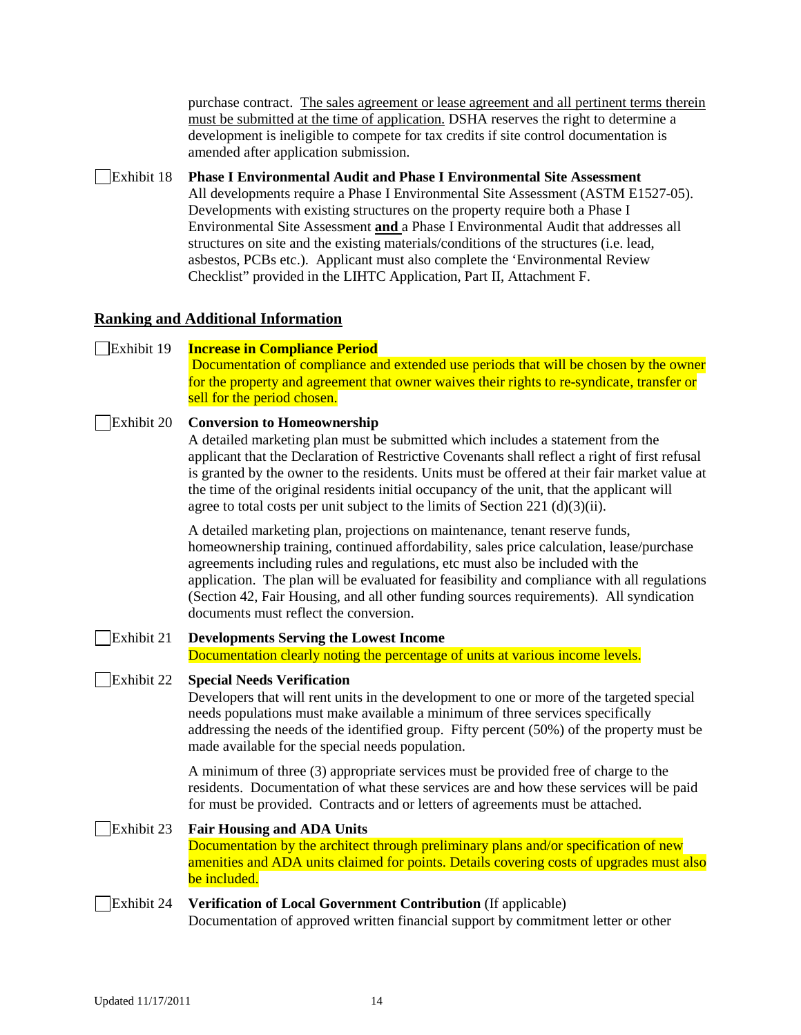purchase contract. The sales agreement or lease agreement and all pertinent terms therein must be submitted at the time of application. DSHA reserves the right to determine a development is ineligible to compete for tax credits if site control documentation is amended after application submission.

☐ Exhibit 18 **Phase I Environmental Audit and Phase I Environmental Site Assessment**
All developments require a Phase I Environmental Site Assessment (ASTM E1527-05). Developments with existing structures on the property require both a Phase I Environmental Site Assessment **and** a Phase I Environmental Audit that addresses all structures on site and the existing materials/conditions of the structures (i.e. lead, asbestos, PCBs etc.). Applicant must also complete the 'Environmental Review Checklist" provided in the LIHTC Application, Part II, Attachment F.

## Ranking and Additional Information

☐ Exhibit 19 **Increase in Compliance Period**
Documentation of compliance and extended use periods that will be chosen by the owner for the property and agreement that owner waives their rights to re-syndicate, transfer or sell for the period chosen.

☐ Exhibit 20 **Conversion to Homeownership**
A detailed marketing plan must be submitted which includes a statement from the applicant that the Declaration of Restrictive Covenants shall reflect a right of first refusal is granted by the owner to the residents. Units must be offered at their fair market value at the time of the original residents initial occupancy of the unit, that the applicant will agree to total costs per unit subject to the limits of Section 221 (d)(3)(ii).

A detailed marketing plan, projections on maintenance, tenant reserve funds, homeownership training, continued affordability, sales price calculation, lease/purchase agreements including rules and regulations, etc must also be included with the application. The plan will be evaluated for feasibility and compliance with all regulations (Section 42, Fair Housing, and all other funding sources requirements). All syndication documents must reflect the conversion.

☐ Exhibit 21 **Developments Serving the Lowest Income**
Documentation clearly noting the percentage of units at various income levels.

☐ Exhibit 22 **Special Needs Verification**
Developers that will rent units in the development to one or more of the targeted special needs populations must make available a minimum of three services specifically addressing the needs of the identified group. Fifty percent (50%) of the property must be made available for the special needs population.

A minimum of three (3) appropriate services must be provided free of charge to the residents. Documentation of what these services are and how these services will be paid for must be provided. Contracts and or letters of agreements must be attached.

☐ Exhibit 23 **Fair Housing and ADA Units**
Documentation by the architect through preliminary plans and/or specification of new amenities and ADA units claimed for points. Details covering costs of upgrades must also be included.

☐ Exhibit 24 **Verification of Local Government Contribution** (If applicable)
Documentation of approved written financial support by commitment letter or other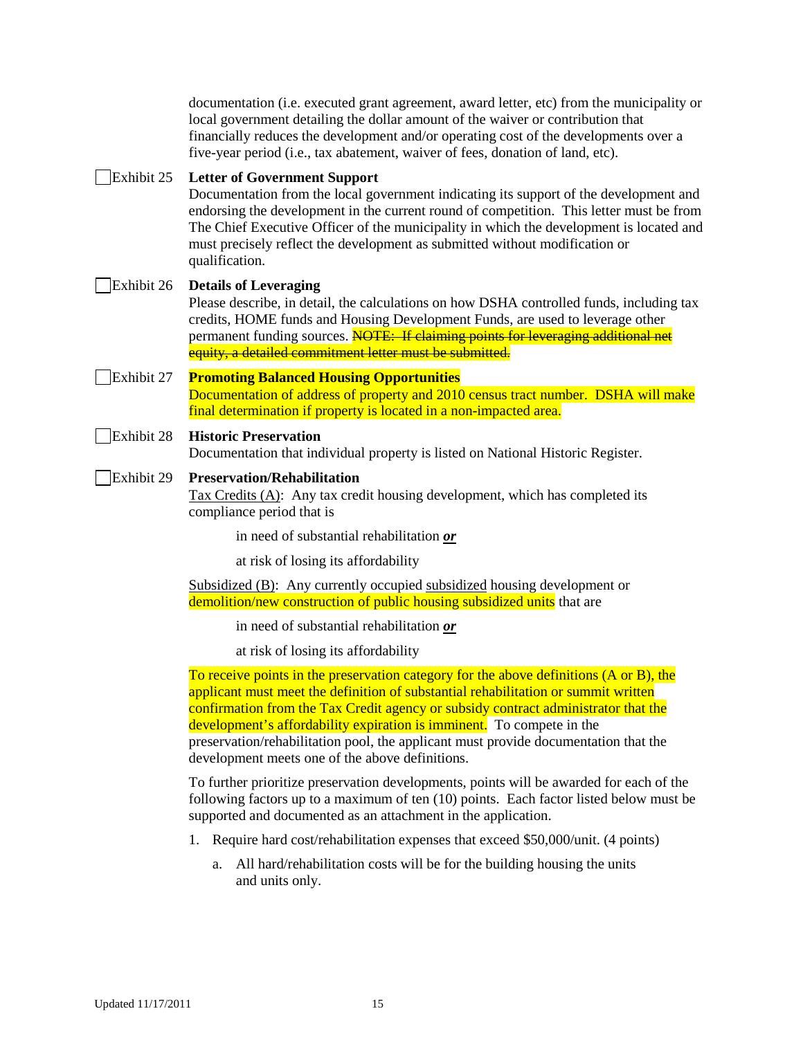documentation (i.e. executed grant agreement, award letter, etc) from the municipality or local government detailing the dollar amount of the waiver or contribution that financially reduces the development and/or operating cost of the developments over a five-year period (i.e., tax abatement, waiver of fees, donation of land, etc).

☐ Exhibit 25 **Letter of Government Support**

Documentation from the local government indicating its support of the development and endorsing the development in the current round of competition. This letter must be from The Chief Executive Officer of the municipality in which the development is located and must precisely reflect the development as submitted without modification or qualification.

☐ Exhibit 26 **Details of Leveraging**

Please describe, in detail, the calculations on how DSHA controlled funds, including tax credits, HOME funds and Housing Development Funds, are used to leverage other permanent funding sources. ~~NOTE: If claiming points for leveraging additional net equity, a detailed commitment letter must be submitted.~~

☐ Exhibit 27 **Promoting Balanced Housing Opportunities**

Documentation of address of property and 2010 census tract number. DSHA will make final determination if property is located in a non-impacted area.

☐ Exhibit 28 **Historic Preservation**

Documentation that individual property is listed on National Historic Register.

☐ Exhibit 29 **Preservation/Rehabilitation**

Tax Credits (A): Any tax credit housing development, which has completed its compliance period that is

in need of substantial rehabilitation ***or***

at risk of losing its affordability

Subsidized (B): Any currently occupied subsidized housing development or demolition/new construction of public housing subsidized units that are

in need of substantial rehabilitation ***or***

at risk of losing its affordability

To receive points in the preservation category for the above definitions (A or B), the applicant must meet the definition of substantial rehabilitation or summit written confirmation from the Tax Credit agency or subsidy contract administrator that the development's affordability expiration is imminent. To compete in the preservation/rehabilitation pool, the applicant must provide documentation that the development meets one of the above definitions.

To further prioritize preservation developments, points will be awarded for each of the following factors up to a maximum of ten (10) points. Each factor listed below must be supported and documented as an attachment in the application.

1. Require hard cost/rehabilitation expenses that exceed $50,000/unit. (4 points)
   a. All hard/rehabilitation costs will be for the building housing the units and units only.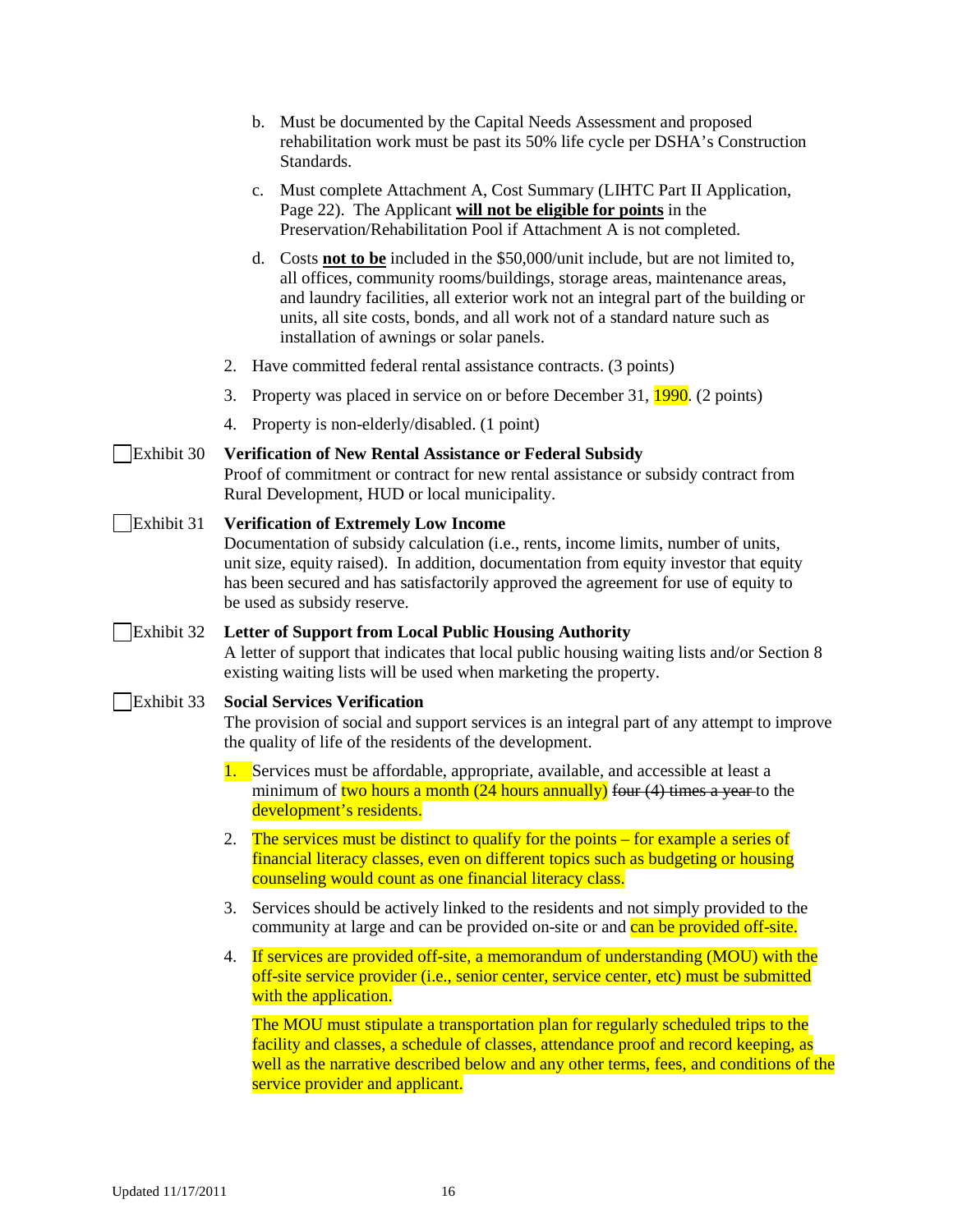b. Must be documented by the Capital Needs Assessment and proposed rehabilitation work must be past its 50% life cycle per DSHA's Construction Standards.

c. Must complete Attachment A, Cost Summary (LIHTC Part II Application, Page 22). The Applicant **will not be eligible for points** in the Preservation/Rehabilitation Pool if Attachment A is not completed.

d. Costs **not to be** included in the $50,000/unit include, but are not limited to, all offices, community rooms/buildings, storage areas, maintenance areas, and laundry facilities, all exterior work not an integral part of the building or units, all site costs, bonds, and all work not of a standard nature such as installation of awnings or solar panels.

2. Have committed federal rental assistance contracts. (3 points)
3. Property was placed in service on or before December 31, 1990. (2 points)
4. Property is non-elderly/disabled. (1 point)

☐ Exhibit 30 **Verification of New Rental Assistance or Federal Subsidy**
Proof of commitment or contract for new rental assistance or subsidy contract from Rural Development, HUD or local municipality.

☐ Exhibit 31 **Verification of Extremely Low Income**
Documentation of subsidy calculation (i.e., rents, income limits, number of units, unit size, equity raised). In addition, documentation from equity investor that equity has been secured and has satisfactorily approved the agreement for use of equity to be used as subsidy reserve.

☐ Exhibit 32 **Letter of Support from Local Public Housing Authority**
A letter of support that indicates that local public housing waiting lists and/or Section 8 existing waiting lists will be used when marketing the property.

☐ Exhibit 33 **Social Services Verification**
The provision of social and support services is an integral part of any attempt to improve the quality of life of the residents of the development.

1. Services must be affordable, appropriate, available, and accessible at least a minimum of two hours a month (24 hours annually) ~~four (4) times a year~~ to the development's residents.
2. The services must be distinct to qualify for the points – for example a series of financial literacy classes, even on different topics such as budgeting or housing counseling would count as one financial literacy class.
3. Services should be actively linked to the residents and not simply provided to the community at large and can be provided on-site or and can be provided off-site.
4. If services are provided off-site, a memorandum of understanding (MOU) with the off-site service provider (i.e., senior center, service center, etc) must be submitted with the application.

   The MOU must stipulate a transportation plan for regularly scheduled trips to the facility and classes, a schedule of classes, attendance proof and record keeping, as well as the narrative described below and any other terms, fees, and conditions of the service provider and applicant.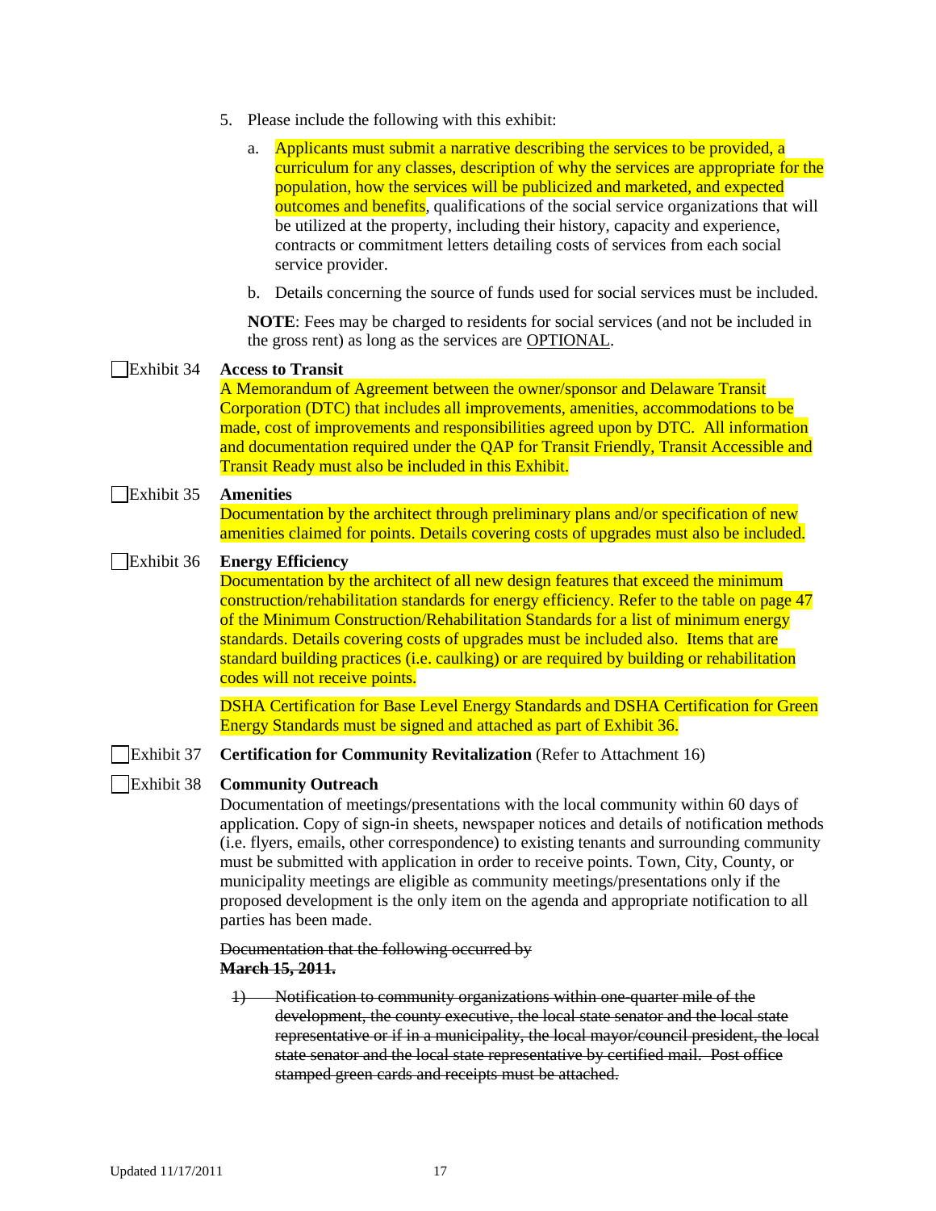5. Please include the following with this exhibit:

    a. Applicants must submit a narrative describing the services to be provided, a curriculum for any classes, description of why the services are appropriate for the population, how the services will be publicized and marketed, and expected outcomes and benefits, qualifications of the social service organizations that will be utilized at the property, including their history, capacity and experience, contracts or commitment letters detailing costs of services from each social service provider.

    b. Details concerning the source of funds used for social services must be included.

    **NOTE**: Fees may be charged to residents for social services (and not be included in the gross rent) as long as the services are OPTIONAL.

☐ Exhibit 34 **Access to Transit**
A Memorandum of Agreement between the owner/sponsor and Delaware Transit Corporation (DTC) that includes all improvements, amenities, accommodations to be made, cost of improvements and responsibilities agreed upon by DTC. All information and documentation required under the QAP for Transit Friendly, Transit Accessible and Transit Ready must also be included in this Exhibit.

☐ Exhibit 35 **Amenities**
Documentation by the architect through preliminary plans and/or specification of new amenities claimed for points. Details covering costs of upgrades must also be included.

☐ Exhibit 36 **Energy Efficiency**
Documentation by the architect of all new design features that exceed the minimum construction/rehabilitation standards for energy efficiency. Refer to the table on page 47 of the Minimum Construction/Rehabilitation Standards for a list of minimum energy standards. Details covering costs of upgrades must be included also. Items that are standard building practices (i.e. caulking) or are required by building or rehabilitation codes will not receive points.

DSHA Certification for Base Level Energy Standards and DSHA Certification for Green Energy Standards must be signed and attached as part of Exhibit 36.

☐ Exhibit 37 **Certification for Community Revitalization** (Refer to Attachment 16)

☐ Exhibit 38 **Community Outreach**
Documentation of meetings/presentations with the local community within 60 days of application. Copy of sign-in sheets, newspaper notices and details of notification methods (i.e. flyers, emails, other correspondence) to existing tenants and surrounding community must be submitted with application in order to receive points. Town, City, County, or municipality meetings are eligible as community meetings/presentations only if the proposed development is the only item on the agenda and appropriate notification to all parties has been made.

~~Documentation that the following occurred by~~
~~**March 15, 2011.**~~

~~1) Notification to community organizations within one-quarter mile of the development, the county executive, the local state senator and the local state representative or if in a municipality, the local mayor/council president, the local state senator and the local state representative by certified mail. Post office stamped green cards and receipts must be attached.~~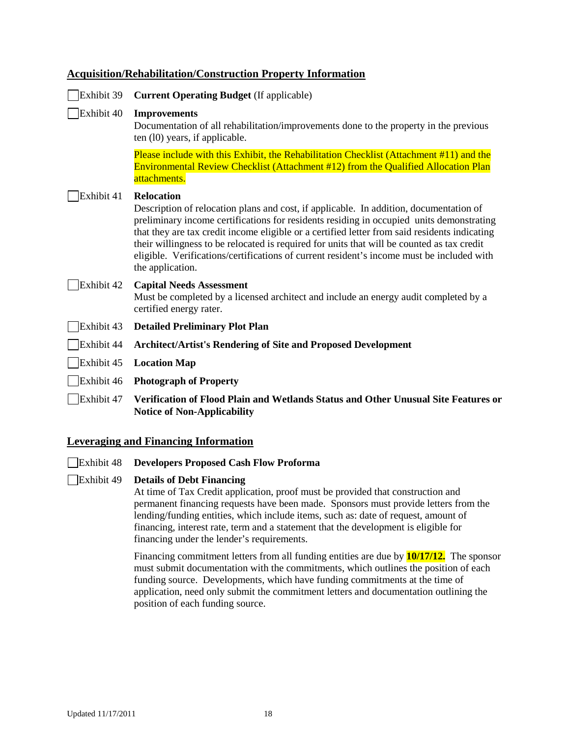## Acquisition/Rehabilitation/Construction Property Information

☐ Exhibit 39 **Current Operating Budget** (If applicable)

☐ Exhibit 40 **Improvements**
Documentation of all rehabilitation/improvements done to the property in the previous ten (l0) years, if applicable.

Please include with this Exhibit, the Rehabilitation Checklist (Attachment #11) and the Environmental Review Checklist (Attachment #12) from the Qualified Allocation Plan attachments.

☐ Exhibit 41 **Relocation**
Description of relocation plans and cost, if applicable. In addition, documentation of preliminary income certifications for residents residing in occupied units demonstrating that they are tax credit income eligible or a certified letter from said residents indicating their willingness to be relocated is required for units that will be counted as tax credit eligible. Verifications/certifications of current resident's income must be included with the application.

☐ Exhibit 42 **Capital Needs Assessment**
Must be completed by a licensed architect and include an energy audit completed by a certified energy rater.

☐ Exhibit 43 **Detailed Preliminary Plot Plan**

☐ Exhibit 44 **Architect/Artist's Rendering of Site and Proposed Development**

☐ Exhibit 45 **Location Map**

☐ Exhibit 46 **Photograph of Property**

☐ Exhibit 47 **Verification of Flood Plain and Wetlands Status and Other Unusual Site Features or Notice of Non-Applicability**

## Leveraging and Financing Information

☐ Exhibit 48 **Developers Proposed Cash Flow Proforma**

☐ Exhibit 49 **Details of Debt Financing**
At time of Tax Credit application, proof must be provided that construction and permanent financing requests have been made. Sponsors must provide letters from the lending/funding entities, which include items, such as: date of request, amount of financing, interest rate, term and a statement that the development is eligible for financing under the lender's requirements.

Financing commitment letters from all funding entities are due by **10/17/12.** The sponsor must submit documentation with the commitments, which outlines the position of each funding source. Developments, which have funding commitments at the time of application, need only submit the commitment letters and documentation outlining the position of each funding source.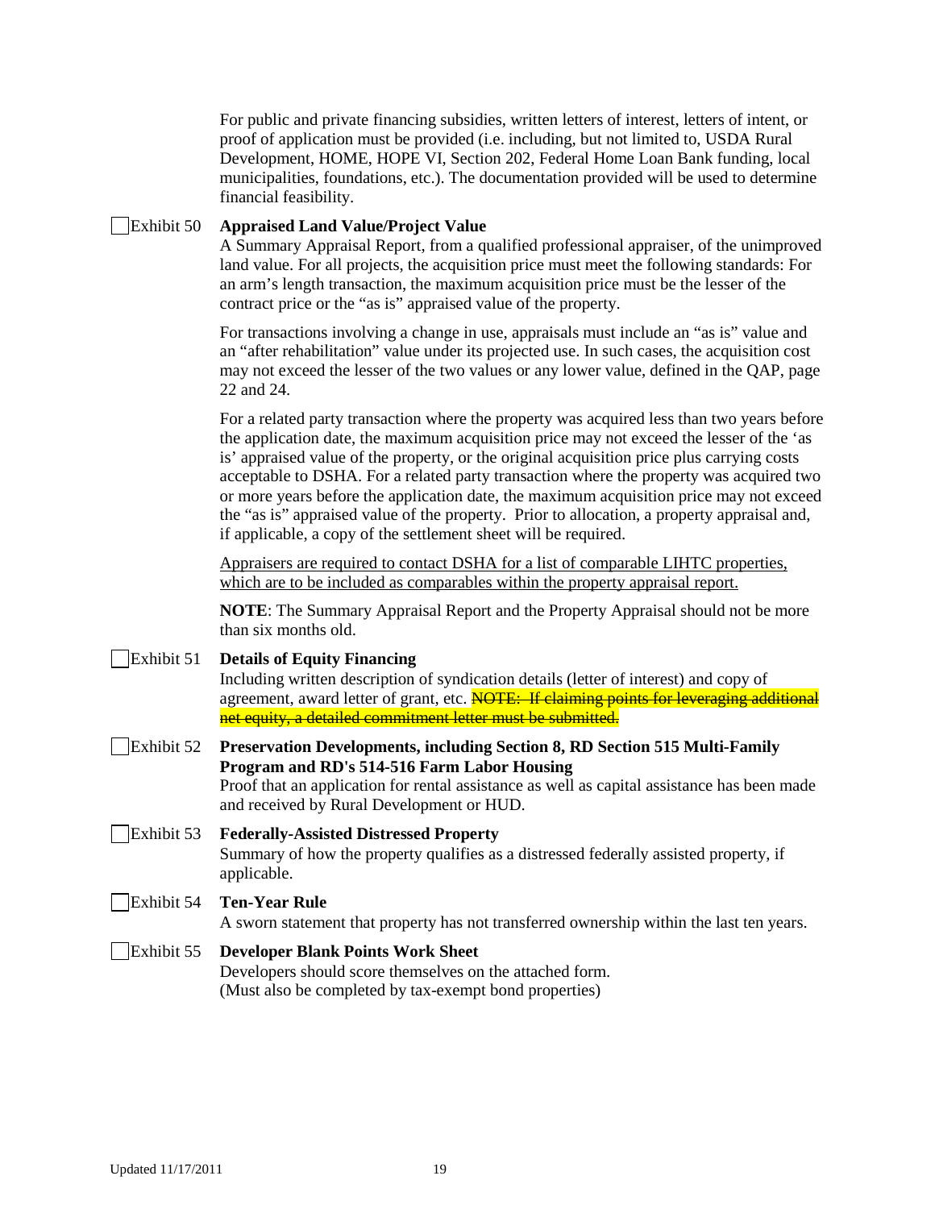For public and private financing subsidies, written letters of interest, letters of intent, or proof of application must be provided (i.e. including, but not limited to, USDA Rural Development, HOME, HOPE VI, Section 202, Federal Home Loan Bank funding, local municipalities, foundations, etc.). The documentation provided will be used to determine financial feasibility.

☐ Exhibit 50 **Appraised Land Value/Project Value**

A Summary Appraisal Report, from a qualified professional appraiser, of the unimproved land value. For all projects, the acquisition price must meet the following standards: For an arm's length transaction, the maximum acquisition price must be the lesser of the contract price or the "as is" appraised value of the property.

For transactions involving a change in use, appraisals must include an "as is" value and an "after rehabilitation" value under its projected use. In such cases, the acquisition cost may not exceed the lesser of the two values or any lower value, defined in the QAP, page 22 and 24.

For a related party transaction where the property was acquired less than two years before the application date, the maximum acquisition price may not exceed the lesser of the 'as is' appraised value of the property, or the original acquisition price plus carrying costs acceptable to DSHA. For a related party transaction where the property was acquired two or more years before the application date, the maximum acquisition price may not exceed the "as is" appraised value of the property. Prior to allocation, a property appraisal and, if applicable, a copy of the settlement sheet will be required.

<u>Appraisers are required to contact DSHA for a list of comparable LIHTC properties, which are to be included as comparables within the property appraisal report.</u>

**NOTE**: The Summary Appraisal Report and the Property Appraisal should not be more than six months old.

☐ Exhibit 51 **Details of Equity Financing**

Including written description of syndication details (letter of interest) and copy of agreement, award letter of grant, etc. ~~NOTE: If claiming points for leveraging additional net equity, a detailed commitment letter must be submitted.~~

☐ Exhibit 52 **Preservation Developments, including Section 8, RD Section 515 Multi-Family Program and RD's 514-516 Farm Labor Housing**

Proof that an application for rental assistance as well as capital assistance has been made and received by Rural Development or HUD.

☐ Exhibit 53 **Federally-Assisted Distressed Property**

Summary of how the property qualifies as a distressed federally assisted property, if applicable.

☐ Exhibit 54 **Ten-Year Rule**

A sworn statement that property has not transferred ownership within the last ten years.

☐ Exhibit 55 **Developer Blank Points Work Sheet**

Developers should score themselves on the attached form.
(Must also be completed by tax-exempt bond properties)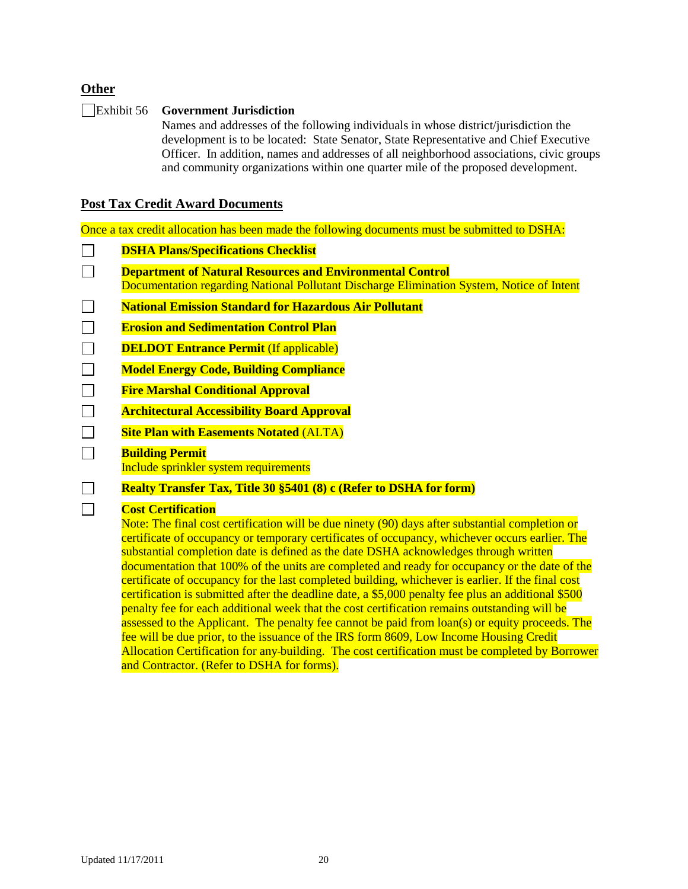## Other

☐ Exhibit 56 **Government Jurisdiction**
Names and addresses of the following individuals in whose district/jurisdiction the development is to be located: State Senator, State Representative and Chief Executive Officer. In addition, names and addresses of all neighborhood associations, civic groups and community organizations within one quarter mile of the proposed development.

## Post Tax Credit Award Documents

Once a tax credit allocation has been made the following documents must be submitted to DSHA:

- ☐ **DSHA Plans/Specifications Checklist**
- ☐ **Department of Natural Resources and Environmental Control**
  Documentation regarding National Pollutant Discharge Elimination System, Notice of Intent
- ☐ **National Emission Standard for Hazardous Air Pollutant**
- ☐ **Erosion and Sedimentation Control Plan**
- ☐ **DELDOT Entrance Permit** (If applicable)
- ☐ **Model Energy Code, Building Compliance**
- ☐ **Fire Marshal Conditional Approval**
- ☐ **Architectural Accessibility Board Approval**
- ☐ **Site Plan with Easements Notated** (ALTA)
- ☐ **Building Permit**
  Include sprinkler system requirements
- ☐ **Realty Transfer Tax, Title 30 §5401 (8) c (Refer to DSHA for form)**
- ☐ **Cost Certification**
  Note: The final cost certification will be due ninety (90) days after substantial completion or certificate of occupancy or temporary certificates of occupancy, whichever occurs earlier. The substantial completion date is defined as the date DSHA acknowledges through written documentation that 100% of the units are completed and ready for occupancy or the date of the certificate of occupancy for the last completed building, whichever is earlier. If the final cost certification is submitted after the deadline date, a $5,000 penalty fee plus an additional $500 penalty fee for each additional week that the cost certification remains outstanding will be assessed to the Applicant. The penalty fee cannot be paid from loan(s) or equity proceeds. The fee will be due prior, to the issuance of the IRS form 8609, Low Income Housing Credit Allocation Certification for any building. The cost certification must be completed by Borrower and Contractor. (Refer to DSHA for forms).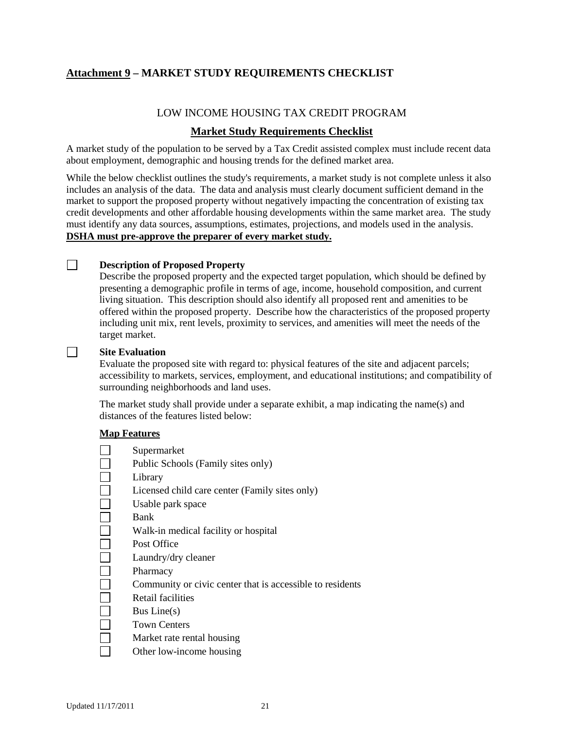## Attachment 9 – MARKET STUDY REQUIREMENTS CHECKLIST

LOW INCOME HOUSING TAX CREDIT PROGRAM

### Market Study Requirements Checklist

A market study of the population to be served by a Tax Credit assisted complex must include recent data about employment, demographic and housing trends for the defined market area.

While the below checklist outlines the study's requirements, a market study is not complete unless it also includes an analysis of the data. The data and analysis must clearly document sufficient demand in the market to support the proposed property without negatively impacting the concentration of existing tax credit developments and other affordable housing developments within the same market area. The study must identify any data sources, assumptions, estimates, projections, and models used in the analysis. **DSHA must pre-approve the preparer of every market study.**

- [ ] **Description of Proposed Property**
  Describe the proposed property and the expected target population, which should be defined by presenting a demographic profile in terms of age, income, household composition, and current living situation. This description should also identify all proposed rent and amenities to be offered within the proposed property. Describe how the characteristics of the proposed property including unit mix, rent levels, proximity to services, and amenities will meet the needs of the target market.

- [ ] **Site Evaluation**
  Evaluate the proposed site with regard to: physical features of the site and adjacent parcels; accessibility to markets, services, employment, and educational institutions; and compatibility of surrounding neighborhoods and land uses.

  The market study shall provide under a separate exhibit, a map indicating the name(s) and distances of the features listed below:

  **Map Features**

  - [ ] Supermarket
  - [ ] Public Schools (Family sites only)
  - [ ] Library
  - [ ] Licensed child care center (Family sites only)
  - [ ] Usable park space
  - [ ] Bank
  - [ ] Walk-in medical facility or hospital
  - [ ] Post Office
  - [ ] Laundry/dry cleaner
  - [ ] Pharmacy
  - [ ] Community or civic center that is accessible to residents
  - [ ] Retail facilities
  - [ ] Bus Line(s)
  - [ ] Town Centers
  - [ ] Market rate rental housing
  - [ ] Other low-income housing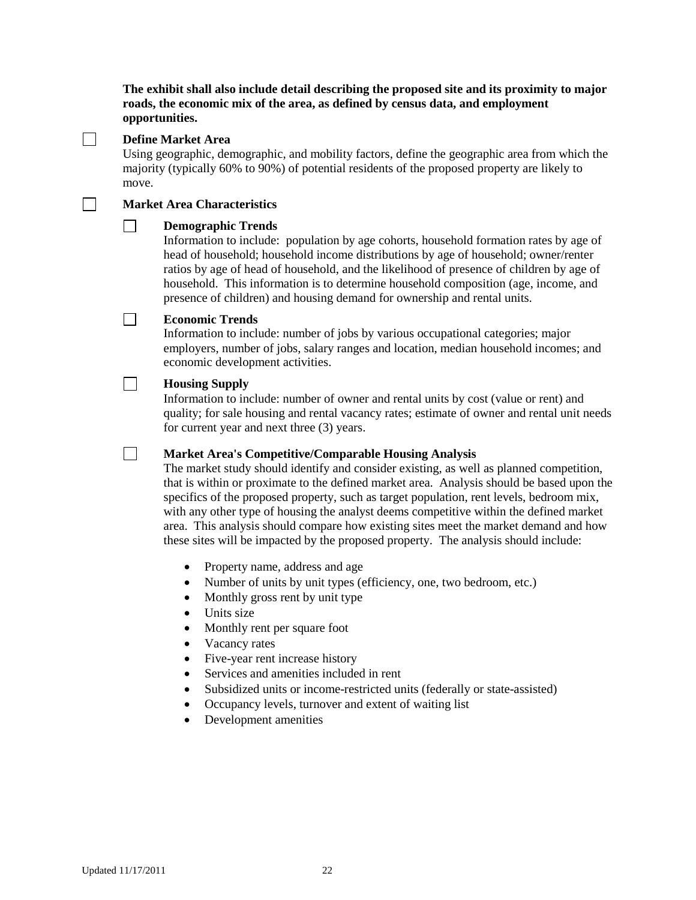**The exhibit shall also include detail describing the proposed site and its proximity to major roads, the economic mix of the area, as defined by census data, and employment opportunities.**

☐ **Define Market Area**

Using geographic, demographic, and mobility factors, define the geographic area from which the majority (typically 60% to 90%) of potential residents of the proposed property are likely to move.

☐ **Market Area Characteristics**

- ☐ **Demographic Trends**

  Information to include: population by age cohorts, household formation rates by age of head of household; household income distributions by age of household; owner/renter ratios by age of head of household, and the likelihood of presence of children by age of household. This information is to determine household composition (age, income, and presence of children) and housing demand for ownership and rental units.

- ☐ **Economic Trends**

  Information to include: number of jobs by various occupational categories; major employers, number of jobs, salary ranges and location, median household incomes; and economic development activities.

- ☐ **Housing Supply**

  Information to include: number of owner and rental units by cost (value or rent) and quality; for sale housing and rental vacancy rates; estimate of owner and rental unit needs for current year and next three (3) years.

- ☐ **Market Area's Competitive/Comparable Housing Analysis**

  The market study should identify and consider existing, as well as planned competition, that is within or proximate to the defined market area. Analysis should be based upon the specifics of the proposed property, such as target population, rent levels, bedroom mix, with any other type of housing the analyst deems competitive within the defined market area. This analysis should compare how existing sites meet the market demand and how these sites will be impacted by the proposed property. The analysis should include:

  - Property name, address and age
  - Number of units by unit types (efficiency, one, two bedroom, etc.)
  - Monthly gross rent by unit type
  - Units size
  - Monthly rent per square foot
  - Vacancy rates
  - Five-year rent increase history
  - Services and amenities included in rent
  - Subsidized units or income-restricted units (federally or state-assisted)
  - Occupancy levels, turnover and extent of waiting list
  - Development amenities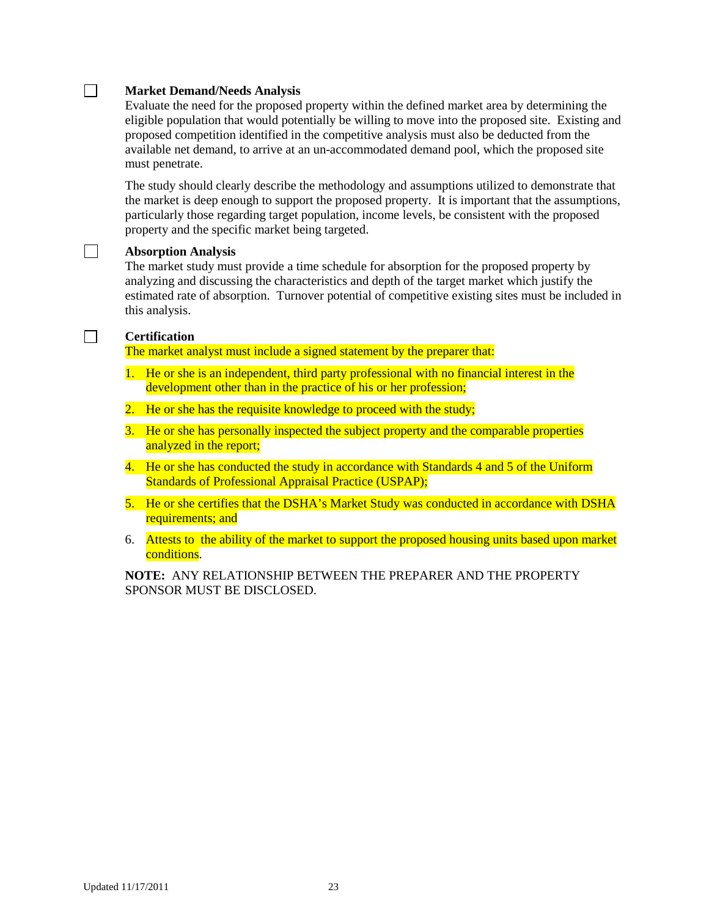☐ **Market Demand/Needs Analysis**

Evaluate the need for the proposed property within the defined market area by determining the eligible population that would potentially be willing to move into the proposed site. Existing and proposed competition identified in the competitive analysis must also be deducted from the available net demand, to arrive at an un-accommodated demand pool, which the proposed site must penetrate.

The study should clearly describe the methodology and assumptions utilized to demonstrate that the market is deep enough to support the proposed property. It is important that the assumptions, particularly those regarding target population, income levels, be consistent with the proposed property and the specific market being targeted.

☐ **Absorption Analysis**

The market study must provide a time schedule for absorption for the proposed property by analyzing and discussing the characteristics and depth of the target market which justify the estimated rate of absorption. Turnover potential of competitive existing sites must be included in this analysis.

☐ **Certification**

The market analyst must include a signed statement by the preparer that:

1. He or she is an independent, third party professional with no financial interest in the development other than in the practice of his or her profession;
2. He or she has the requisite knowledge to proceed with the study;
3. He or she has personally inspected the subject property and the comparable properties analyzed in the report;
4. He or she has conducted the study in accordance with Standards 4 and 5 of the Uniform Standards of Professional Appraisal Practice (USPAP);
5. He or she certifies that the DSHA's Market Study was conducted in accordance with DSHA requirements; and
6. Attests to the ability of the market to support the proposed housing units based upon market conditions.

**NOTE:** ANY RELATIONSHIP BETWEEN THE PREPARER AND THE PROPERTY SPONSOR MUST BE DISCLOSED.

Updated 11/17/2011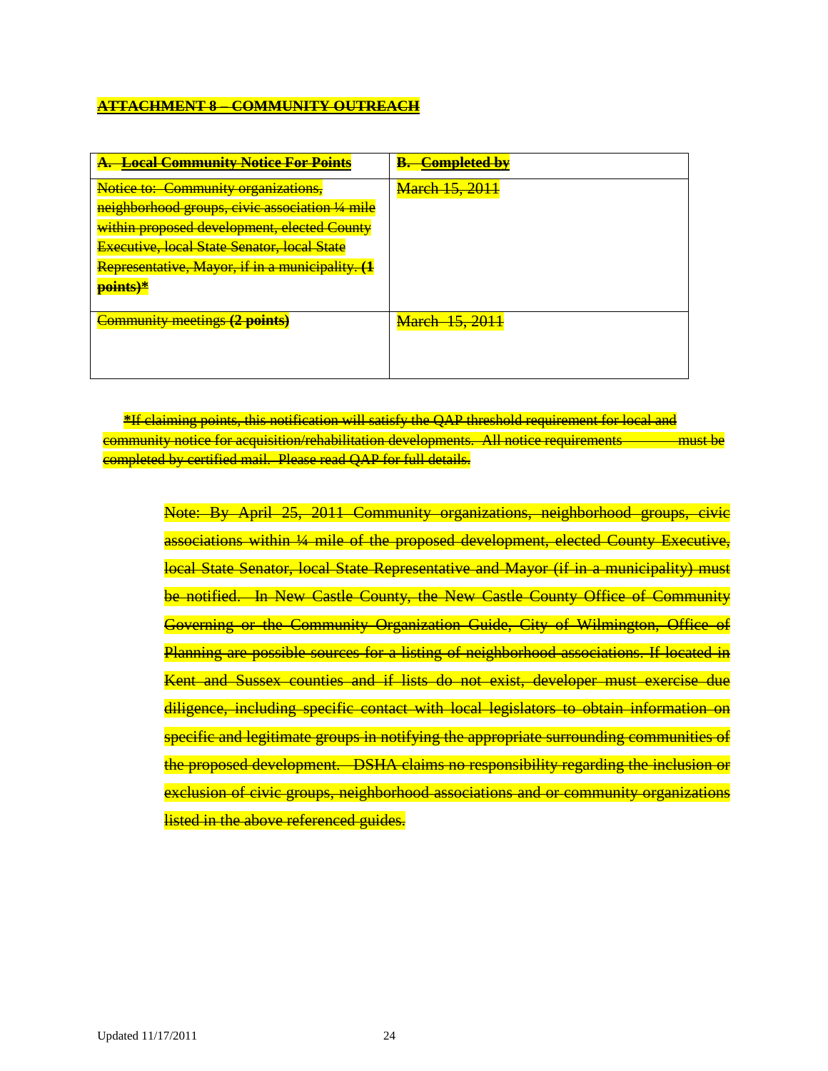**ATTACHMENT 8 – COMMUNITY OUTREACH**

| **A. Local Community Notice For Points** | **B. Completed by** |
|---|---|
| Notice to: Community organizations, neighborhood groups, civic association ¼ mile within proposed development, elected County Executive, local State Senator, local State Representative, Mayor, if in a municipality. **(1 points)*** | March 15, 2011 |
| Community meetings **(2 points)** | March 15, 2011 |

**\***If claiming points, this notification will satisfy the QAP threshold requirement for local and community notice for acquisition/rehabilitation developments. All notice requirements must be completed by certified mail. Please read QAP for full details.

Note: By April 25, 2011 Community organizations, neighborhood groups, civic associations within ¼ mile of the proposed development, elected County Executive, local State Senator, local State Representative and Mayor (if in a municipality) must be notified. In New Castle County, the New Castle County Office of Community Governing or the Community Organization Guide, City of Wilmington, Office of Planning are possible sources for a listing of neighborhood associations. If located in Kent and Sussex counties and if lists do not exist, developer must exercise due diligence, including specific contact with local legislators to obtain information on specific and legitimate groups in notifying the appropriate surrounding communities of the proposed development. DSHA claims no responsibility regarding the inclusion or exclusion of civic groups, neighborhood associations and or community organizations listed in the above referenced guides.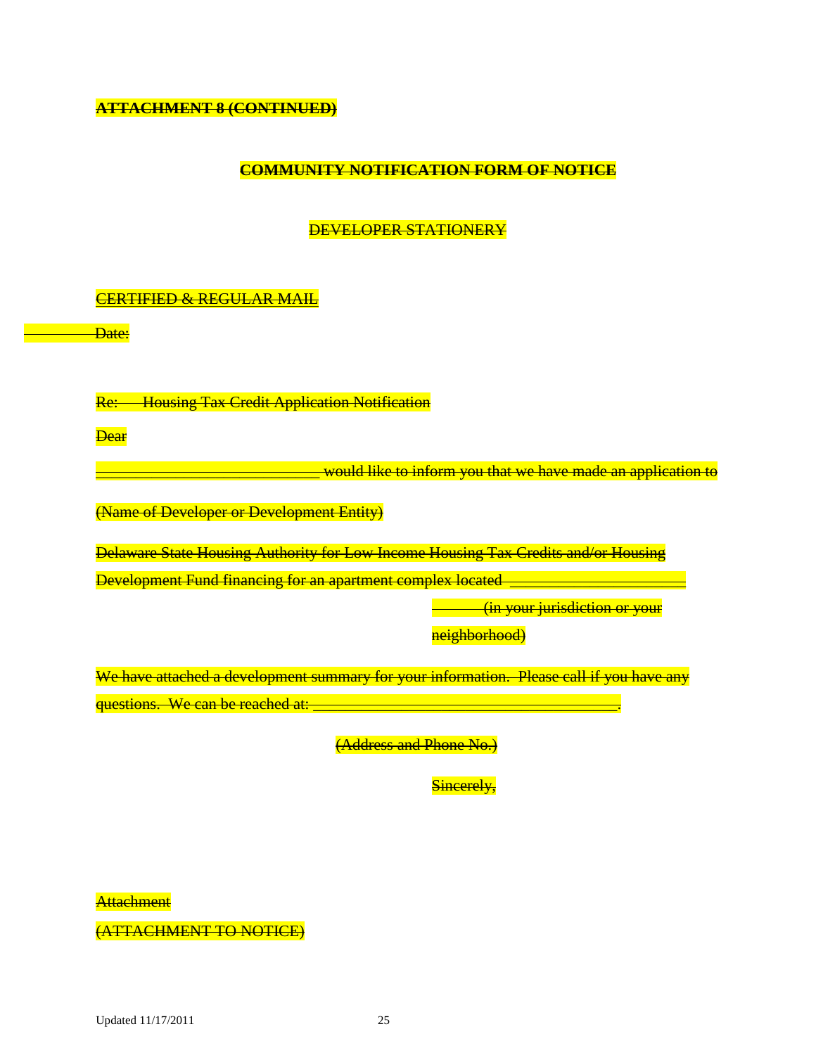**ATTACHMENT 8 (CONTINUED)**

**COMMUNITY NOTIFICATION FORM OF NOTICE**

DEVELOPER STATIONERY

CERTIFIED & REGULAR MAIL

Date:

Re: Housing Tax Credit Application Notification

Dear

___________________________ would like to inform you that we have made an application to

(Name of Developer or Development Entity)

Delaware State Housing Authority for Low Income Housing Tax Credits and/or Housing Development Fund financing for an apartment complex located ______________________ (in your jurisdiction or your neighborhood)

We have attached a development summary for your information. Please call if you have any questions. We can be reached at: _____________________________________.

(Address and Phone No.)

Sincerely,

Attachment

(ATTACHMENT TO NOTICE)

Updated 11/17/2011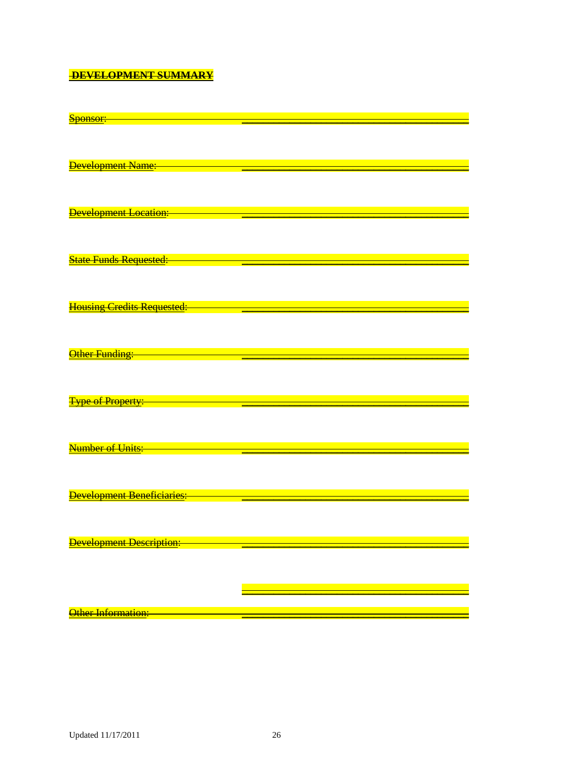## DEVELOPMENT SUMMARY

Sponsor: ____________________________________

Development Name: ____________________________________

Development Location: ____________________________________

State Funds Requested: ____________________________________

Housing Credits Requested: ____________________________________

Other Funding: ____________________________________

Type of Property: ____________________________________

Number of Units: ____________________________________

Development Beneficiaries: ____________________________________

Development Description: ____________________________________

____________________________________

Other Information: ____________________________________

Updated 11/17/2011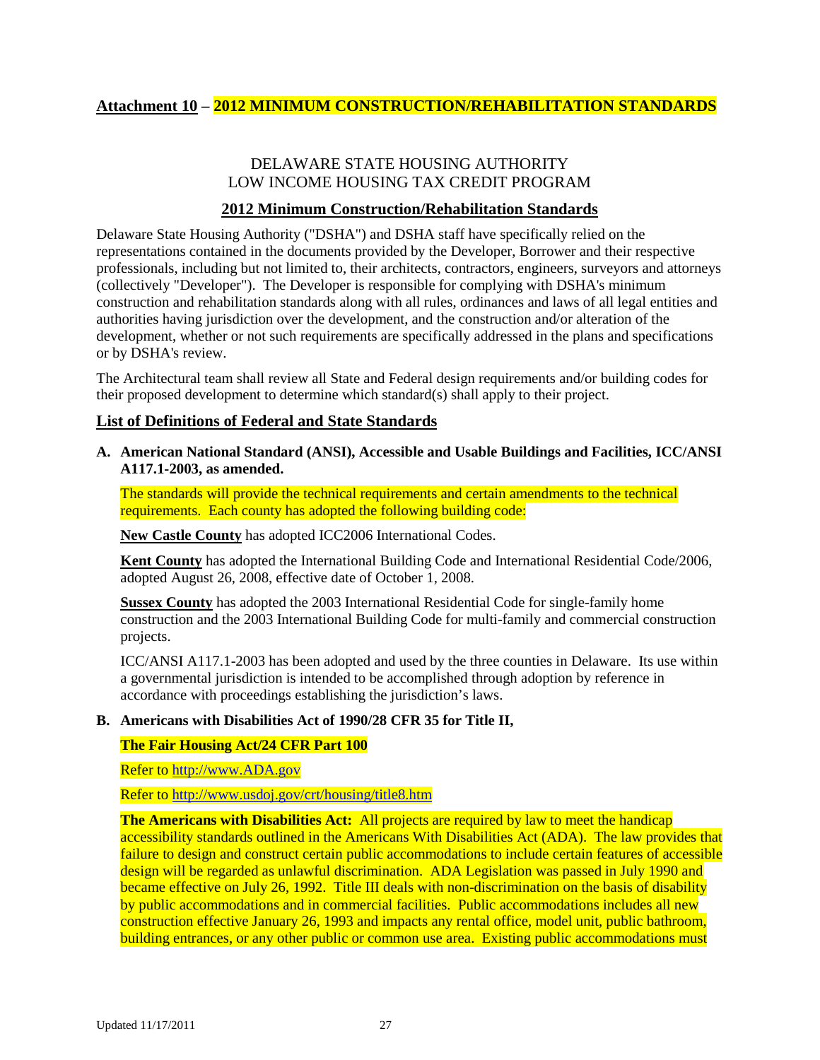## Attachment 10 – 2012 MINIMUM CONSTRUCTION/REHABILITATION STANDARDS

DELAWARE STATE HOUSING AUTHORITY
LOW INCOME HOUSING TAX CREDIT PROGRAM

### 2012 Minimum Construction/Rehabilitation Standards

Delaware State Housing Authority ("DSHA") and DSHA staff have specifically relied on the representations contained in the documents provided by the Developer, Borrower and their respective professionals, including but not limited to, their architects, contractors, engineers, surveyors and attorneys (collectively "Developer"). The Developer is responsible for complying with DSHA's minimum construction and rehabilitation standards along with all rules, ordinances and laws of all legal entities and authorities having jurisdiction over the development, and the construction and/or alteration of the development, whether or not such requirements are specifically addressed in the plans and specifications or by DSHA's review.

The Architectural team shall review all State and Federal design requirements and/or building codes for their proposed development to determine which standard(s) shall apply to their project.

### List of Definitions of Federal and State Standards

**A. American National Standard (ANSI), Accessible and Usable Buildings and Facilities, ICC/ANSI A117.1-2003, as amended.**

The standards will provide the technical requirements and certain amendments to the technical requirements. Each county has adopted the following building code:

**New Castle County** has adopted ICC2006 International Codes.

**Kent County** has adopted the International Building Code and International Residential Code/2006, adopted August 26, 2008, effective date of October 1, 2008.

**Sussex County** has adopted the 2003 International Residential Code for single-family home construction and the 2003 International Building Code for multi-family and commercial construction projects.

ICC/ANSI A117.1-2003 has been adopted and used by the three counties in Delaware. Its use within a governmental jurisdiction is intended to be accomplished through adoption by reference in accordance with proceedings establishing the jurisdiction's laws.

**B. Americans with Disabilities Act of 1990/28 CFR 35 for Title II,**

**The Fair Housing Act/24 CFR Part 100**

Refer to http://www.ADA.gov

Refer to http://www.usdoj.gov/crt/housing/title8.htm

**The Americans with Disabilities Act:** All projects are required by law to meet the handicap accessibility standards outlined in the Americans With Disabilities Act (ADA). The law provides that failure to design and construct certain public accommodations to include certain features of accessible design will be regarded as unlawful discrimination. ADA Legislation was passed in July 1990 and became effective on July 26, 1992. Title III deals with non-discrimination on the basis of disability by public accommodations and in commercial facilities. Public accommodations includes all new construction effective January 26, 1993 and impacts any rental office, model unit, public bathroom, building entrances, or any other public or common use area. Existing public accommodations must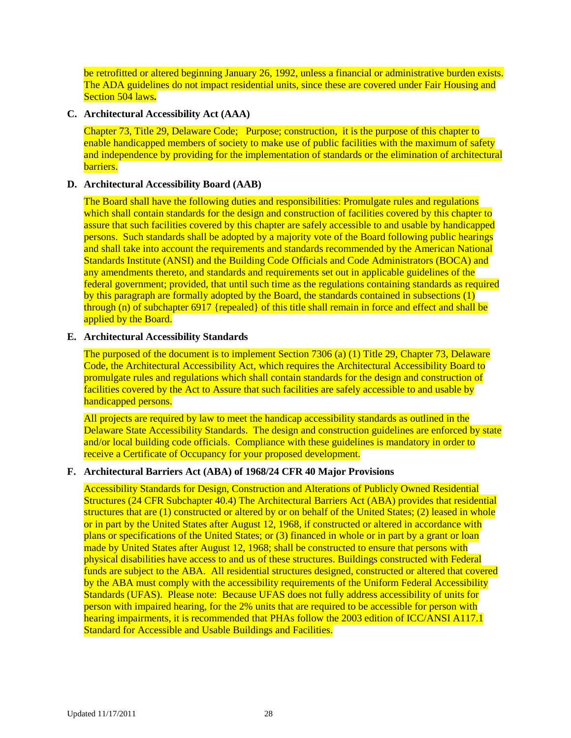be retrofitted or altered beginning January 26, 1992, unless a financial or administrative burden exists. The ADA guidelines do not impact residential units, since these are covered under Fair Housing and Section 504 laws**.**

**C. Architectural Accessibility Act (AAA)**

Chapter 73, Title 29, Delaware Code; Purpose; construction, it is the purpose of this chapter to enable handicapped members of society to make use of public facilities with the maximum of safety and independence by providing for the implementation of standards or the elimination of architectural barriers.

**D. Architectural Accessibility Board (AAB)**

The Board shall have the following duties and responsibilities: Promulgate rules and regulations which shall contain standards for the design and construction of facilities covered by this chapter to assure that such facilities covered by this chapter are safely accessible to and usable by handicapped persons. Such standards shall be adopted by a majority vote of the Board following public hearings and shall take into account the requirements and standards recommended by the American National Standards Institute (ANSI) and the Building Code Officials and Code Administrators (BOCA) and any amendments thereto, and standards and requirements set out in applicable guidelines of the federal government; provided, that until such time as the regulations containing standards as required by this paragraph are formally adopted by the Board, the standards contained in subsections (1) through (n) of subchapter 6917 {repealed} of this title shall remain in force and effect and shall be applied by the Board.

**E. Architectural Accessibility Standards**

The purposed of the document is to implement Section 7306 (a) (1) Title 29, Chapter 73, Delaware Code, the Architectural Accessibility Act, which requires the Architectural Accessibility Board to promulgate rules and regulations which shall contain standards for the design and construction of facilities covered by the Act to Assure that such facilities are safely accessible to and usable by handicapped persons.

All projects are required by law to meet the handicap accessibility standards as outlined in the Delaware State Accessibility Standards. The design and construction guidelines are enforced by state and/or local building code officials. Compliance with these guidelines is mandatory in order to receive a Certificate of Occupancy for your proposed development.

**F. Architectural Barriers Act (ABA) of 1968/24 CFR 40 Major Provisions**

Accessibility Standards for Design, Construction and Alterations of Publicly Owned Residential Structures (24 CFR Subchapter 40.4) The Architectural Barriers Act (ABA) provides that residential structures that are (1) constructed or altered by or on behalf of the United States; (2) leased in whole or in part by the United States after August 12, 1968, if constructed or altered in accordance with plans or specifications of the United States; or (3) financed in whole or in part by a grant or loan made by United States after August 12, 1968; shall be constructed to ensure that persons with physical disabilities have access to and us of these structures. Buildings constructed with Federal funds are subject to the ABA. All residential structures designed, constructed or altered that covered by the ABA must comply with the accessibility requirements of the Uniform Federal Accessibility Standards (UFAS). Please note: Because UFAS does not fully address accessibility of units for person with impaired hearing, for the 2% units that are required to be accessible for person with hearing impairments, it is recommended that PHAs follow the 2003 edition of ICC/ANSI A117.1 Standard for Accessible and Usable Buildings and Facilities.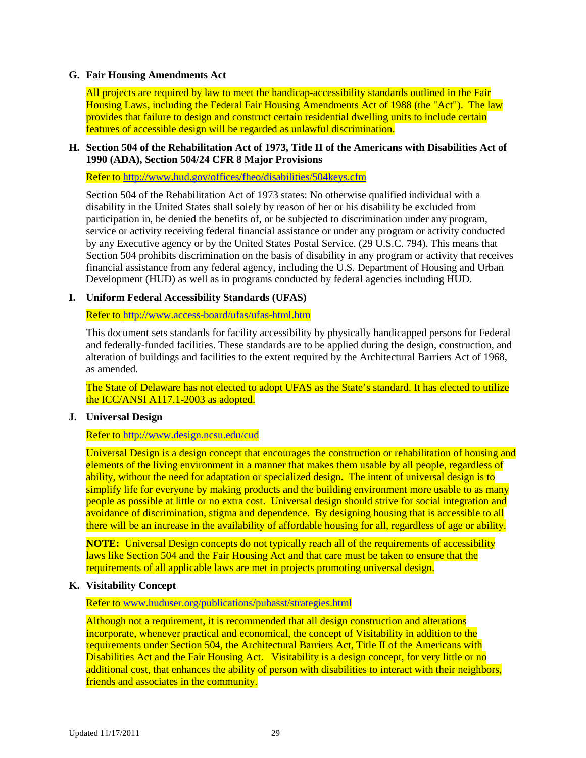### G. Fair Housing Amendments Act

All projects are required by law to meet the handicap-accessibility standards outlined in the Fair Housing Laws, including the Federal Fair Housing Amendments Act of 1988 (the "Act"). The law provides that failure to design and construct certain residential dwelling units to include certain features of accessible design will be regarded as unlawful discrimination.

### H. Section 504 of the Rehabilitation Act of 1973, Title II of the Americans with Disabilities Act of 1990 (ADA), Section 504/24 CFR 8 Major Provisions

Refer to http://www.hud.gov/offices/fheo/disabilities/504keys.cfm

Section 504 of the Rehabilitation Act of 1973 states: No otherwise qualified individual with a disability in the United States shall solely by reason of her or his disability be excluded from participation in, be denied the benefits of, or be subjected to discrimination under any program, service or activity receiving federal financial assistance or under any program or activity conducted by any Executive agency or by the United States Postal Service. (29 U.S.C. 794). This means that Section 504 prohibits discrimination on the basis of disability in any program or activity that receives financial assistance from any federal agency, including the U.S. Department of Housing and Urban Development (HUD) as well as in programs conducted by federal agencies including HUD.

### I. Uniform Federal Accessibility Standards (UFAS)

Refer to http://www.access-board/ufas/ufas-html.htm

This document sets standards for facility accessibility by physically handicapped persons for Federal and federally-funded facilities. These standards are to be applied during the design, construction, and alteration of buildings and facilities to the extent required by the Architectural Barriers Act of 1968, as amended.

The State of Delaware has not elected to adopt UFAS as the State's standard. It has elected to utilize the ICC/ANSI A117.1-2003 as adopted.

### J. Universal Design

Refer to http://www.design.ncsu.edu/cud

Universal Design is a design concept that encourages the construction or rehabilitation of housing and elements of the living environment in a manner that makes them usable by all people, regardless of ability, without the need for adaptation or specialized design. The intent of universal design is to simplify life for everyone by making products and the building environment more usable to as many people as possible at little or no extra cost. Universal design should strive for social integration and avoidance of discrimination, stigma and dependence. By designing housing that is accessible to all there will be an increase in the availability of affordable housing for all, regardless of age or ability.

**NOTE:** Universal Design concepts do not typically reach all of the requirements of accessibility laws like Section 504 and the Fair Housing Act and that care must be taken to ensure that the requirements of all applicable laws are met in projects promoting universal design.

### K. Visitability Concept

Refer to www.huduser.org/publications/pubasst/strategies.html

Although not a requirement, it is recommended that all design construction and alterations incorporate, whenever practical and economical, the concept of Visitability in addition to the requirements under Section 504, the Architectural Barriers Act, Title II of the Americans with Disabilities Act and the Fair Housing Act. Visitability is a design concept, for very little or no additional cost, that enhances the ability of person with disabilities to interact with their neighbors, friends and associates in the community.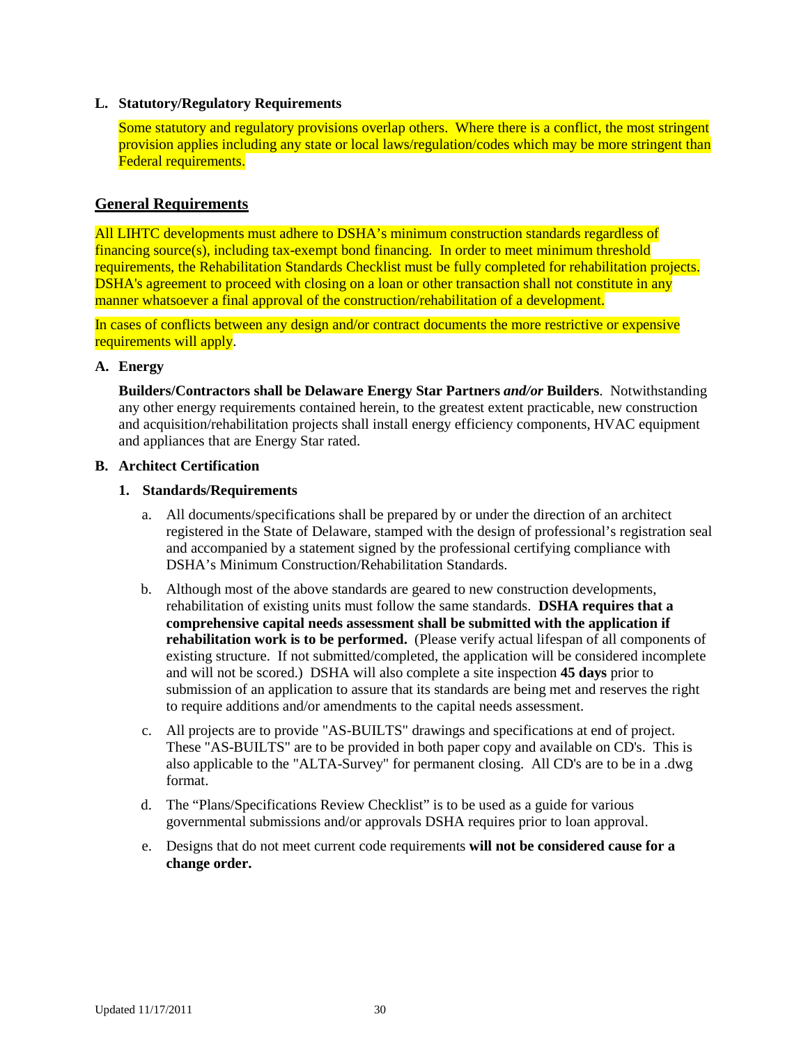**L. Statutory/Regulatory Requirements**

Some statutory and regulatory provisions overlap others. Where there is a conflict, the most stringent provision applies including any state or local laws/regulation/codes which may be more stringent than Federal requirements.

## General Requirements

All LIHTC developments must adhere to DSHA's minimum construction standards regardless of financing source(s), including tax-exempt bond financing. In order to meet minimum threshold requirements, the Rehabilitation Standards Checklist must be fully completed for rehabilitation projects. DSHA's agreement to proceed with closing on a loan or other transaction shall not constitute in any manner whatsoever a final approval of the construction/rehabilitation of a development.

In cases of conflicts between any design and/or contract documents the more restrictive or expensive requirements will apply.

**A. Energy**

**Builders/Contractors shall be Delaware Energy Star Partners *and/or* Builders**. Notwithstanding any other energy requirements contained herein, to the greatest extent practicable, new construction and acquisition/rehabilitation projects shall install energy efficiency components, HVAC equipment and appliances that are Energy Star rated.

**B. Architect Certification**

**1. Standards/Requirements**

a. All documents/specifications shall be prepared by or under the direction of an architect registered in the State of Delaware, stamped with the design of professional's registration seal and accompanied by a statement signed by the professional certifying compliance with DSHA's Minimum Construction/Rehabilitation Standards.

b. Although most of the above standards are geared to new construction developments, rehabilitation of existing units must follow the same standards. **DSHA requires that a comprehensive capital needs assessment shall be submitted with the application if rehabilitation work is to be performed.** (Please verify actual lifespan of all components of existing structure. If not submitted/completed, the application will be considered incomplete and will not be scored.) DSHA will also complete a site inspection **45 days** prior to submission of an application to assure that its standards are being met and reserves the right to require additions and/or amendments to the capital needs assessment.

c. All projects are to provide "AS-BUILTS" drawings and specifications at end of project. These "AS-BUILTS" are to be provided in both paper copy and available on CD's. This is also applicable to the "ALTA-Survey" for permanent closing. All CD's are to be in a .dwg format.

d. The "Plans/Specifications Review Checklist" is to be used as a guide for various governmental submissions and/or approvals DSHA requires prior to loan approval.

e. Designs that do not meet current code requirements **will not be considered cause for a change order.**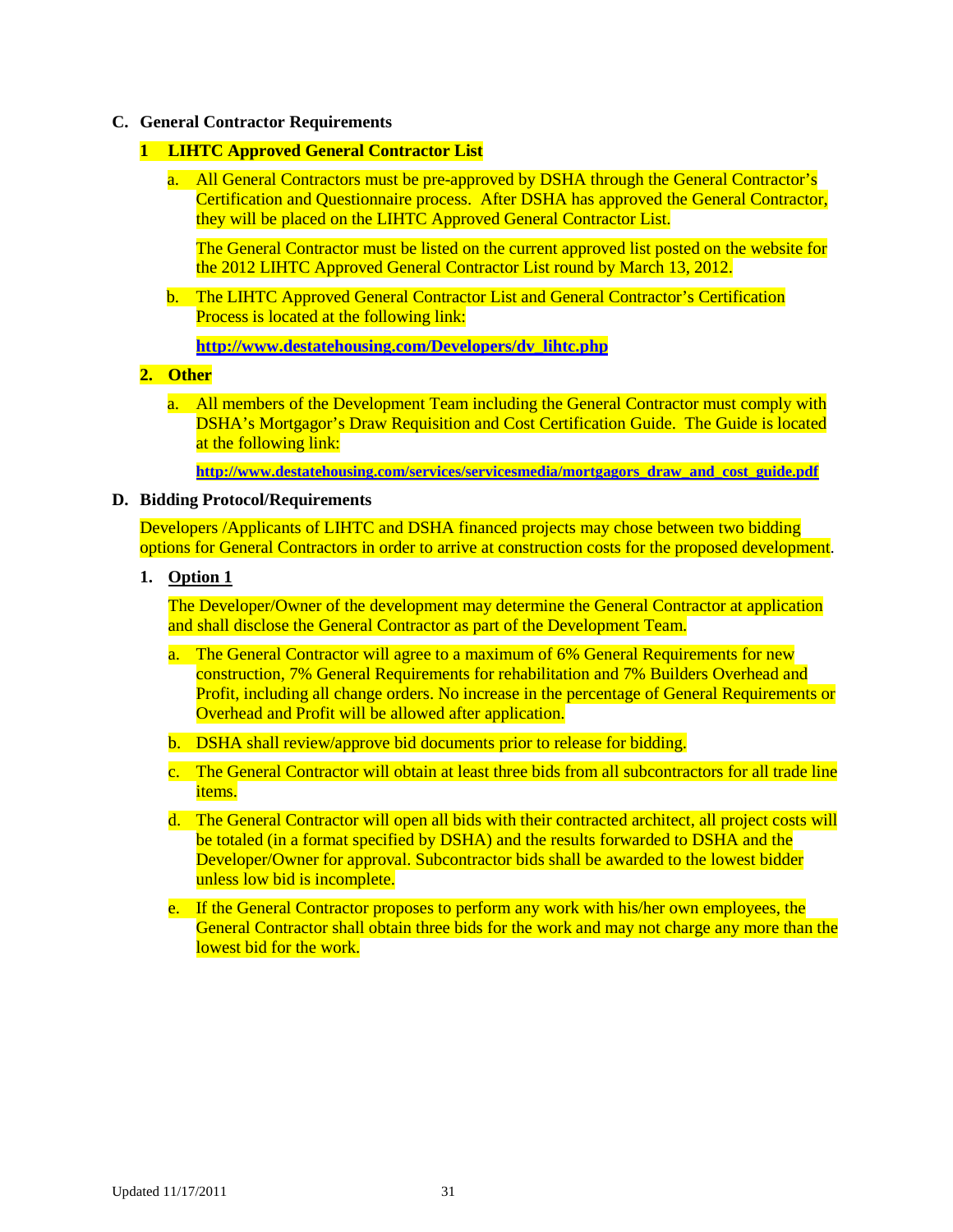### C. General Contractor Requirements

#### 1 LIHTC Approved General Contractor List

a. All General Contractors must be pre-approved by DSHA through the General Contractor's Certification and Questionnaire process. After DSHA has approved the General Contractor, they will be placed on the LIHTC Approved General Contractor List.

   The General Contractor must be listed on the current approved list posted on the website for the 2012 LIHTC Approved General Contractor List round by March 13, 2012.

b. The LIHTC Approved General Contractor List and General Contractor's Certification Process is located at the following link:

   **http://www.destatehousing.com/Developers/dv_lihtc.php**

#### 2. Other

a. All members of the Development Team including the General Contractor must comply with DSHA's Mortgagor's Draw Requisition and Cost Certification Guide. The Guide is located at the following link:

   **http://www.destatehousing.com/services/servicesmedia/mortgagors_draw_and_cost_guide.pdf**

### D. Bidding Protocol/Requirements

Developers /Applicants of LIHTC and DSHA financed projects may chose between two bidding options for General Contractors in order to arrive at construction costs for the proposed development.

#### 1. <u>Option 1</u>

The Developer/Owner of the development may determine the General Contractor at application and shall disclose the General Contractor as part of the Development Team.

a. The General Contractor will agree to a maximum of 6% General Requirements for new construction, 7% General Requirements for rehabilitation and 7% Builders Overhead and Profit, including all change orders. No increase in the percentage of General Requirements or Overhead and Profit will be allowed after application.

b. DSHA shall review/approve bid documents prior to release for bidding.

c. The General Contractor will obtain at least three bids from all subcontractors for all trade line items.

d. The General Contractor will open all bids with their contracted architect, all project costs will be totaled (in a format specified by DSHA) and the results forwarded to DSHA and the Developer/Owner for approval. Subcontractor bids shall be awarded to the lowest bidder unless low bid is incomplete.

e. If the General Contractor proposes to perform any work with his/her own employees, the General Contractor shall obtain three bids for the work and may not charge any more than the lowest bid for the work.

Updated 11/17/2011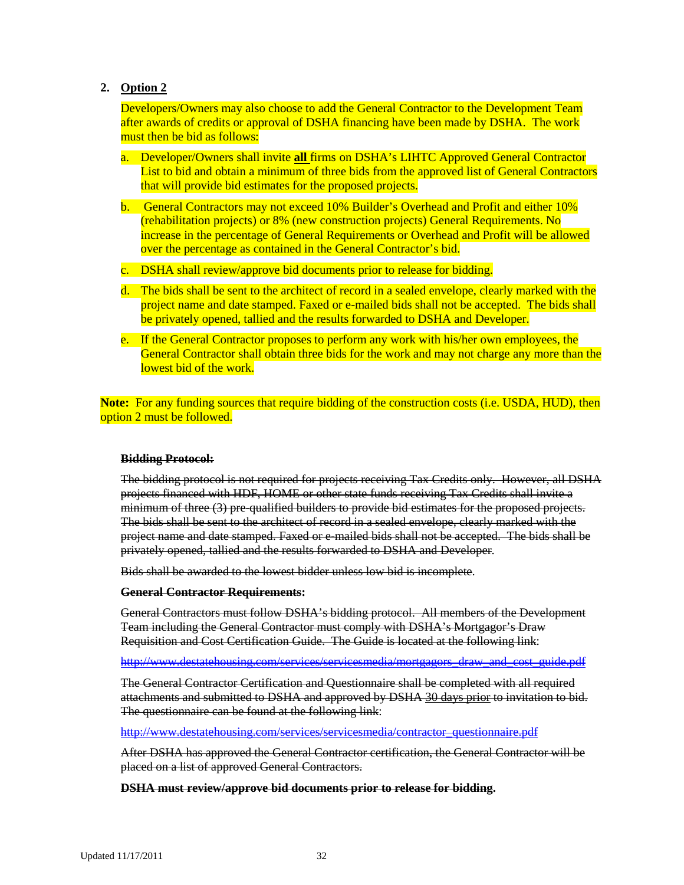2. **Option 2**

   Developers/Owners may also choose to add the General Contractor to the Development Team after awards of credits or approval of DSHA financing have been made by DSHA. The work must then be bid as follows:

   a. Developer/Owners shall invite **all** firms on DSHA's LIHTC Approved General Contractor List to bid and obtain a minimum of three bids from the approved list of General Contractors that will provide bid estimates for the proposed projects.

   b. General Contractors may not exceed 10% Builder's Overhead and Profit and either 10% (rehabilitation projects) or 8% (new construction projects) General Requirements. No increase in the percentage of General Requirements or Overhead and Profit will be allowed over the percentage as contained in the General Contractor's bid.

   c. DSHA shall review/approve bid documents prior to release for bidding.

   d. The bids shall be sent to the architect of record in a sealed envelope, clearly marked with the project name and date stamped. Faxed or e-mailed bids shall not be accepted. The bids shall be privately opened, tallied and the results forwarded to DSHA and Developer.

   e. If the General Contractor proposes to perform any work with his/her own employees, the General Contractor shall obtain three bids for the work and may not charge any more than the lowest bid of the work.

**Note:** For any funding sources that require bidding of the construction costs (i.e. USDA, HUD), then option 2 must be followed.

~~**Bidding Protocol:**~~

~~The bidding protocol is not required for projects receiving Tax Credits only. However, all DSHA projects financed with HDF, HOME or other state funds receiving Tax Credits shall invite a minimum of three (3) pre-qualified builders to provide bid estimates for the proposed projects. The bids shall be sent to the architect of record in a sealed envelope, clearly marked with the project name and date stamped. Faxed or e-mailed bids shall not be accepted. The bids shall be privately opened, tallied and the results forwarded to DSHA and Developer.~~

~~Bids shall be awarded to the lowest bidder unless low bid is incomplete.~~

~~**General Contractor Requirements**~~:

~~General Contractors must follow DSHA's bidding protocol. All members of the Development Team including the General Contractor must comply with DSHA's Mortgagor's Draw Requisition and Cost Certification Guide. The Guide is located at the following link~~:

~~http://www.destatehousing.com/services/servicesmedia/mortgagors_draw_and_cost_guide.pdf~~

~~The General Contractor Certification and Questionnaire shall be completed with all required attachments and submitted to DSHA and approved by DSHA 30 days prior to invitation to bid. The questionnaire can be found at the following link~~:

~~http://www.destatehousing.com/services/servicesmedia/contractor_questionnaire.pdf~~

~~After DSHA has approved the General Contractor certification, the General Contractor will be placed on a list of approved General Contractors.~~

~~**DSHA must review/approve bid documents prior to release for bidding.**~~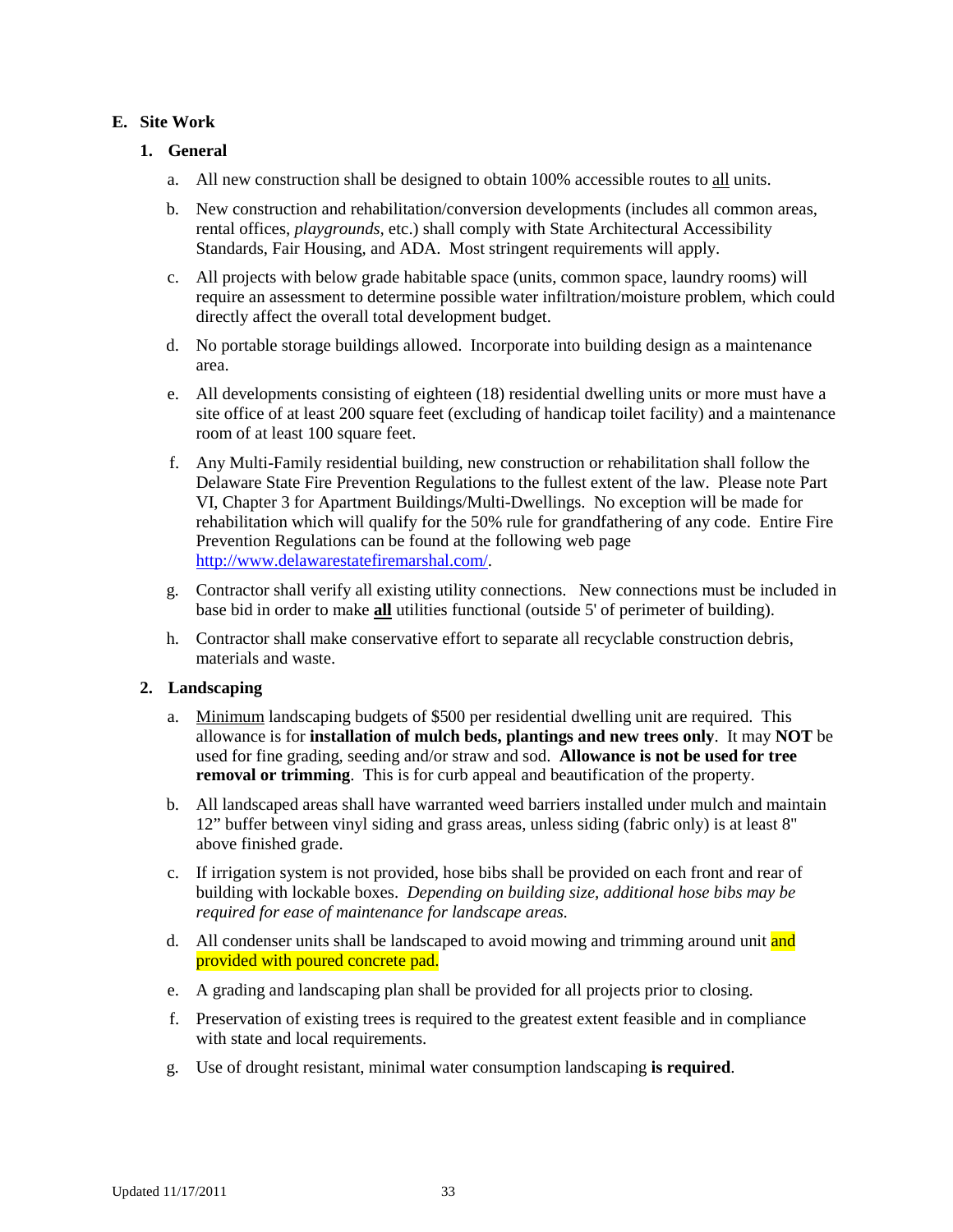## E. Site Work

### 1. General

a. All new construction shall be designed to obtain 100% accessible routes to <u>all</u> units.

b. New construction and rehabilitation/conversion developments (includes all common areas, rental offices, *playgrounds*, etc.) shall comply with State Architectural Accessibility Standards, Fair Housing, and ADA. Most stringent requirements will apply.

c. All projects with below grade habitable space (units, common space, laundry rooms) will require an assessment to determine possible water infiltration/moisture problem, which could directly affect the overall total development budget.

d. No portable storage buildings allowed. Incorporate into building design as a maintenance area.

e. All developments consisting of eighteen (18) residential dwelling units or more must have a site office of at least 200 square feet (excluding of handicap toilet facility) and a maintenance room of at least 100 square feet.

f. Any Multi-Family residential building, new construction or rehabilitation shall follow the Delaware State Fire Prevention Regulations to the fullest extent of the law. Please note Part VI, Chapter 3 for Apartment Buildings/Multi-Dwellings. No exception will be made for rehabilitation which will qualify for the 50% rule for grandfathering of any code. Entire Fire Prevention Regulations can be found at the following web page http://www.delawarestatefiremarshal.com/.

g. Contractor shall verify all existing utility connections. New connections must be included in base bid in order to make **<u>all</u>** utilities functional (outside 5' of perimeter of building).

h. Contractor shall make conservative effort to separate all recyclable construction debris, materials and waste.

### 2. Landscaping

a. <u>Minimum</u> landscaping budgets of $500 per residential dwelling unit are required. This allowance is for **installation of mulch beds, plantings and new trees only**. It may **NOT** be used for fine grading, seeding and/or straw and sod. **Allowance is not be used for tree removal or trimming**. This is for curb appeal and beautification of the property.

b. All landscaped areas shall have warranted weed barriers installed under mulch and maintain 12" buffer between vinyl siding and grass areas, unless siding (fabric only) is at least 8" above finished grade.

c. If irrigation system is not provided, hose bibs shall be provided on each front and rear of building with lockable boxes. *Depending on building size, additional hose bibs may be required for ease of maintenance for landscape areas.*

d. All condenser units shall be landscaped to avoid mowing and trimming around unit and provided with poured concrete pad.

e. A grading and landscaping plan shall be provided for all projects prior to closing.

f. Preservation of existing trees is required to the greatest extent feasible and in compliance with state and local requirements.

g. Use of drought resistant, minimal water consumption landscaping **is required**.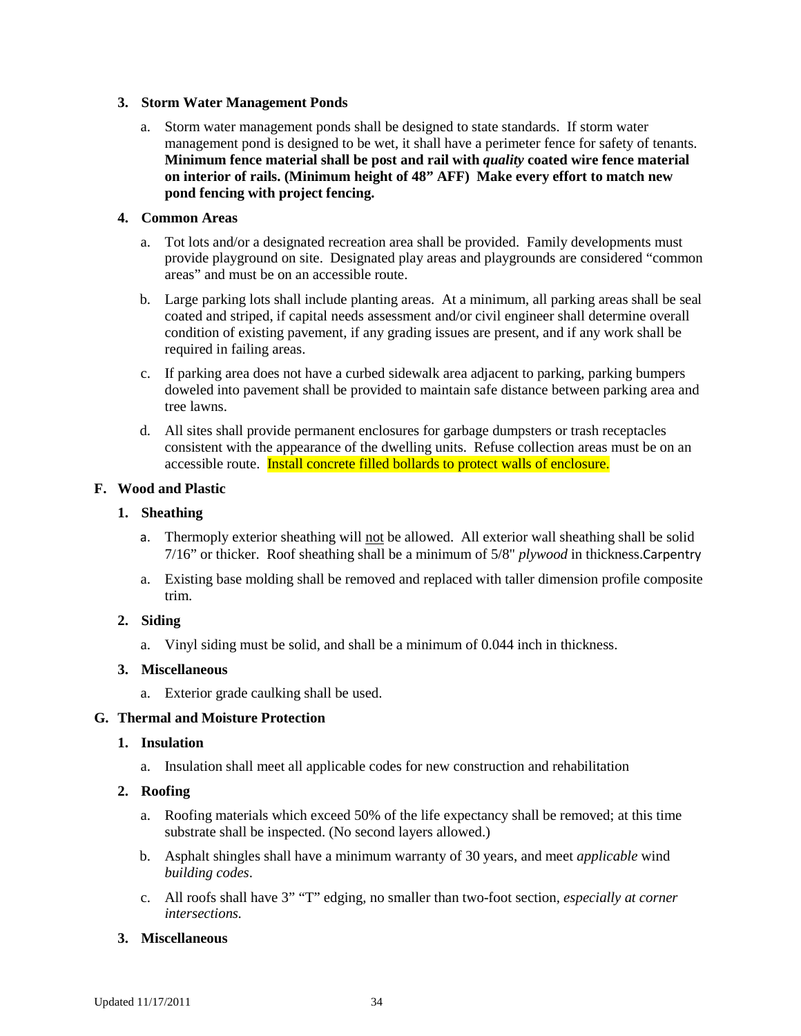**3. Storm Water Management Ponds**

a. Storm water management ponds shall be designed to state standards. If storm water management pond is designed to be wet, it shall have a perimeter fence for safety of tenants. **Minimum fence material shall be post and rail with *quality* coated wire fence material on interior of rails. (Minimum height of 48" AFF) Make every effort to match new pond fencing with project fencing.**

**4. Common Areas**

a. Tot lots and/or a designated recreation area shall be provided. Family developments must provide playground on site. Designated play areas and playgrounds are considered "common areas" and must be on an accessible route.

b. Large parking lots shall include planting areas. At a minimum, all parking areas shall be seal coated and striped, if capital needs assessment and/or civil engineer shall determine overall condition of existing pavement, if any grading issues are present, and if any work shall be required in failing areas.

c. If parking area does not have a curbed sidewalk area adjacent to parking, parking bumpers doweled into pavement shall be provided to maintain safe distance between parking area and tree lawns.

d. All sites shall provide permanent enclosures for garbage dumpsters or trash receptacles consistent with the appearance of the dwelling units. Refuse collection areas must be on an accessible route. Install concrete filled bollards to protect walls of enclosure.

**F. Wood and Plastic**

**1. Sheathing**

a. Thermoply exterior sheathing will not be allowed. All exterior wall sheathing shall be solid 7/16" or thicker. Roof sheathing shall be a minimum of 5/8" *plywood* in thickness.Carpentry

a. Existing base molding shall be removed and replaced with taller dimension profile composite trim.

**2. Siding**

a. Vinyl siding must be solid, and shall be a minimum of 0.044 inch in thickness.

**3. Miscellaneous**

a. Exterior grade caulking shall be used.

**G. Thermal and Moisture Protection**

**1. Insulation**

a. Insulation shall meet all applicable codes for new construction and rehabilitation

**2. Roofing**

a. Roofing materials which exceed 50% of the life expectancy shall be removed; at this time substrate shall be inspected. (No second layers allowed.)

b. Asphalt shingles shall have a minimum warranty of 30 years, and meet *applicable* wind *building codes*.

c. All roofs shall have 3" "T" edging, no smaller than two-foot section, *especially at corner intersections.*

**3. Miscellaneous**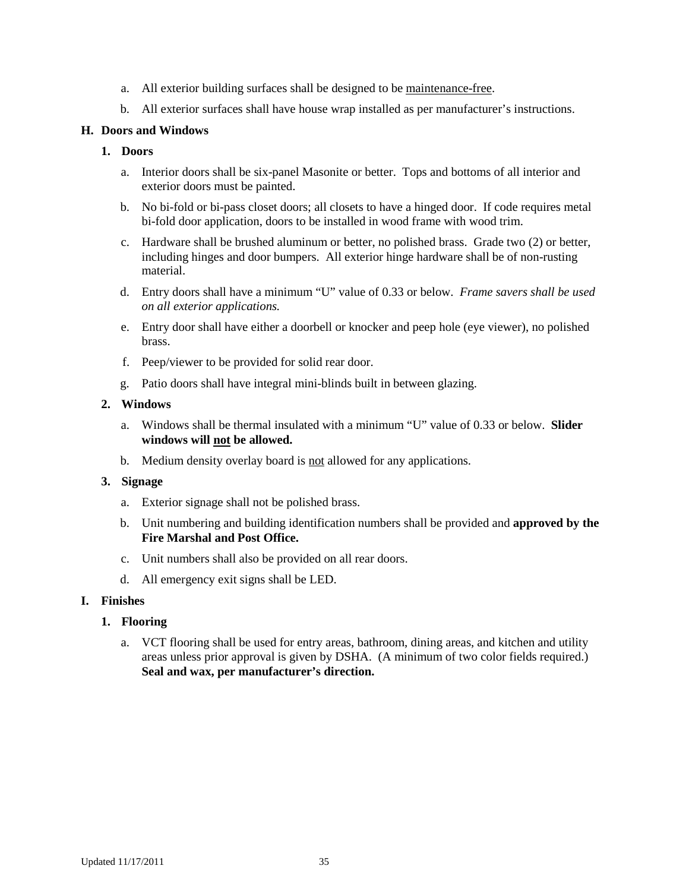a. All exterior building surfaces shall be designed to be <u>maintenance-free</u>.

b. All exterior surfaces shall have house wrap installed as per manufacturer's instructions.

## H. Doors and Windows

### 1. Doors

a. Interior doors shall be six-panel Masonite or better. Tops and bottoms of all interior and exterior doors must be painted.

b. No bi-fold or bi-pass closet doors; all closets to have a hinged door. If code requires metal bi-fold door application, doors to be installed in wood frame with wood trim.

c. Hardware shall be brushed aluminum or better, no polished brass. Grade two (2) or better, including hinges and door bumpers. All exterior hinge hardware shall be of non-rusting material.

d. Entry doors shall have a minimum "U" value of 0.33 or below. *Frame savers shall be used on all exterior applications.*

e. Entry door shall have either a doorbell or knocker and peep hole (eye viewer), no polished brass.

f. Peep/viewer to be provided for solid rear door.

g. Patio doors shall have integral mini-blinds built in between glazing.

### 2. Windows

a. Windows shall be thermal insulated with a minimum "U" value of 0.33 or below. **Slider windows will <u>not</u> be allowed.**

b. Medium density overlay board is <u>not</u> allowed for any applications.

### 3. Signage

a. Exterior signage shall not be polished brass.

b. Unit numbering and building identification numbers shall be provided and **approved by the Fire Marshal and Post Office.**

c. Unit numbers shall also be provided on all rear doors.

d. All emergency exit signs shall be LED.

## I. Finishes

### 1. Flooring

a. VCT flooring shall be used for entry areas, bathroom, dining areas, and kitchen and utility areas unless prior approval is given by DSHA. (A minimum of two color fields required.) **Seal and wax, per manufacturer's direction.**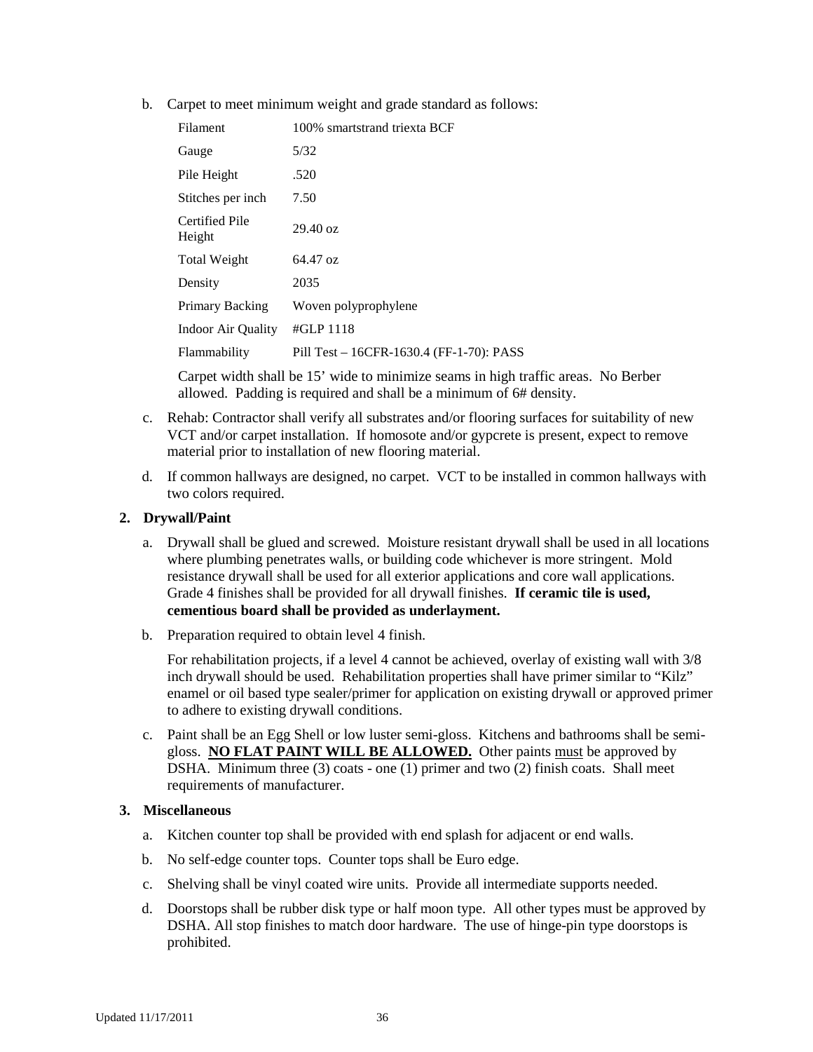b. Carpet to meet minimum weight and grade standard as follows:

| | |
|---|---|
| Filament | 100% smartstrand triexta BCF |
| Gauge | 5/32 |
| Pile Height | .520 |
| Stitches per inch | 7.50 |
| Certified Pile Height | 29.40 oz |
| Total Weight | 64.47 oz |
| Density | 2035 |
| Primary Backing | Woven polyprophylene |
| Indoor Air Quality | #GLP 1118 |
| Flammability | Pill Test – 16CFR-1630.4 (FF-1-70): PASS |

Carpet width shall be 15' wide to minimize seams in high traffic areas. No Berber allowed. Padding is required and shall be a minimum of 6# density.

c. Rehab: Contractor shall verify all substrates and/or flooring surfaces for suitability of new VCT and/or carpet installation. If homosote and/or gypcrete is present, expect to remove material prior to installation of new flooring material.

d. If common hallways are designed, no carpet. VCT to be installed in common hallways with two colors required.

**2. Drywall/Paint**

a. Drywall shall be glued and screwed. Moisture resistant drywall shall be used in all locations where plumbing penetrates walls, or building code whichever is more stringent. Mold resistance drywall shall be used for all exterior applications and core wall applications. Grade 4 finishes shall be provided for all drywall finishes. **If ceramic tile is used, cementious board shall be provided as underlayment.**

b. Preparation required to obtain level 4 finish.

For rehabilitation projects, if a level 4 cannot be achieved, overlay of existing wall with 3/8 inch drywall should be used. Rehabilitation properties shall have primer similar to "Kilz" enamel or oil based type sealer/primer for application on existing drywall or approved primer to adhere to existing drywall conditions.

c. Paint shall be an Egg Shell or low luster semi-gloss. Kitchens and bathrooms shall be semi-gloss. **<u>NO FLAT PAINT WILL BE ALLOWED.</u>** Other paints <u>must</u> be approved by DSHA. Minimum three (3) coats - one (1) primer and two (2) finish coats. Shall meet requirements of manufacturer.

**3. Miscellaneous**

a. Kitchen counter top shall be provided with end splash for adjacent or end walls.

b. No self-edge counter tops. Counter tops shall be Euro edge.

c. Shelving shall be vinyl coated wire units. Provide all intermediate supports needed.

d. Doorstops shall be rubber disk type or half moon type. All other types must be approved by DSHA. All stop finishes to match door hardware. The use of hinge-pin type doorstops is prohibited.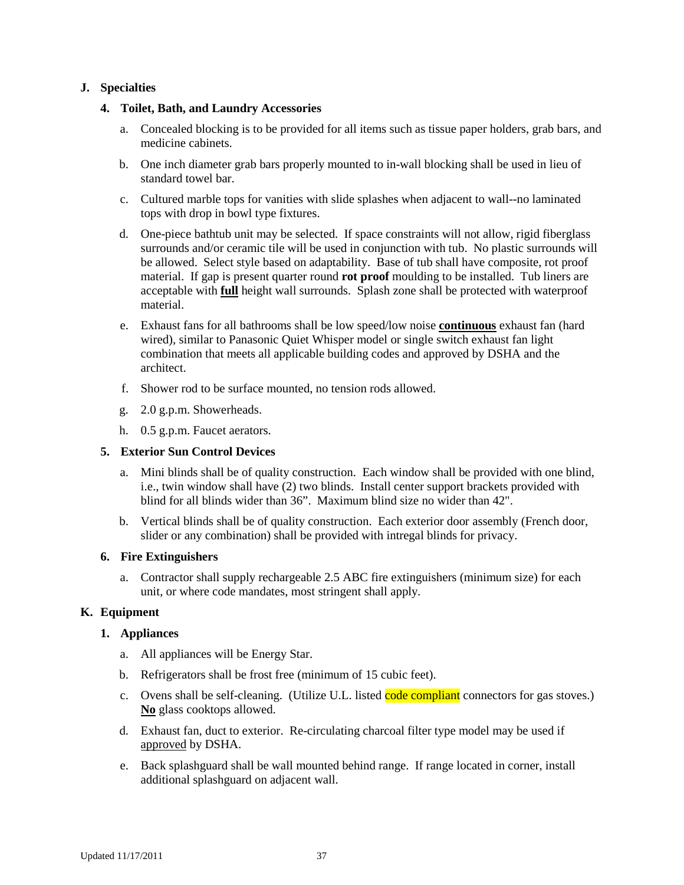### J. Specialties

#### 4. Toilet, Bath, and Laundry Accessories

a. Concealed blocking is to be provided for all items such as tissue paper holders, grab bars, and medicine cabinets.

b. One inch diameter grab bars properly mounted to in-wall blocking shall be used in lieu of standard towel bar.

c. Cultured marble tops for vanities with slide splashes when adjacent to wall--no laminated tops with drop in bowl type fixtures.

d. One-piece bathtub unit may be selected. If space constraints will not allow, rigid fiberglass surrounds and/or ceramic tile will be used in conjunction with tub. No plastic surrounds will be allowed. Select style based on adaptability. Base of tub shall have composite, rot proof material. If gap is present quarter round **rot proof** moulding to be installed. Tub liners are acceptable with **full** height wall surrounds. Splash zone shall be protected with waterproof material.

e. Exhaust fans for all bathrooms shall be low speed/low noise **continuous** exhaust fan (hard wired), similar to Panasonic Quiet Whisper model or single switch exhaust fan light combination that meets all applicable building codes and approved by DSHA and the architect.

f. Shower rod to be surface mounted, no tension rods allowed.

g. 2.0 g.p.m. Showerheads.

h. 0.5 g.p.m. Faucet aerators.

#### 5. Exterior Sun Control Devices

a. Mini blinds shall be of quality construction. Each window shall be provided with one blind, i.e., twin window shall have (2) two blinds. Install center support brackets provided with blind for all blinds wider than 36". Maximum blind size no wider than 42".

b. Vertical blinds shall be of quality construction. Each exterior door assembly (French door, slider or any combination) shall be provided with intregal blinds for privacy.

#### 6. Fire Extinguishers

a. Contractor shall supply rechargeable 2.5 ABC fire extinguishers (minimum size) for each unit, or where code mandates, most stringent shall apply.

### K. Equipment

#### 1. Appliances

a. All appliances will be Energy Star.

b. Refrigerators shall be frost free (minimum of 15 cubic feet).

c. Ovens shall be self-cleaning. (Utilize U.L. listed code compliant connectors for gas stoves.) **No** glass cooktops allowed.

d. Exhaust fan, duct to exterior. Re-circulating charcoal filter type model may be used if approved by DSHA.

e. Back splashguard shall be wall mounted behind range. If range located in corner, install additional splashguard on adjacent wall.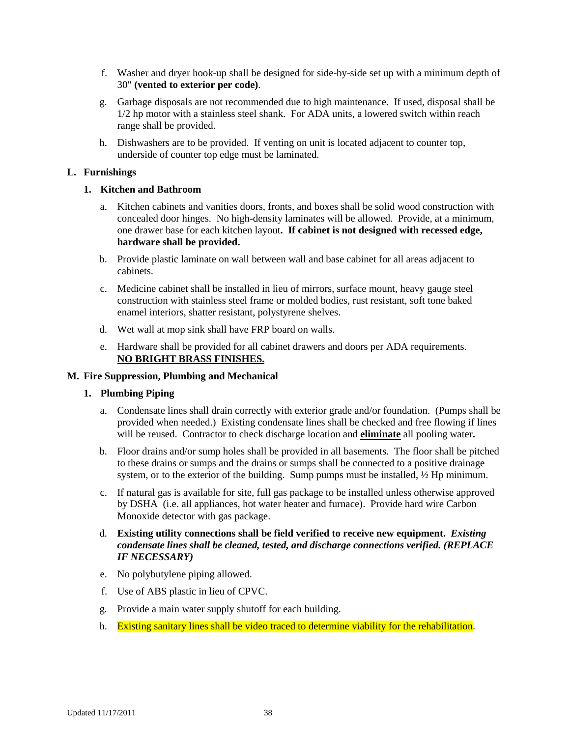f. Washer and dryer hook-up shall be designed for side-by-side set up with a minimum depth of 30" **(vented to exterior per code)**.

g. Garbage disposals are not recommended due to high maintenance. If used, disposal shall be 1/2 hp motor with a stainless steel shank. For ADA units, a lowered switch within reach range shall be provided.

h. Dishwashers are to be provided. If venting on unit is located adjacent to counter top, underside of counter top edge must be laminated.

## L. Furnishings

### 1. Kitchen and Bathroom

a. Kitchen cabinets and vanities doors, fronts, and boxes shall be solid wood construction with concealed door hinges. No high-density laminates will be allowed. Provide, at a minimum, one drawer base for each kitchen layout**. If cabinet is not designed with recessed edge, hardware shall be provided.**

b. Provide plastic laminate on wall between wall and base cabinet for all areas adjacent to cabinets.

c. Medicine cabinet shall be installed in lieu of mirrors, surface mount, heavy gauge steel construction with stainless steel frame or molded bodies, rust resistant, soft tone baked enamel interiors, shatter resistant, polystyrene shelves.

d. Wet wall at mop sink shall have FRP board on walls.

e. Hardware shall be provided for all cabinet drawers and doors per ADA requirements. **<u>NO BRIGHT BRASS FINISHES.</u>**

## M. Fire Suppression, Plumbing and Mechanical

### 1. Plumbing Piping

a. Condensate lines shall drain correctly with exterior grade and/or foundation. (Pumps shall be provided when needed.) Existing condensate lines shall be checked and free flowing if lines will be reused. Contractor to check discharge location and **<u>eliminate</u>** all pooling water**.**

b. Floor drains and/or sump holes shall be provided in all basements. The floor shall be pitched to these drains or sumps and the drains or sumps shall be connected to a positive drainage system, or to the exterior of the building. Sump pumps must be installed, ½ Hp minimum.

c. If natural gas is available for site, full gas package to be installed unless otherwise approved by DSHA (i.e. all appliances, hot water heater and furnace). Provide hard wire Carbon Monoxide detector with gas package.

d. **Existing utility connections shall be field verified to receive new equipment.** ***Existing condensate lines shall be cleaned, tested, and discharge connections verified. (REPLACE IF NECESSARY)***

e. No polybutylene piping allowed.

f. Use of ABS plastic in lieu of CPVC.

g. Provide a main water supply shutoff for each building.

h. Existing sanitary lines shall be video traced to determine viability for the rehabilitation.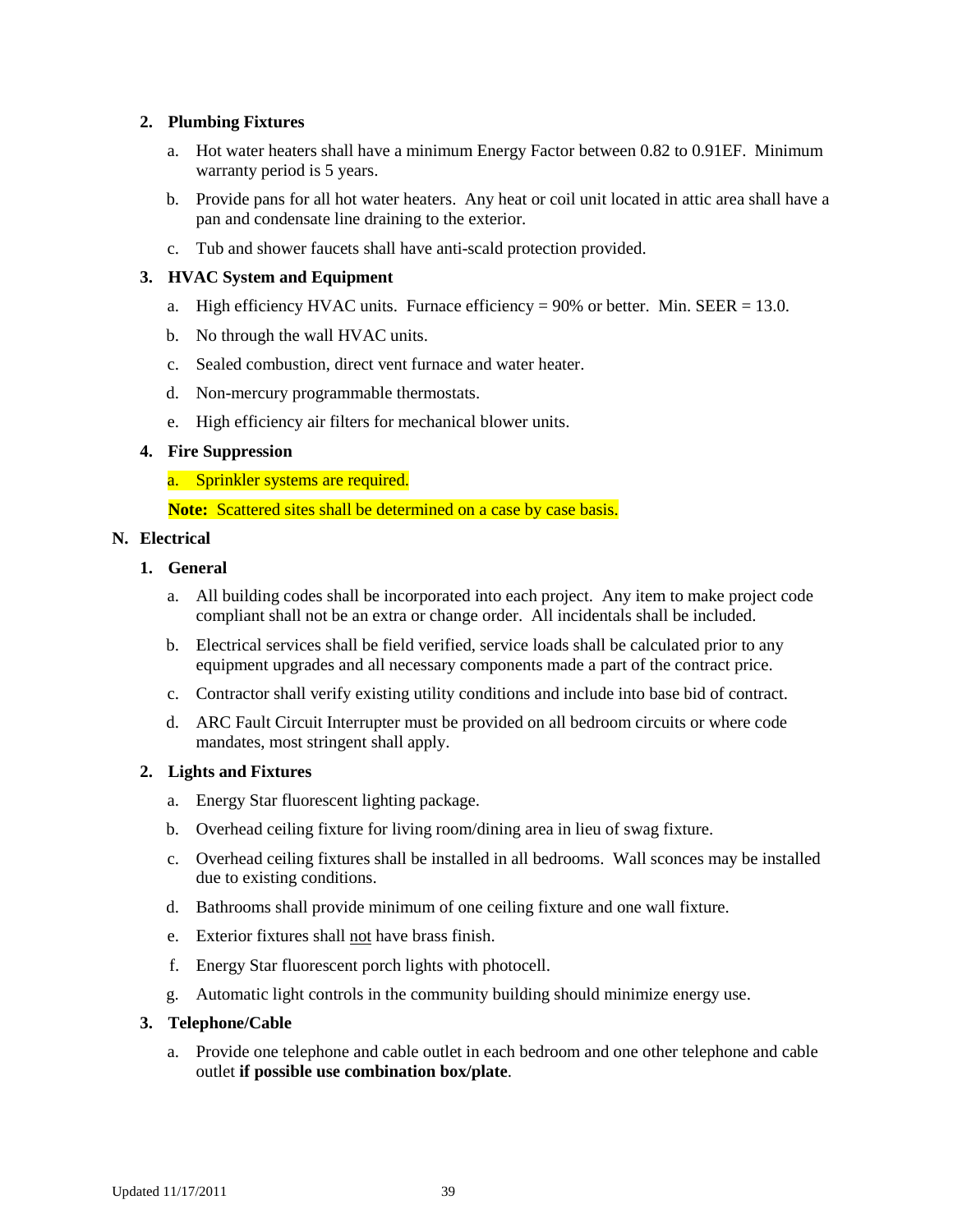**2. Plumbing Fixtures**

a. Hot water heaters shall have a minimum Energy Factor between 0.82 to 0.91EF. Minimum warranty period is 5 years.

b. Provide pans for all hot water heaters. Any heat or coil unit located in attic area shall have a pan and condensate line draining to the exterior.

c. Tub and shower faucets shall have anti-scald protection provided.

**3. HVAC System and Equipment**

a. High efficiency HVAC units. Furnace efficiency = 90% or better. Min. SEER = 13.0.

b. No through the wall HVAC units.

c. Sealed combustion, direct vent furnace and water heater.

d. Non-mercury programmable thermostats.

e. High efficiency air filters for mechanical blower units.

**4. Fire Suppression**

a. Sprinkler systems are required.

**Note:** Scattered sites shall be determined on a case by case basis.

## N. Electrical

**1. General**

a. All building codes shall be incorporated into each project. Any item to make project code compliant shall not be an extra or change order. All incidentals shall be included.

b. Electrical services shall be field verified, service loads shall be calculated prior to any equipment upgrades and all necessary components made a part of the contract price.

c. Contractor shall verify existing utility conditions and include into base bid of contract.

d. ARC Fault Circuit Interrupter must be provided on all bedroom circuits or where code mandates, most stringent shall apply.

**2. Lights and Fixtures**

a. Energy Star fluorescent lighting package.

b. Overhead ceiling fixture for living room/dining area in lieu of swag fixture.

c. Overhead ceiling fixtures shall be installed in all bedrooms. Wall sconces may be installed due to existing conditions.

d. Bathrooms shall provide minimum of one ceiling fixture and one wall fixture.

e. Exterior fixtures shall not have brass finish.

f. Energy Star fluorescent porch lights with photocell.

g. Automatic light controls in the community building should minimize energy use.

**3. Telephone/Cable**

a. Provide one telephone and cable outlet in each bedroom and one other telephone and cable outlet **if possible use combination box/plate**.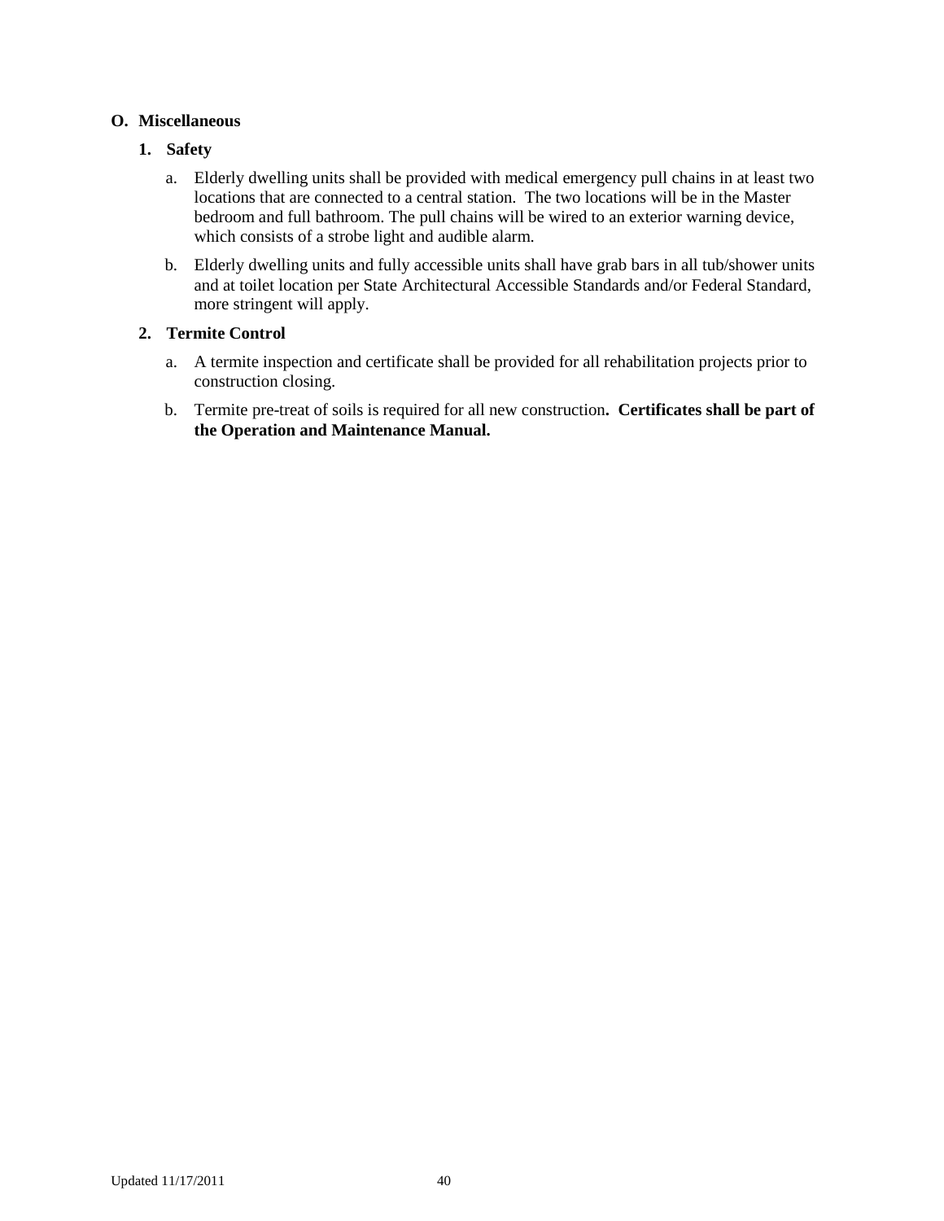## O. Miscellaneous

### 1. Safety

a. Elderly dwelling units shall be provided with medical emergency pull chains in at least two locations that are connected to a central station. The two locations will be in the Master bedroom and full bathroom. The pull chains will be wired to an exterior warning device, which consists of a strobe light and audible alarm.

b. Elderly dwelling units and fully accessible units shall have grab bars in all tub/shower units and at toilet location per State Architectural Accessible Standards and/or Federal Standard, more stringent will apply.

### 2. Termite Control

a. A termite inspection and certificate shall be provided for all rehabilitation projects prior to construction closing.

b. Termite pre-treat of soils is required for all new construction**. Certificates shall be part of the Operation and Maintenance Manual.**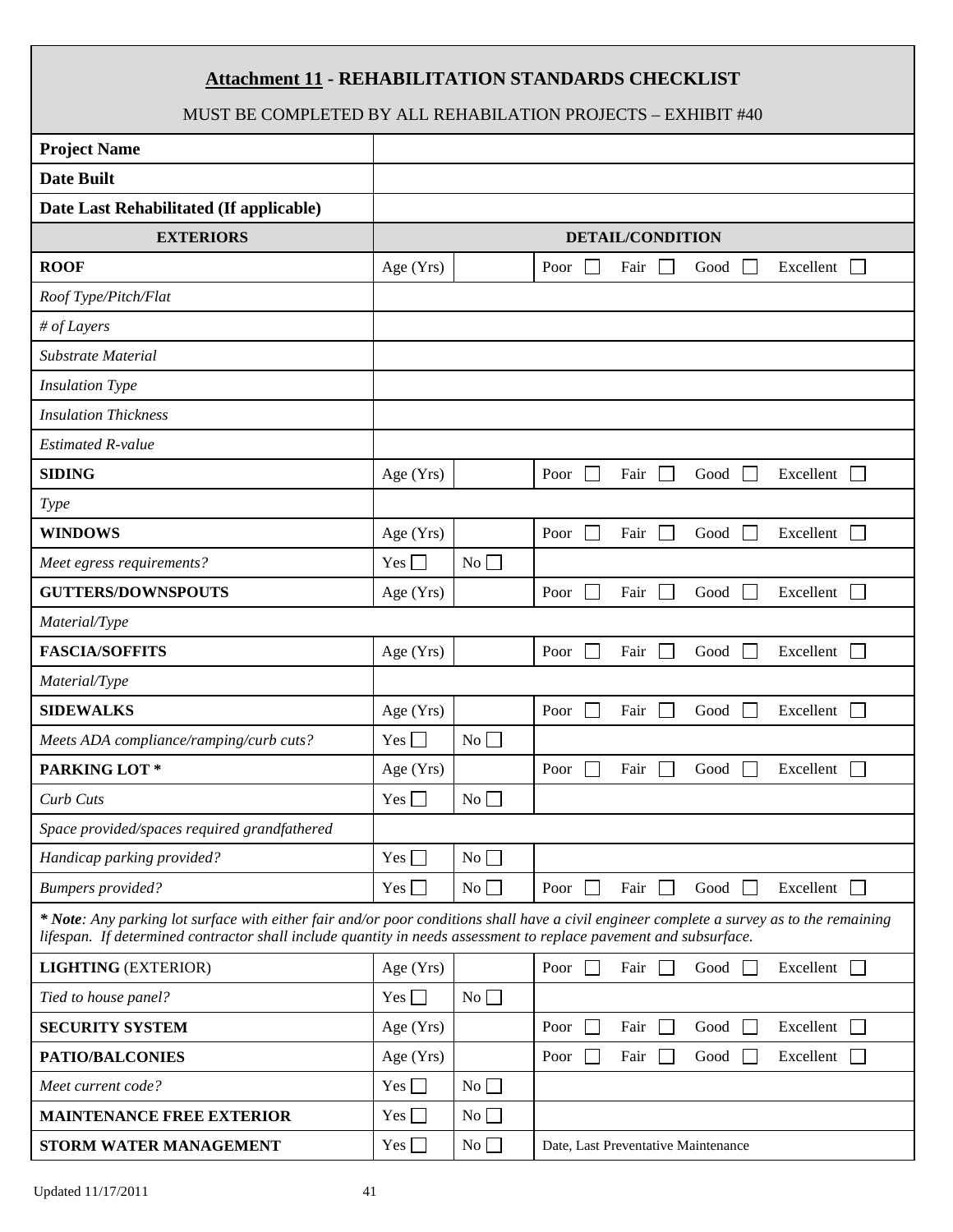## Attachment 11 - REHABILITATION STANDARDS CHECKLIST

MUST BE COMPLETED BY ALL REHABILATION PROJECTS – EXHIBIT #40

| | | | |
|---|---|---|---|
| **Project Name** | | | |
| **Date Built** | | | |
| **Date Last Rehabilitated (If applicable)** | | | |
| **EXTERIORS** | **DETAIL/CONDITION** | | |
| **ROOF** | Age (Yrs) | | Poor ☐ Fair ☐ Good ☐ Excellent ☐ |
| *Roof Type/Pitch/Flat* | | | |
| *# of Layers* | | | |
| *Substrate Material* | | | |
| *Insulation Type* | | | |
| *Insulation Thickness* | | | |
| *Estimated R-value* | | | |
| **SIDING** | Age (Yrs) | | Poor ☐ Fair ☐ Good ☐ Excellent ☐ |
| *Type* | | | |
| **WINDOWS** | Age (Yrs) | | Poor ☐ Fair ☐ Good ☐ Excellent ☐ |
| *Meet egress requirements?* | Yes ☐ | No ☐ | |
| **GUTTERS/DOWNSPOUTS** | Age (Yrs) | | Poor ☐ Fair ☐ Good ☐ Excellent ☐ |
| *Material/Type* | | | |
| **FASCIA/SOFFITS** | Age (Yrs) | | Poor ☐ Fair ☐ Good ☐ Excellent ☐ |
| *Material/Type* | | | |
| **SIDEWALKS** | Age (Yrs) | | Poor ☐ Fair ☐ Good ☐ Excellent ☐ |
| *Meets ADA compliance/ramping/curb cuts?* | Yes ☐ | No ☐ | |
| **PARKING LOT *** | Age (Yrs) | | Poor ☐ Fair ☐ Good ☐ Excellent ☐ |
| *Curb Cuts* | Yes ☐ | No ☐ | |
| *Space provided/spaces required grandfathered* | | | |
| *Handicap parking provided?* | Yes ☐ | No ☐ | |
| *Bumpers provided?* | Yes ☐ | No ☐ | Poor ☐ Fair ☐ Good ☐ Excellent ☐ |
| ***\* Note**: Any parking lot surface with either fair and/or poor conditions shall have a civil engineer complete a survey as to the remaining lifespan. If determined contractor shall include quantity in needs assessment to replace pavement and subsurface.* | | | |
| **LIGHTING** (EXTERIOR) | Age (Yrs) | | Poor ☐ Fair ☐ Good ☐ Excellent ☐ |
| *Tied to house panel?* | Yes ☐ | No ☐ | |
| **SECURITY SYSTEM** | Age (Yrs) | | Poor ☐ Fair ☐ Good ☐ Excellent ☐ |
| **PATIO/BALCONIES** | Age (Yrs) | | Poor ☐ Fair ☐ Good ☐ Excellent ☐ |
| *Meet current code?* | Yes ☐ | No ☐ | |
| **MAINTENANCE FREE EXTERIOR** | Yes ☐ | No ☐ | |
| **STORM WATER MANAGEMENT** | Yes ☐ | No ☐ | Date, Last Preventative Maintenance |

Updated 11/17/2011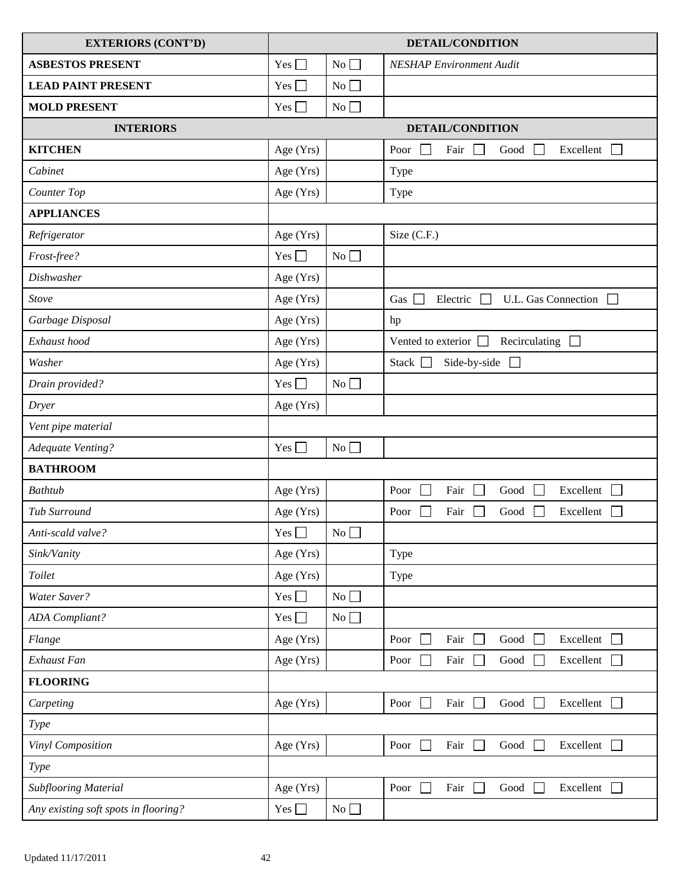| **EXTERIORS (CONT'D)** | **DETAIL/CONDITION** | | |
|---|---|---|---|
| **ASBESTOS PRESENT** | Yes ☐ | No ☐ | *NESHAP Environment Audit* |
| **LEAD PAINT PRESENT** | Yes ☐ | No ☐ | |
| **MOLD PRESENT** | Yes ☐ | No ☐ | |
| **INTERIORS** | **DETAIL/CONDITION** | | |
| **KITCHEN** | Age (Yrs) | | Poor ☐ Fair ☐ Good ☐ Excellent ☐ |
| *Cabinet* | Age (Yrs) | | Type |
| *Counter Top* | Age (Yrs) | | Type |
| **APPLIANCES** | | | |
| *Refrigerator* | Age (Yrs) | | Size (C.F.) |
| *Frost-free?* | Yes ☐ | No ☐ | |
| *Dishwasher* | Age (Yrs) | | |
| *Stove* | Age (Yrs) | | Gas ☐ Electric ☐ U.L. Gas Connection ☐ |
| *Garbage Disposal* | Age (Yrs) | | hp |
| *Exhaust hood* | Age (Yrs) | | Vented to exterior ☐ Recirculating ☐ |
| *Washer* | Age (Yrs) | | Stack ☐ Side-by-side ☐ |
| *Drain provided?* | Yes ☐ | No ☐ | |
| *Dryer* | Age (Yrs) | | |
| *Vent pipe material* | | | |
| *Adequate Venting?* | Yes ☐ | No ☐ | |
| **BATHROOM** | | | |
| *Bathtub* | Age (Yrs) | | Poor ☐ Fair ☐ Good ☐ Excellent ☐ |
| *Tub Surround* | Age (Yrs) | | Poor ☐ Fair ☐ Good ☐ Excellent ☐ |
| *Anti-scald valve?* | Yes ☐ | No ☐ | |
| *Sink/Vanity* | Age (Yrs) | | Type |
| *Toilet* | Age (Yrs) | | Type |
| *Water Saver?* | Yes ☐ | No ☐ | |
| *ADA Compliant?* | Yes ☐ | No ☐ | |
| *Flange* | Age (Yrs) | | Poor ☐ Fair ☐ Good ☐ Excellent ☐ |
| *Exhaust Fan* | Age (Yrs) | | Poor ☐ Fair ☐ Good ☐ Excellent ☐ |
| **FLOORING** | | | |
| *Carpeting* | Age (Yrs) | | Poor ☐ Fair ☐ Good ☐ Excellent ☐ |
| *Type* | | | |
| *Vinyl Composition* | Age (Yrs) | | Poor ☐ Fair ☐ Good ☐ Excellent ☐ |
| *Type* | | | |
| *Subflooring Material* | Age (Yrs) | | Poor ☐ Fair ☐ Good ☐ Excellent ☐ |
| *Any existing soft spots in flooring?* | Yes ☐ | No ☐ | |

Updated 11/17/2011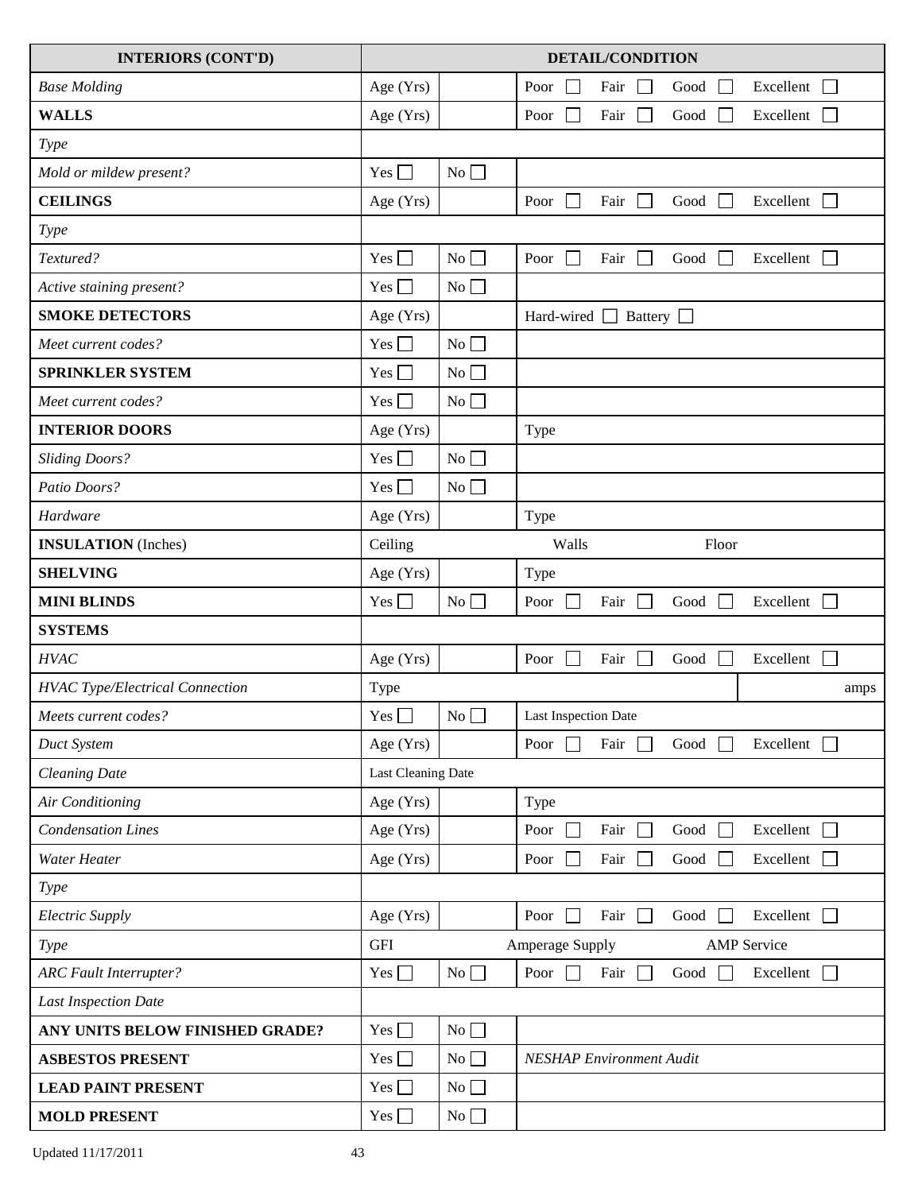| INTERIORS (CONT'D) | DETAIL/CONDITION | | |
|---|---|---|---|
| *Base Molding* | Age (Yrs) | | Poor ☐ Fair ☐ Good ☐ Excellent ☐ |
| **WALLS** | Age (Yrs) | | Poor ☐ Fair ☐ Good ☐ Excellent ☐ |
| *Type* | | | |
| *Mold or mildew present?* | Yes ☐ | No ☐ | |
| **CEILINGS** | Age (Yrs) | | Poor ☐ Fair ☐ Good ☐ Excellent ☐ |
| *Type* | | | |
| *Textured?* | Yes ☐ | No ☐ | Poor ☐ Fair ☐ Good ☐ Excellent ☐ |
| *Active staining present?* | Yes ☐ | No ☐ | |
| **SMOKE DETECTORS** | Age (Yrs) | | Hard-wired ☐ Battery ☐ |
| *Meet current codes?* | Yes ☐ | No ☐ | |
| **SPRINKLER SYSTEM** | Yes ☐ | No ☐ | |
| *Meet current codes?* | Yes ☐ | No ☐ | |
| **INTERIOR DOORS** | Age (Yrs) | | Type |
| *Sliding Doors?* | Yes ☐ | No ☐ | |
| *Patio Doors?* | Yes ☐ | No ☐ | |
| *Hardware* | Age (Yrs) | | Type |
| **INSULATION** (Inches) | Ceiling | | Walls Floor |
| **SHELVING** | Age (Yrs) | | Type |
| **MINI BLINDS** | Yes ☐ | No ☐ | Poor ☐ Fair ☐ Good ☐ Excellent ☐ |
| **SYSTEMS** | | | |
| *HVAC* | Age (Yrs) | | Poor ☐ Fair ☐ Good ☐ Excellent ☐ |
| *HVAC Type/Electrical Connection* | Type | | amps |
| *Meets current codes?* | Yes ☐ | No ☐ | Last Inspection Date |
| *Duct System* | Age (Yrs) | | Poor ☐ Fair ☐ Good ☐ Excellent ☐ |
| *Cleaning Date* | Last Cleaning Date | | |
| *Air Conditioning* | Age (Yrs) | | Type |
| *Condensation Lines* | Age (Yrs) | | Poor ☐ Fair ☐ Good ☐ Excellent ☐ |
| *Water Heater* | Age (Yrs) | | Poor ☐ Fair ☐ Good ☐ Excellent ☐ |
| *Type* | | | |
| *Electric Supply* | Age (Yrs) | | Poor ☐ Fair ☐ Good ☐ Excellent ☐ |
| *Type* | GFI | | Amperage Supply AMP Service |
| *ARC Fault Interrupter?* | Yes ☐ | No ☐ | Poor ☐ Fair ☐ Good ☐ Excellent ☐ |
| *Last Inspection Date* | | | |
| **ANY UNITS BELOW FINISHED GRADE?** | Yes ☐ | No ☐ | |
| **ASBESTOS PRESENT** | Yes ☐ | No ☐ | *NESHAP Environment Audit* |
| **LEAD PAINT PRESENT** | Yes ☐ | No ☐ | |
| **MOLD PRESENT** | Yes ☐ | No ☐ | |

Updated 11/17/2011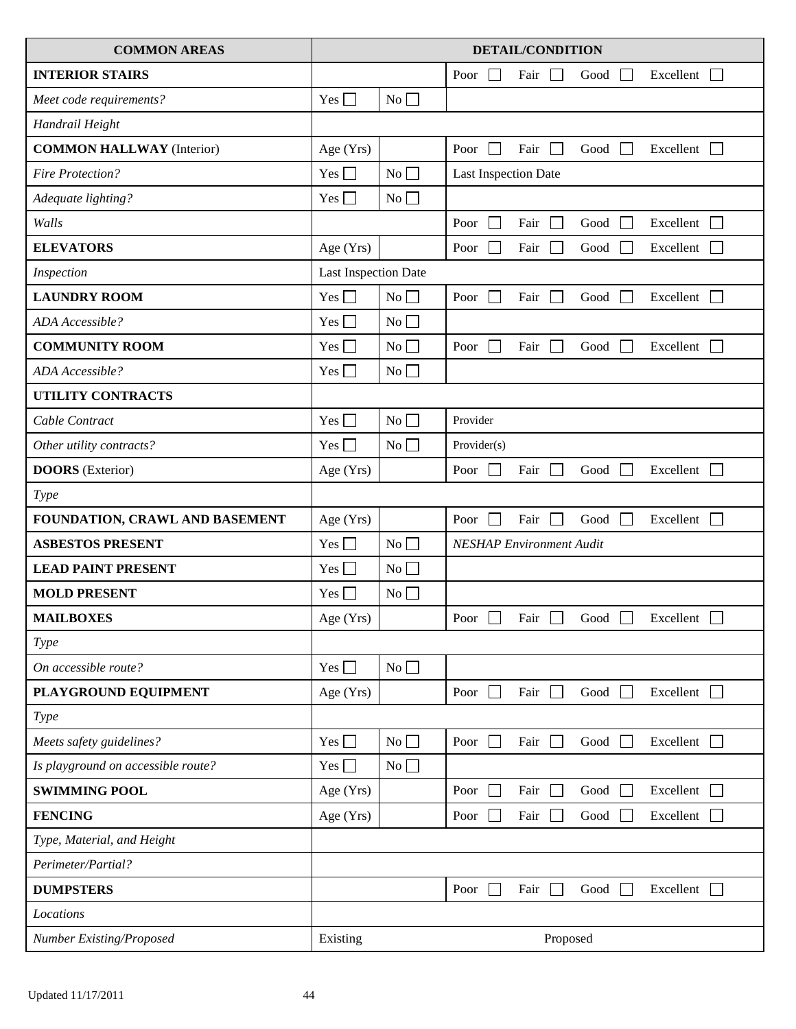| COMMON AREAS | DETAIL/CONDITION | | |
|---|---|---|---|
| **INTERIOR STAIRS** | | | Poor ☐ Fair ☐ Good ☐ Excellent ☐ |
| *Meet code requirements?* | Yes ☐ | No ☐ | |
| *Handrail Height* | | | |
| **COMMON HALLWAY** (Interior) | Age (Yrs) | | Poor ☐ Fair ☐ Good ☐ Excellent ☐ |
| *Fire Protection?* | Yes ☐ | No ☐ | Last Inspection Date |
| *Adequate lighting?* | Yes ☐ | No ☐ | |
| *Walls* | | | Poor ☐ Fair ☐ Good ☐ Excellent ☐ |
| **ELEVATORS** | Age (Yrs) | | Poor ☐ Fair ☐ Good ☐ Excellent ☐ |
| *Inspection* | Last Inspection Date | | |
| **LAUNDRY ROOM** | Yes ☐ | No ☐ | Poor ☐ Fair ☐ Good ☐ Excellent ☐ |
| *ADA Accessible?* | Yes ☐ | No ☐ | |
| **COMMUNITY ROOM** | Yes ☐ | No ☐ | Poor ☐ Fair ☐ Good ☐ Excellent ☐ |
| *ADA Accessible?* | Yes ☐ | No ☐ | |
| **UTILITY CONTRACTS** | | | |
| *Cable Contract* | Yes ☐ | No ☐ | Provider |
| *Other utility contracts?* | Yes ☐ | No ☐ | Provider(s) |
| **DOORS** (Exterior) | Age (Yrs) | | Poor ☐ Fair ☐ Good ☐ Excellent ☐ |
| *Type* | | | |
| **FOUNDATION, CRAWL AND BASEMENT** | Age (Yrs) | | Poor ☐ Fair ☐ Good ☐ Excellent ☐ |
| **ASBESTOS PRESENT** | Yes ☐ | No ☐ | *NESHAP Environment Audit* |
| **LEAD PAINT PRESENT** | Yes ☐ | No ☐ | |
| **MOLD PRESENT** | Yes ☐ | No ☐ | |
| **MAILBOXES** | Age (Yrs) | | Poor ☐ Fair ☐ Good ☐ Excellent ☐ |
| *Type* | | | |
| *On accessible route?* | Yes ☐ | No ☐ | |
| **PLAYGROUND EQUIPMENT** | Age (Yrs) | | Poor ☐ Fair ☐ Good ☐ Excellent ☐ |
| *Type* | | | |
| *Meets safety guidelines?* | Yes ☐ | No ☐ | Poor ☐ Fair ☐ Good ☐ Excellent ☐ |
| *Is playground on accessible route?* | Yes ☐ | No ☐ | |
| **SWIMMING POOL** | Age (Yrs) | | Poor ☐ Fair ☐ Good ☐ Excellent ☐ |
| **FENCING** | Age (Yrs) | | Poor ☐ Fair ☐ Good ☐ Excellent ☐ |
| *Type, Material, and Height* | | | |
| *Perimeter/Partial?* | | | |
| **DUMPSTERS** | | | Poor ☐ Fair ☐ Good ☐ Excellent ☐ |
| *Locations* | | | |
| *Number Existing/Proposed* | Existing | | Proposed |

Updated 11/17/2011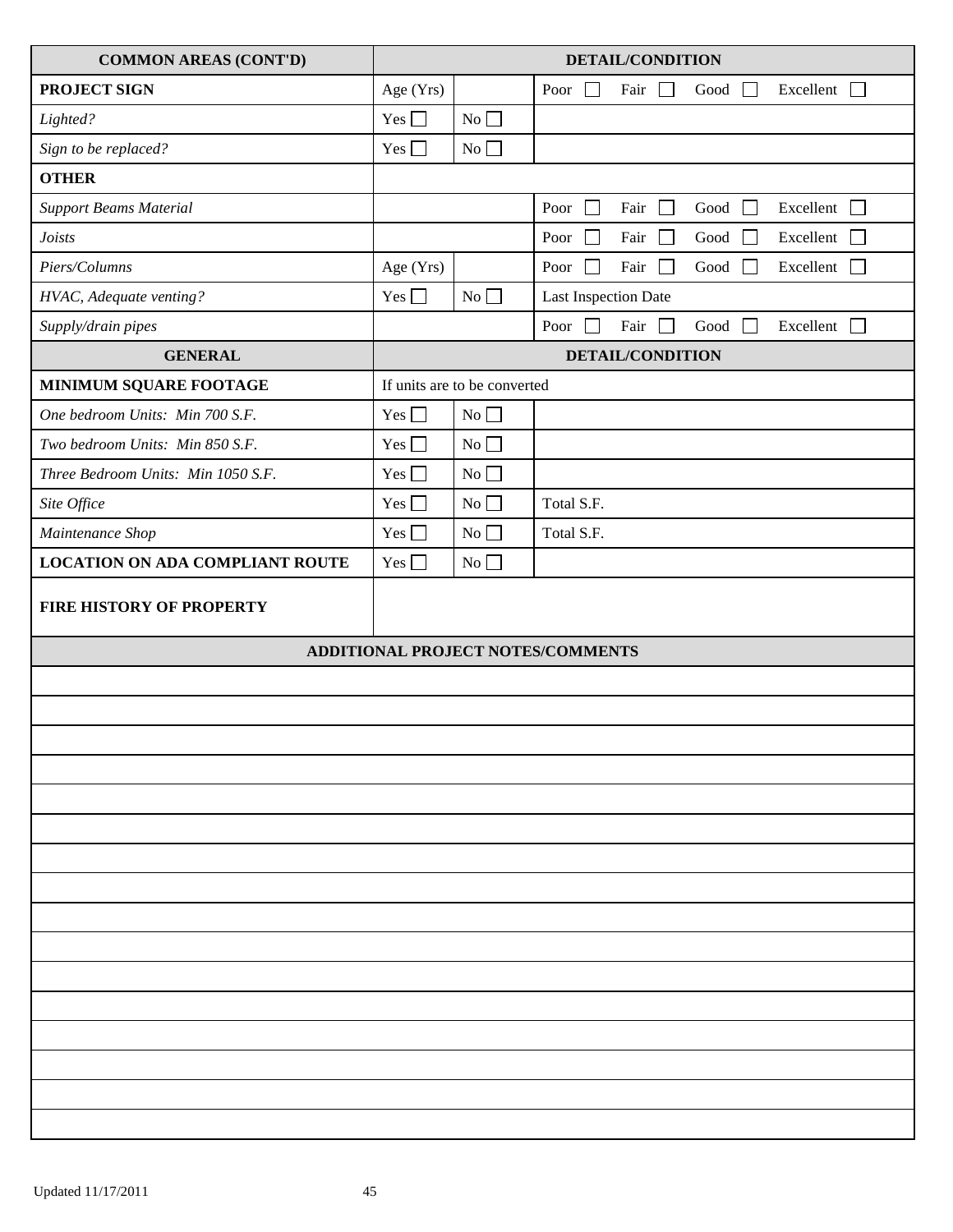| **COMMON AREAS (CONT'D)** | **DETAIL/CONDITION** | | |
|---|---|---|---|
| **PROJECT SIGN** | Age (Yrs) | | Poor ☐ Fair ☐ Good ☐ Excellent ☐ |
| *Lighted?* | Yes ☐ | No ☐ | |
| *Sign to be replaced?* | Yes ☐ | No ☐ | |
| **OTHER** | | | |
| *Support Beams Material* | | | Poor ☐ Fair ☐ Good ☐ Excellent ☐ |
| *Joists* | | | Poor ☐ Fair ☐ Good ☐ Excellent ☐ |
| *Piers/Columns* | Age (Yrs) | | Poor ☐ Fair ☐ Good ☐ Excellent ☐ |
| *HVAC, Adequate venting?* | Yes ☐ | No ☐ | Last Inspection Date |
| *Supply/drain pipes* | | | Poor ☐ Fair ☐ Good ☐ Excellent ☐ |
| **GENERAL** | **DETAIL/CONDITION** | | |
| **MINIMUM SQUARE FOOTAGE** | If units are to be converted | | |
| *One bedroom Units: Min 700 S.F.* | Yes ☐ | No ☐ | |
| *Two bedroom Units: Min 850 S.F.* | Yes ☐ | No ☐ | |
| *Three Bedroom Units: Min 1050 S.F.* | Yes ☐ | No ☐ | |
| *Site Office* | Yes ☐ | No ☐ | Total S.F. |
| *Maintenance Shop* | Yes ☐ | No ☐ | Total S.F. |
| **LOCATION ON ADA COMPLIANT ROUTE** | Yes ☐ | No ☐ | |
| **FIRE HISTORY OF PROPERTY** | | | |

| **ADDITIONAL PROJECT NOTES/COMMENTS** |
|---|
| |
| |
| |
| |
| |
| |
| |
| |
| |
| |
| |
| |
| |
| |
| |
| |

Updated 11/17/2011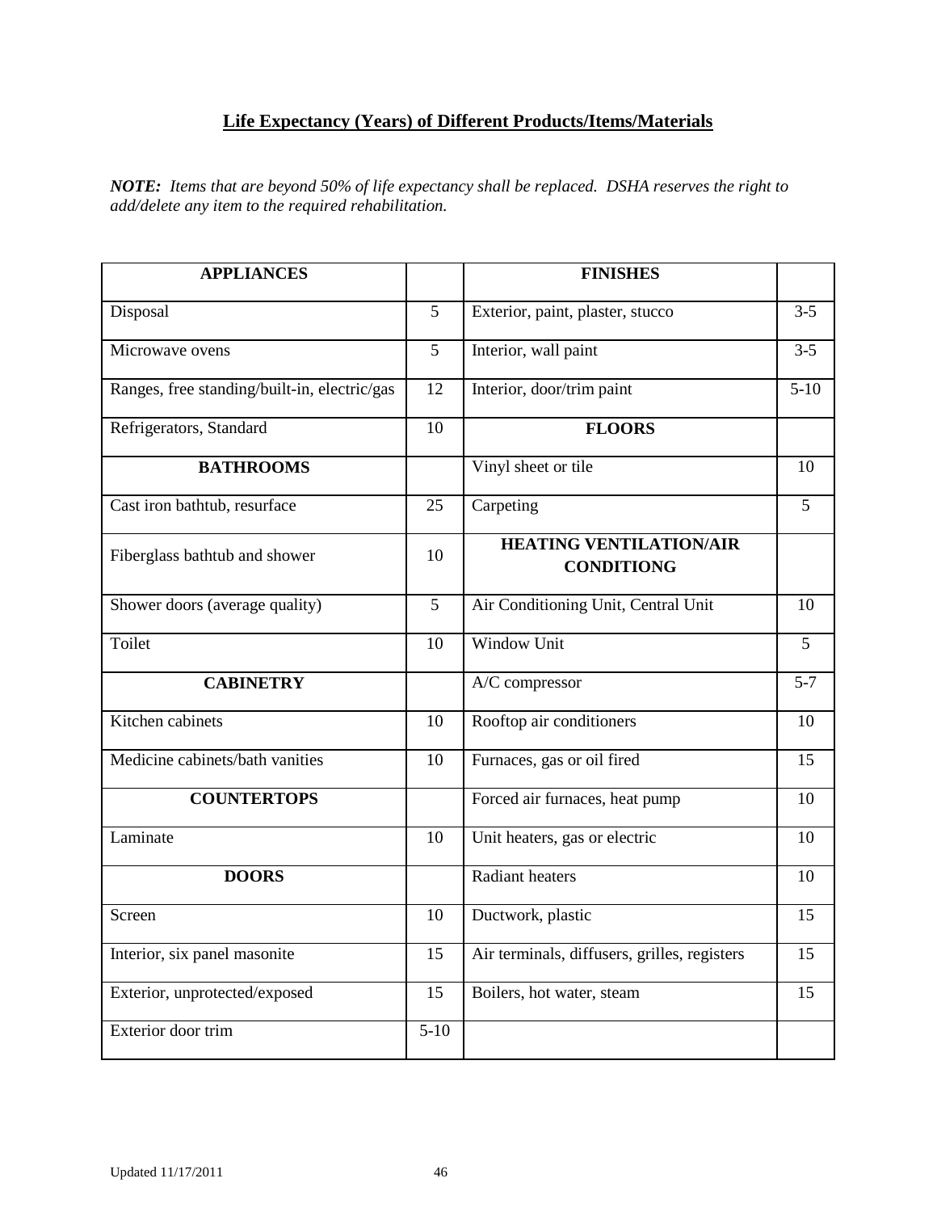## Life Expectancy (Years) of Different Products/Items/Materials

***NOTE:*** *Items that are beyond 50% of life expectancy shall be replaced. DSHA reserves the right to add/delete any item to the required rehabilitation.*

| **APPLIANCES** | | **FINISHES** | |
|---|---|---|---|
| Disposal | 5 | Exterior, paint, plaster, stucco | 3-5 |
| Microwave ovens | 5 | Interior, wall paint | 3-5 |
| Ranges, free standing/built-in, electric/gas | 12 | Interior, door/trim paint | 5-10 |
| Refrigerators, Standard | 10 | **FLOORS** | |
| **BATHROOMS** | | Vinyl sheet or tile | 10 |
| Cast iron bathtub, resurface | 25 | Carpeting | 5 |
| Fiberglass bathtub and shower | 10 | **HEATING VENTILATION/AIR CONDITIONG** | |
| Shower doors (average quality) | 5 | Air Conditioning Unit, Central Unit | 10 |
| Toilet | 10 | Window Unit | 5 |
| **CABINETRY** | | A/C compressor | 5-7 |
| Kitchen cabinets | 10 | Rooftop air conditioners | 10 |
| Medicine cabinets/bath vanities | 10 | Furnaces, gas or oil fired | 15 |
| **COUNTERTOPS** | | Forced air furnaces, heat pump | 10 |
| Laminate | 10 | Unit heaters, gas or electric | 10 |
| **DOORS** | | Radiant heaters | 10 |
| Screen | 10 | Ductwork, plastic | 15 |
| Interior, six panel masonite | 15 | Air terminals, diffusers, grilles, registers | 15 |
| Exterior, unprotected/exposed | 15 | Boilers, hot water, steam | 15 |
| Exterior door trim | 5-10 | | |

Updated 11/17/2011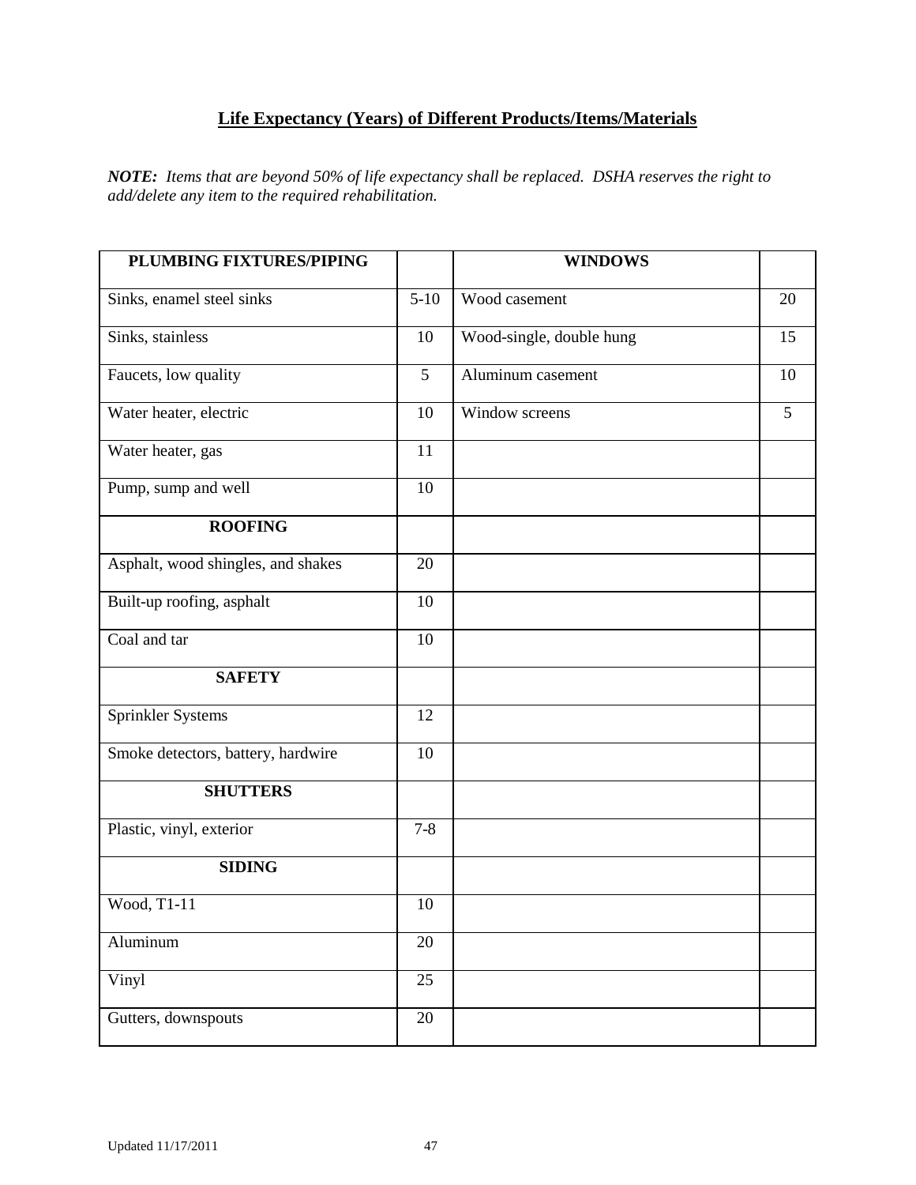## Life Expectancy (Years) of Different Products/Items/Materials

***NOTE:*** *Items that are beyond 50% of life expectancy shall be replaced. DSHA reserves the right to add/delete any item to the required rehabilitation.*

| PLUMBING FIXTURES/PIPING | | WINDOWS | |
|---|---|---|---|
| Sinks, enamel steel sinks | 5-10 | Wood casement | 20 |
| Sinks, stainless | 10 | Wood-single, double hung | 15 |
| Faucets, low quality | 5 | Aluminum casement | 10 |
| Water heater, electric | 10 | Window screens | 5 |
| Water heater, gas | 11 | | |
| Pump, sump and well | 10 | | |
| **ROOFING** | | | |
| Asphalt, wood shingles, and shakes | 20 | | |
| Built-up roofing, asphalt | 10 | | |
| Coal and tar | 10 | | |
| **SAFETY** | | | |
| Sprinkler Systems | 12 | | |
| Smoke detectors, battery, hardwire | 10 | | |
| **SHUTTERS** | | | |
| Plastic, vinyl, exterior | 7-8 | | |
| **SIDING** | | | |
| Wood, T1-11 | 10 | | |
| Aluminum | 20 | | |
| Vinyl | 25 | | |
| Gutters, downspouts | 20 | | |

Updated 11/17/2011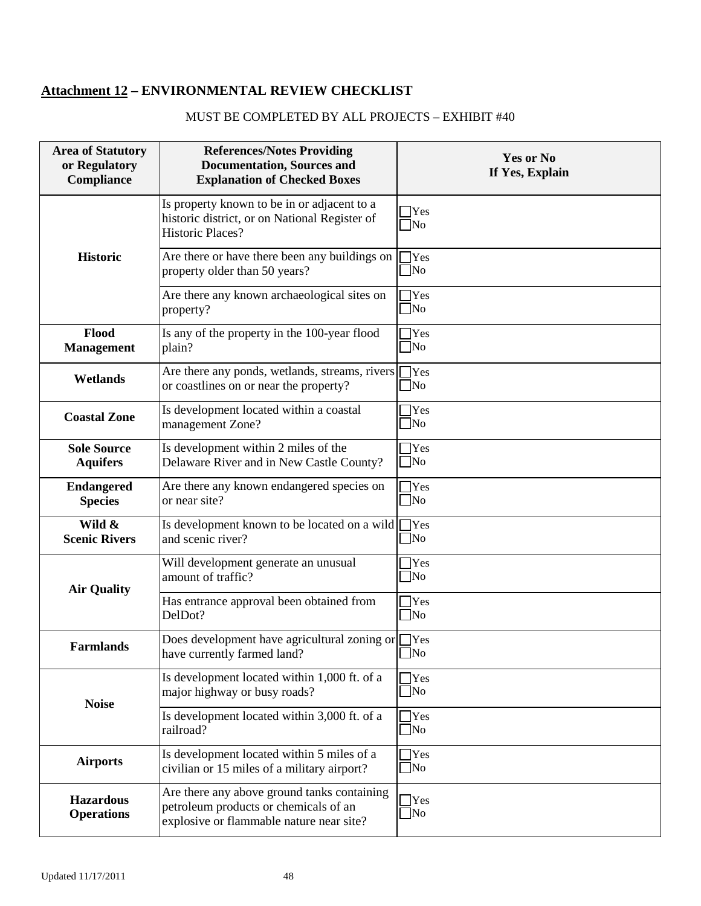## Attachment 12 – ENVIRONMENTAL REVIEW CHECKLIST

MUST BE COMPLETED BY ALL PROJECTS – EXHIBIT #40

| Area of Statutory or Regulatory Compliance | References/Notes Providing Documentation, Sources and Explanation of Checked Boxes | Yes or No If Yes, Explain |
|---|---|---|
| **Historic** | Is property known to be in or adjacent to a historic district, or on National Register of Historic Places? | ☐Yes ☐No |
| | Are there or have there been any buildings on property older than 50 years? | ☐Yes ☐No |
| | Are there any known archaeological sites on property? | ☐Yes ☐No |
| **Flood Management** | Is any of the property in the 100-year flood plain? | ☐Yes ☐No |
| **Wetlands** | Are there any ponds, wetlands, streams, rivers or coastlines on or near the property? | ☐Yes ☐No |
| **Coastal Zone** | Is development located within a coastal management Zone? | ☐Yes ☐No |
| **Sole Source Aquifers** | Is development within 2 miles of the Delaware River and in New Castle County? | ☐Yes ☐No |
| **Endangered Species** | Are there any known endangered species on or near site? | ☐Yes ☐No |
| **Wild & Scenic Rivers** | Is development known to be located on a wild and scenic river? | ☐Yes ☐No |
| **Air Quality** | Will development generate an unusual amount of traffic? | ☐Yes ☐No |
| | Has entrance approval been obtained from DelDot? | ☐Yes ☐No |
| **Farmlands** | Does development have agricultural zoning or have currently farmed land? | ☐Yes ☐No |
| **Noise** | Is development located within 1,000 ft. of a major highway or busy roads? | ☐Yes ☐No |
| | Is development located within 3,000 ft. of a railroad? | ☐Yes ☐No |
| **Airports** | Is development located within 5 miles of a civilian or 15 miles of a military airport? | ☐Yes ☐No |
| **Hazardous Operations** | Are there any above ground tanks containing petroleum products or chemicals of an explosive or flammable nature near site? | ☐Yes ☐No |

Updated 11/17/2011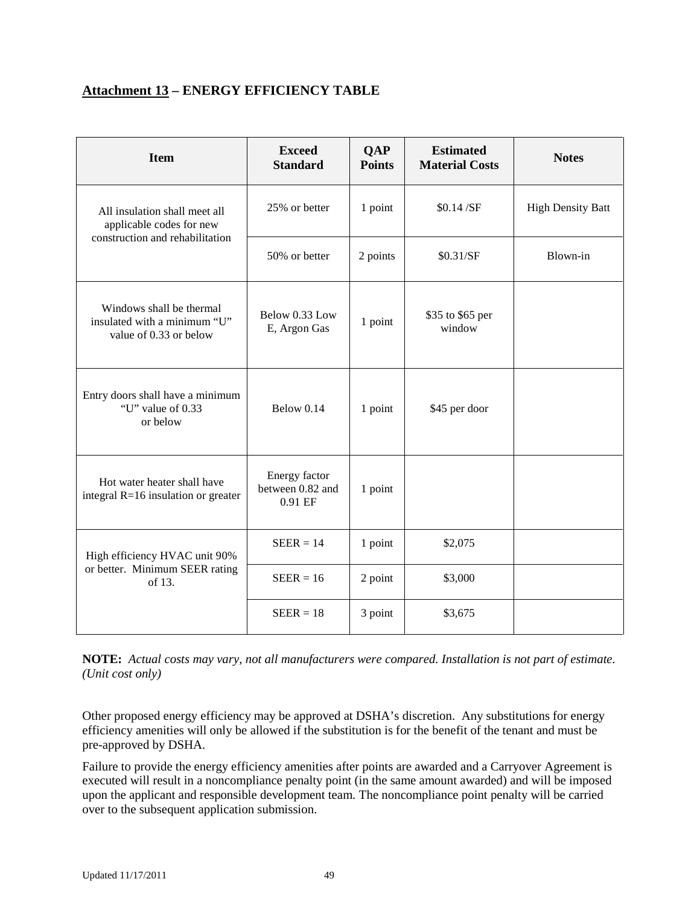## <u>Attachment 13</u> – ENERGY EFFICIENCY TABLE

| Item | Exceed Standard | QAP Points | Estimated Material Costs | Notes |
|---|---|---|---|---|
| All insulation shall meet all applicable codes for new construction and rehabilitation | 25% or better | 1 point | $0.14 /SF | High Density Batt |
| | 50% or better | 2 points | $0.31/SF | Blown-in |
| Windows shall be thermal insulated with a minimum "U" value of 0.33 or below | Below 0.33 Low E, Argon Gas | 1 point | $35 to $65 per window | |
| Entry doors shall have a minimum "U" value of 0.33 or below | Below 0.14 | 1 point | $45 per door | |
| Hot water heater shall have integral R=16 insulation or greater | Energy factor between 0.82 and 0.91 EF | 1 point | | |
| High efficiency HVAC unit 90% or better. Minimum SEER rating of 13. | SEER = 14 | 1 point | $2,075 | |
| | SEER = 16 | 2 point | $3,000 | |
| | SEER = 18 | 3 point | $3,675 | |

**NOTE:** *Actual costs may vary, not all manufacturers were compared. Installation is not part of estimate. (Unit cost only)*

Other proposed energy efficiency may be approved at DSHA's discretion. Any substitutions for energy efficiency amenities will only be allowed if the substitution is for the benefit of the tenant and must be pre-approved by DSHA.

Failure to provide the energy efficiency amenities after points are awarded and a Carryover Agreement is executed will result in a noncompliance penalty point (in the same amount awarded) and will be imposed upon the applicant and responsible development team. The noncompliance point penalty will be carried over to the subsequent application submission.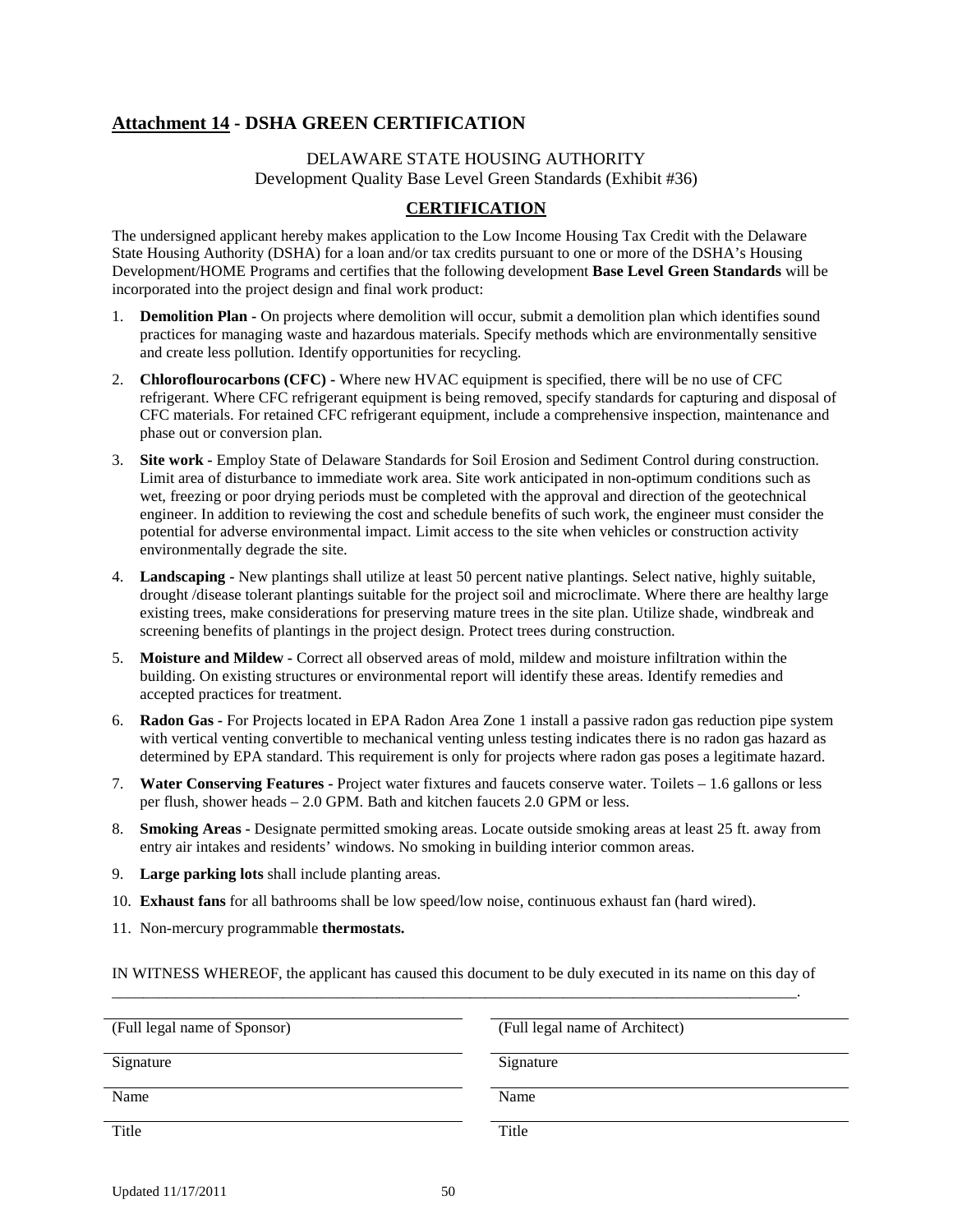## Attachment 14 - DSHA GREEN CERTIFICATION

DELAWARE STATE HOUSING AUTHORITY
Development Quality Base Level Green Standards (Exhibit #36)

**CERTIFICATION**

The undersigned applicant hereby makes application to the Low Income Housing Tax Credit with the Delaware State Housing Authority (DSHA) for a loan and/or tax credits pursuant to one or more of the DSHA's Housing Development/HOME Programs and certifies that the following development **Base Level Green Standards** will be incorporated into the project design and final work product:

1. **Demolition Plan -** On projects where demolition will occur, submit a demolition plan which identifies sound practices for managing waste and hazardous materials. Specify methods which are environmentally sensitive and create less pollution. Identify opportunities for recycling.
2. **Chloroflourocarbons (CFC) -** Where new HVAC equipment is specified, there will be no use of CFC refrigerant. Where CFC refrigerant equipment is being removed, specify standards for capturing and disposal of CFC materials. For retained CFC refrigerant equipment, include a comprehensive inspection, maintenance and phase out or conversion plan.
3. **Site work -** Employ State of Delaware Standards for Soil Erosion and Sediment Control during construction. Limit area of disturbance to immediate work area. Site work anticipated in non-optimum conditions such as wet, freezing or poor drying periods must be completed with the approval and direction of the geotechnical engineer. In addition to reviewing the cost and schedule benefits of such work, the engineer must consider the potential for adverse environmental impact. Limit access to the site when vehicles or construction activity environmentally degrade the site.
4. **Landscaping -** New plantings shall utilize at least 50 percent native plantings. Select native, highly suitable, drought /disease tolerant plantings suitable for the project soil and microclimate. Where there are healthy large existing trees, make considerations for preserving mature trees in the site plan. Utilize shade, windbreak and screening benefits of plantings in the project design. Protect trees during construction.
5. **Moisture and Mildew -** Correct all observed areas of mold, mildew and moisture infiltration within the building. On existing structures or environmental report will identify these areas. Identify remedies and accepted practices for treatment.
6. **Radon Gas -** For Projects located in EPA Radon Area Zone 1 install a passive radon gas reduction pipe system with vertical venting convertible to mechanical venting unless testing indicates there is no radon gas hazard as determined by EPA standard. This requirement is only for projects where radon gas poses a legitimate hazard.
7. **Water Conserving Features -** Project water fixtures and faucets conserve water. Toilets – 1.6 gallons or less per flush, shower heads – 2.0 GPM. Bath and kitchen faucets 2.0 GPM or less.
8. **Smoking Areas -** Designate permitted smoking areas. Locate outside smoking areas at least 25 ft. away from entry air intakes and residents' windows. No smoking in building interior common areas.
9. **Large parking lots** shall include planting areas.
10. **Exhaust fans** for all bathrooms shall be low speed/low noise, continuous exhaust fan (hard wired).
11. Non-mercury programmable **thermostats.**

IN WITNESS WHEREOF, the applicant has caused this document to be duly executed in its name on this day of \_\_\_\_\_\_\_\_\_\_\_\_\_\_\_\_\_\_\_\_\_\_\_\_\_\_\_\_\_\_\_\_\_\_\_\_\_\_\_\_\_\_\_\_\_\_\_\_\_\_\_\_\_\_\_\_\_\_\_\_\_\_\_\_\_\_\_\_\_\_\_\_\_\_\_\_\_\_\_\_\_\_.

| | |
|---|---|
| (Full legal name of Sponsor) | (Full legal name of Architect) |
| Signature | Signature |
| Name | Name |
| Title | Title |

Updated 11/17/2011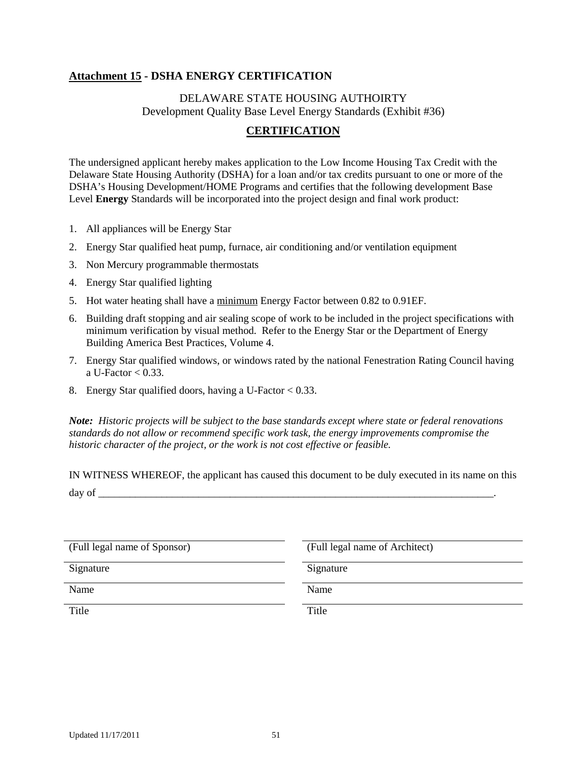## <u>Attachment 15</u> - DSHA ENERGY CERTIFICATION

DELAWARE STATE HOUSING AUTHOIRTY
Development Quality Base Level Energy Standards (Exhibit #36)

### <u>CERTIFICATION</u>

The undersigned applicant hereby makes application to the Low Income Housing Tax Credit with the Delaware State Housing Authority (DSHA) for a loan and/or tax credits pursuant to one or more of the DSHA's Housing Development/HOME Programs and certifies that the following development Base Level **Energy** Standards will be incorporated into the project design and final work product:

1. All appliances will be Energy Star
2. Energy Star qualified heat pump, furnace, air conditioning and/or ventilation equipment
3. Non Mercury programmable thermostats
4. Energy Star qualified lighting
5. Hot water heating shall have a <u>minimum</u> Energy Factor between 0.82 to 0.91EF.
6. Building draft stopping and air sealing scope of work to be included in the project specifications with minimum verification by visual method. Refer to the Energy Star or the Department of Energy Building America Best Practices, Volume 4.
7. Energy Star qualified windows, or windows rated by the national Fenestration Rating Council having a U-Factor < 0.33.
8. Energy Star qualified doors, having a U-Factor < 0.33.

***Note:*** *Historic projects will be subject to the base standards except where state or federal renovations standards do not allow or recommend specific work task, the energy improvements compromise the historic character of the project, or the work is not cost effective or feasible.*

IN WITNESS WHEREOF, the applicant has caused this document to be duly executed in its name on this day of \_\_\_\_\_\_\_\_\_\_\_\_\_\_\_\_\_\_\_\_\_\_\_\_\_\_\_\_\_\_\_\_\_\_\_\_\_\_\_\_\_\_\_\_\_\_\_\_\_\_\_\_\_\_\_\_\_\_\_\_\_\_\_\_\_\_\_\_\_\_.

| | |
|---|---|
| (Full legal name of Sponsor) | (Full legal name of Architect) |
| Signature | Signature |
| Name | Name |
| Title | Title |

Updated 11/17/2011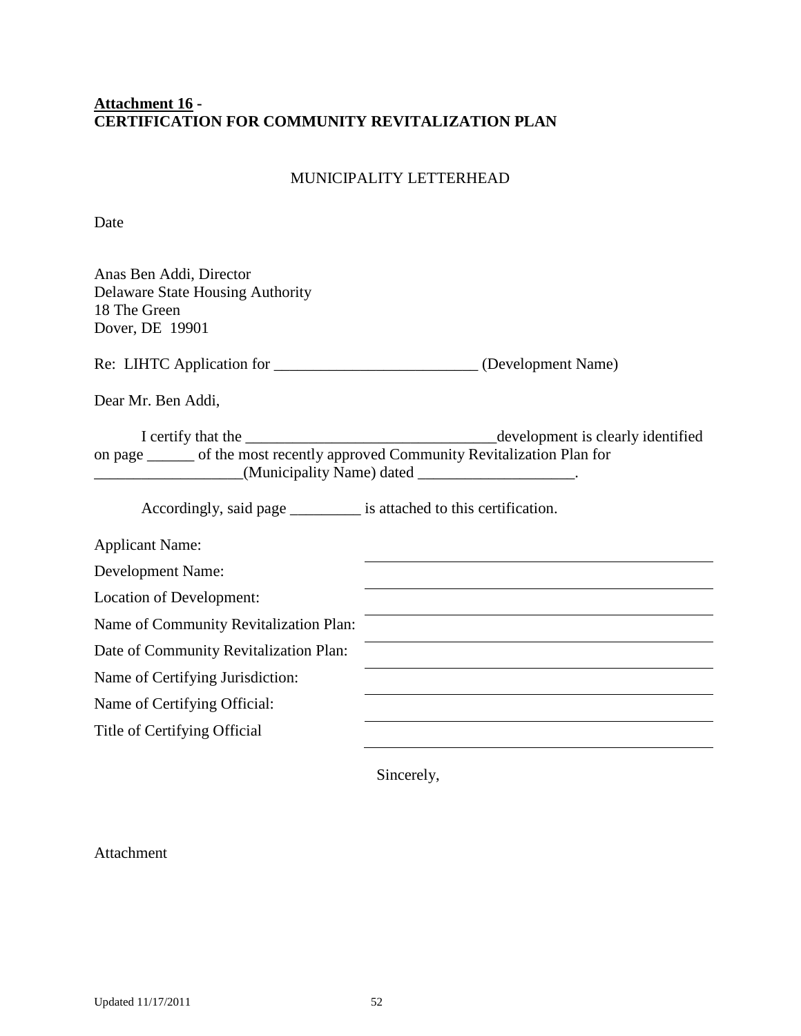**Attachment 16** -
**CERTIFICATION FOR COMMUNITY REVITALIZATION PLAN**

MUNICIPALITY LETTERHEAD

Date

Anas Ben Addi, Director
Delaware State Housing Authority
18 The Green
Dover, DE 19901

Re: LIHTC Application for __________________________ (Development Name)

Dear Mr. Ben Addi,

I certify that the ________________________________development is clearly identified on page ______ of the most recently approved Community Revitalization Plan for ___________________(Municipality Name) dated ____________________.

Accordingly, said page _________ is attached to this certification.

Applicant Name: ______________________________

Development Name: ______________________________

Location of Development: ______________________________

Name of Community Revitalization Plan: ______________________________

Date of Community Revitalization Plan: ______________________________

Name of Certifying Jurisdiction: ______________________________

Name of Certifying Official: ______________________________

Title of Certifying Official ______________________________

Sincerely,

Attachment

Updated 11/17/2011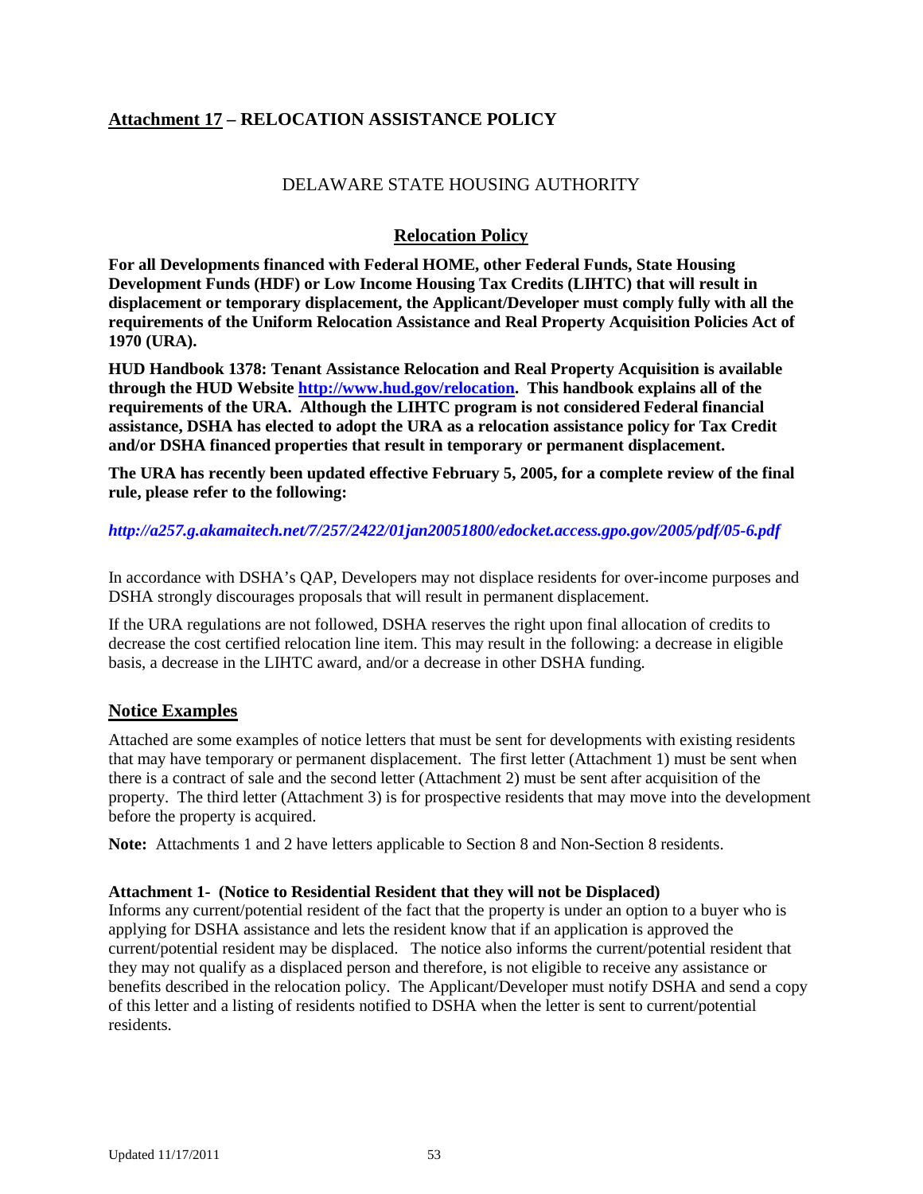## <u>Attachment 17</u> – RELOCATION ASSISTANCE POLICY

DELAWARE STATE HOUSING AUTHORITY

### <u>Relocation Policy</u>

**For all Developments financed with Federal HOME, other Federal Funds, State Housing Development Funds (HDF) or Low Income Housing Tax Credits (LIHTC) that will result in displacement or temporary displacement, the Applicant/Developer must comply fully with all the requirements of the Uniform Relocation Assistance and Real Property Acquisition Policies Act of 1970 (URA).**

**HUD Handbook 1378: Tenant Assistance Relocation and Real Property Acquisition is available through the HUD Website [http://www.hud.gov/relocation](http://www.hud.gov/relocation). This handbook explains all of the requirements of the URA. Although the LIHTC program is not considered Federal financial assistance, DSHA has elected to adopt the URA as a relocation assistance policy for Tax Credit and/or DSHA financed properties that result in temporary or permanent displacement.**

**The URA has recently been updated effective February 5, 2005, for a complete review of the final rule, please refer to the following:**

***http://a257.g.akamaitech.net/7/257/2422/01jan20051800/edocket.access.gpo.gov/2005/pdf/05-6.pdf***

In accordance with DSHA's QAP, Developers may not displace residents for over-income purposes and DSHA strongly discourages proposals that will result in permanent displacement.

If the URA regulations are not followed, DSHA reserves the right upon final allocation of credits to decrease the cost certified relocation line item. This may result in the following: a decrease in eligible basis, a decrease in the LIHTC award, and/or a decrease in other DSHA funding.

### <u>Notice Examples</u>

Attached are some examples of notice letters that must be sent for developments with existing residents that may have temporary or permanent displacement. The first letter (Attachment 1) must be sent when there is a contract of sale and the second letter (Attachment 2) must be sent after acquisition of the property. The third letter (Attachment 3) is for prospective residents that may move into the development before the property is acquired.

**Note:** Attachments 1 and 2 have letters applicable to Section 8 and Non-Section 8 residents.

**Attachment 1- (Notice to Residential Resident that they will not be Displaced)**
Informs any current/potential resident of the fact that the property is under an option to a buyer who is applying for DSHA assistance and lets the resident know that if an application is approved the current/potential resident may be displaced. The notice also informs the current/potential resident that they may not qualify as a displaced person and therefore, is not eligible to receive any assistance or benefits described in the relocation policy. The Applicant/Developer must notify DSHA and send a copy of this letter and a listing of residents notified to DSHA when the letter is sent to current/potential residents.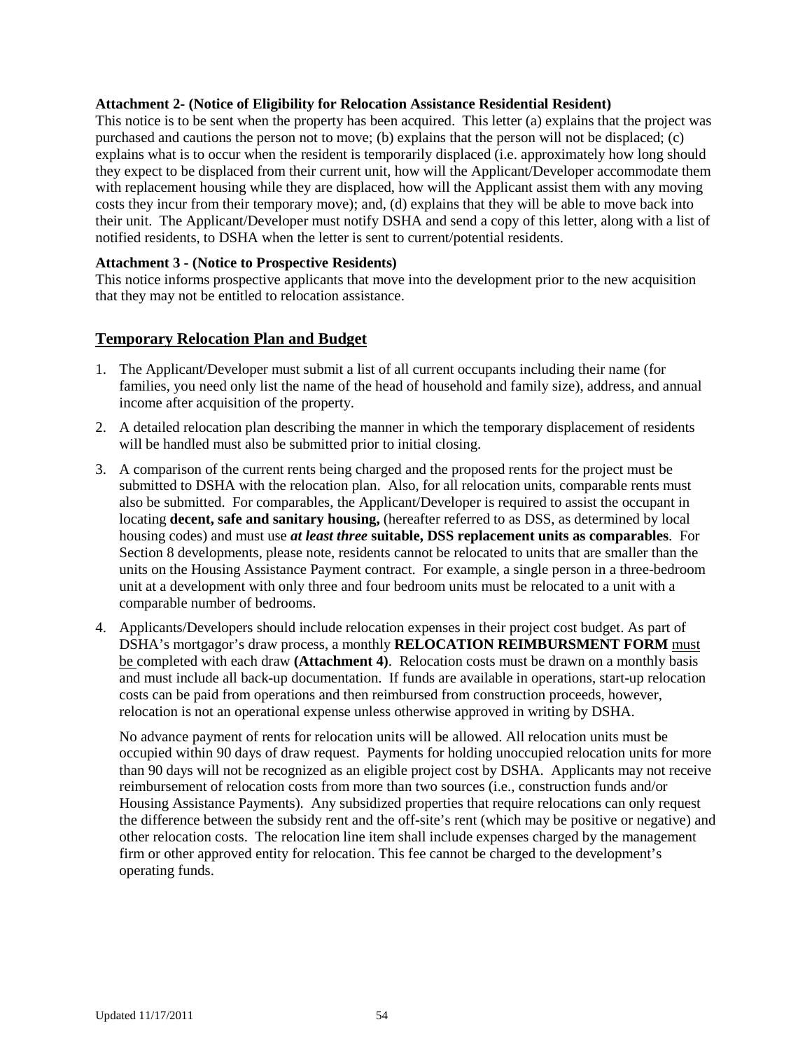**Attachment 2- (Notice of Eligibility for Relocation Assistance Residential Resident)**

This notice is to be sent when the property has been acquired. This letter (a) explains that the project was purchased and cautions the person not to move; (b) explains that the person will not be displaced; (c) explains what is to occur when the resident is temporarily displaced (i.e. approximately how long should they expect to be displaced from their current unit, how will the Applicant/Developer accommodate them with replacement housing while they are displaced, how will the Applicant assist them with any moving costs they incur from their temporary move); and, (d) explains that they will be able to move back into their unit. The Applicant/Developer must notify DSHA and send a copy of this letter, along with a list of notified residents, to DSHA when the letter is sent to current/potential residents.

**Attachment 3 - (Notice to Prospective Residents)**

This notice informs prospective applicants that move into the development prior to the new acquisition that they may not be entitled to relocation assistance.

## Temporary Relocation Plan and Budget

1. The Applicant/Developer must submit a list of all current occupants including their name (for families, you need only list the name of the head of household and family size), address, and annual income after acquisition of the property.
2. A detailed relocation plan describing the manner in which the temporary displacement of residents will be handled must also be submitted prior to initial closing.
3. A comparison of the current rents being charged and the proposed rents for the project must be submitted to DSHA with the relocation plan. Also, for all relocation units, comparable rents must also be submitted. For comparables, the Applicant/Developer is required to assist the occupant in locating **decent, safe and sanitary housing,** (hereafter referred to as DSS, as determined by local housing codes) and must use ***at least three*** **suitable, DSS replacement units as comparables**. For Section 8 developments, please note, residents cannot be relocated to units that are smaller than the units on the Housing Assistance Payment contract. For example, a single person in a three-bedroom unit at a development with only three and four bedroom units must be relocated to a unit with a comparable number of bedrooms.
4. Applicants/Developers should include relocation expenses in their project cost budget. As part of DSHA's mortgagor's draw process, a monthly **RELOCATION REIMBURSMENT FORM** must be completed with each draw **(Attachment 4)**. Relocation costs must be drawn on a monthly basis and must include all back-up documentation. If funds are available in operations, start-up relocation costs can be paid from operations and then reimbursed from construction proceeds, however, relocation is not an operational expense unless otherwise approved in writing by DSHA.

   No advance payment of rents for relocation units will be allowed. All relocation units must be occupied within 90 days of draw request. Payments for holding unoccupied relocation units for more than 90 days will not be recognized as an eligible project cost by DSHA. Applicants may not receive reimbursement of relocation costs from more than two sources (i.e., construction funds and/or Housing Assistance Payments). Any subsidized properties that require relocations can only request the difference between the subsidy rent and the off-site's rent (which may be positive or negative) and other relocation costs. The relocation line item shall include expenses charged by the management firm or other approved entity for relocation. This fee cannot be charged to the development's operating funds.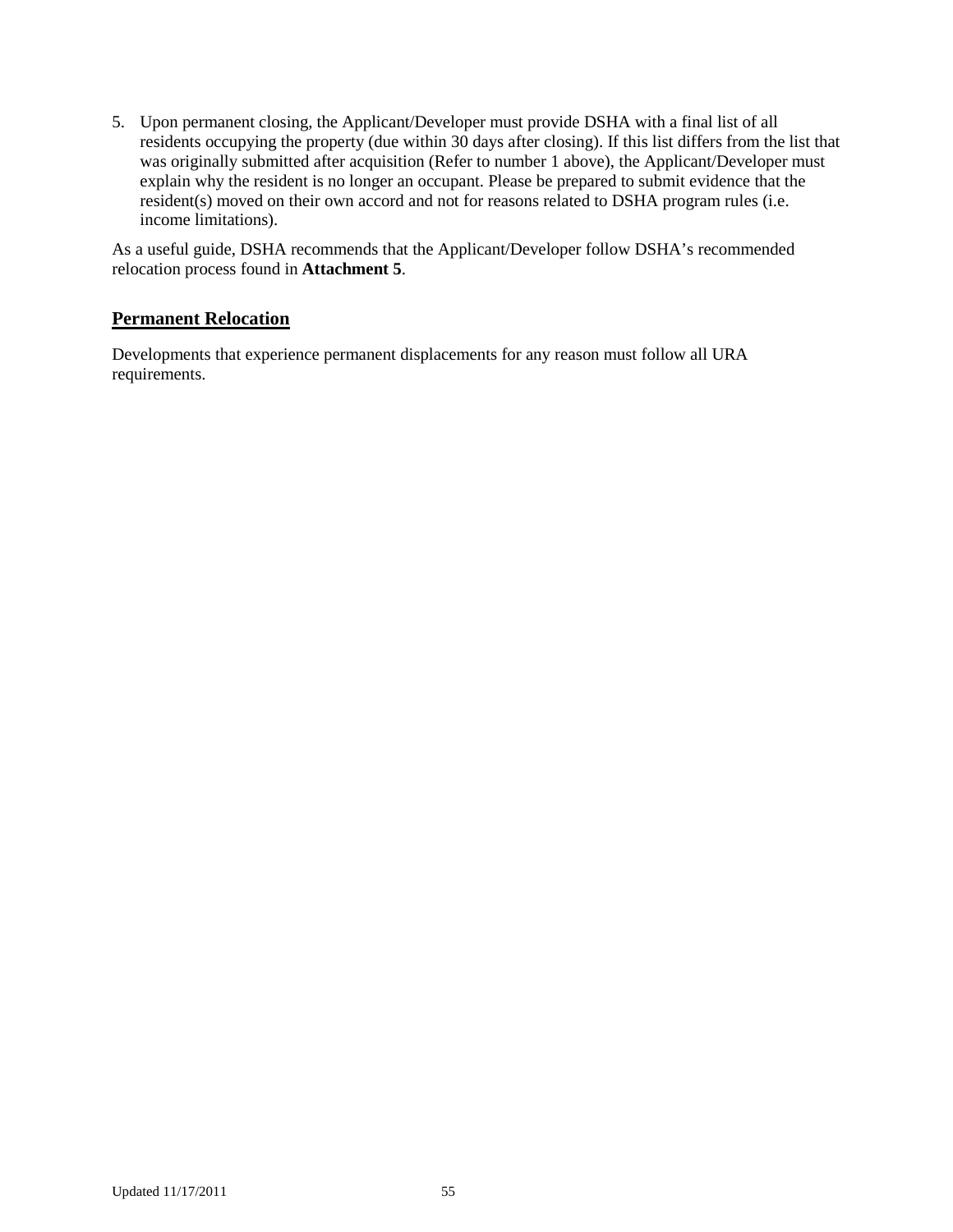5. Upon permanent closing, the Applicant/Developer must provide DSHA with a final list of all residents occupying the property (due within 30 days after closing). If this list differs from the list that was originally submitted after acquisition (Refer to number 1 above), the Applicant/Developer must explain why the resident is no longer an occupant. Please be prepared to submit evidence that the resident(s) moved on their own accord and not for reasons related to DSHA program rules (i.e. income limitations).

As a useful guide, DSHA recommends that the Applicant/Developer follow DSHA's recommended relocation process found in **Attachment 5**.

## Permanent Relocation

Developments that experience permanent displacements for any reason must follow all URA requirements.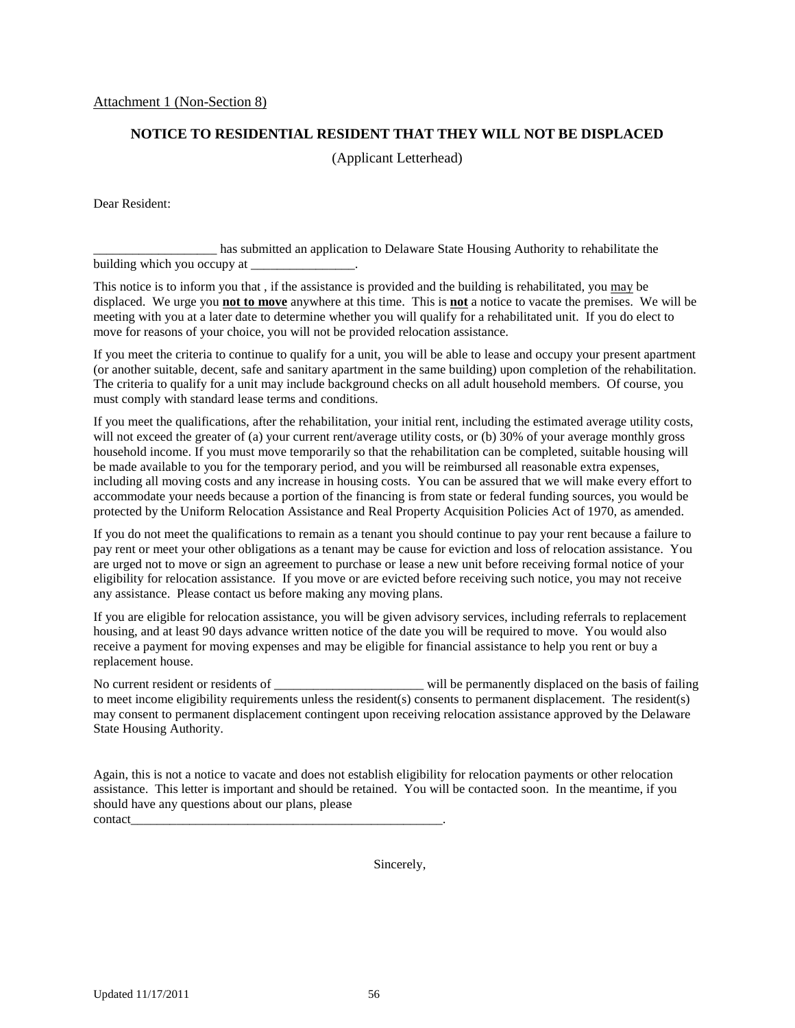<u>Attachment 1 (Non-Section 8)</u>

## NOTICE TO RESIDENTIAL RESIDENT THAT THEY WILL NOT BE DISPLACED

(Applicant Letterhead)

Dear Resident:

___________________ has submitted an application to Delaware State Housing Authority to rehabilitate the building which you occupy at ________________.

This notice is to inform you that , if the assistance is provided and the building is rehabilitated, you <u>may</u> be displaced. We urge you <u>**not to move**</u> anywhere at this time. This is <u>**not**</u> a notice to vacate the premises. We will be meeting with you at a later date to determine whether you will qualify for a rehabilitated unit. If you do elect to move for reasons of your choice, you will not be provided relocation assistance.

If you meet the criteria to continue to qualify for a unit, you will be able to lease and occupy your present apartment (or another suitable, decent, safe and sanitary apartment in the same building) upon completion of the rehabilitation. The criteria to qualify for a unit may include background checks on all adult household members. Of course, you must comply with standard lease terms and conditions.

If you meet the qualifications, after the rehabilitation, your initial rent, including the estimated average utility costs, will not exceed the greater of (a) your current rent/average utility costs, or (b) 30% of your average monthly gross household income. If you must move temporarily so that the rehabilitation can be completed, suitable housing will be made available to you for the temporary period, and you will be reimbursed all reasonable extra expenses, including all moving costs and any increase in housing costs. You can be assured that we will make every effort to accommodate your needs because a portion of the financing is from state or federal funding sources, you would be protected by the Uniform Relocation Assistance and Real Property Acquisition Policies Act of 1970, as amended.

If you do not meet the qualifications to remain as a tenant you should continue to pay your rent because a failure to pay rent or meet your other obligations as a tenant may be cause for eviction and loss of relocation assistance. You are urged not to move or sign an agreement to purchase or lease a new unit before receiving formal notice of your eligibility for relocation assistance. If you move or are evicted before receiving such notice, you may not receive any assistance. Please contact us before making any moving plans.

If you are eligible for relocation assistance, you will be given advisory services, including referrals to replacement housing, and at least 90 days advance written notice of the date you will be required to move. You would also receive a payment for moving expenses and may be eligible for financial assistance to help you rent or buy a replacement house.

No current resident or residents of _______________________ will be permanently displaced on the basis of failing to meet income eligibility requirements unless the resident(s) consents to permanent displacement. The resident(s) may consent to permanent displacement contingent upon receiving relocation assistance approved by the Delaware State Housing Authority.

Again, this is not a notice to vacate and does not establish eligibility for relocation payments or other relocation assistance. This letter is important and should be retained. You will be contacted soon. In the meantime, if you should have any questions about our plans, please contact__________________________________________________.

Sincerely,

Updated 11/17/2011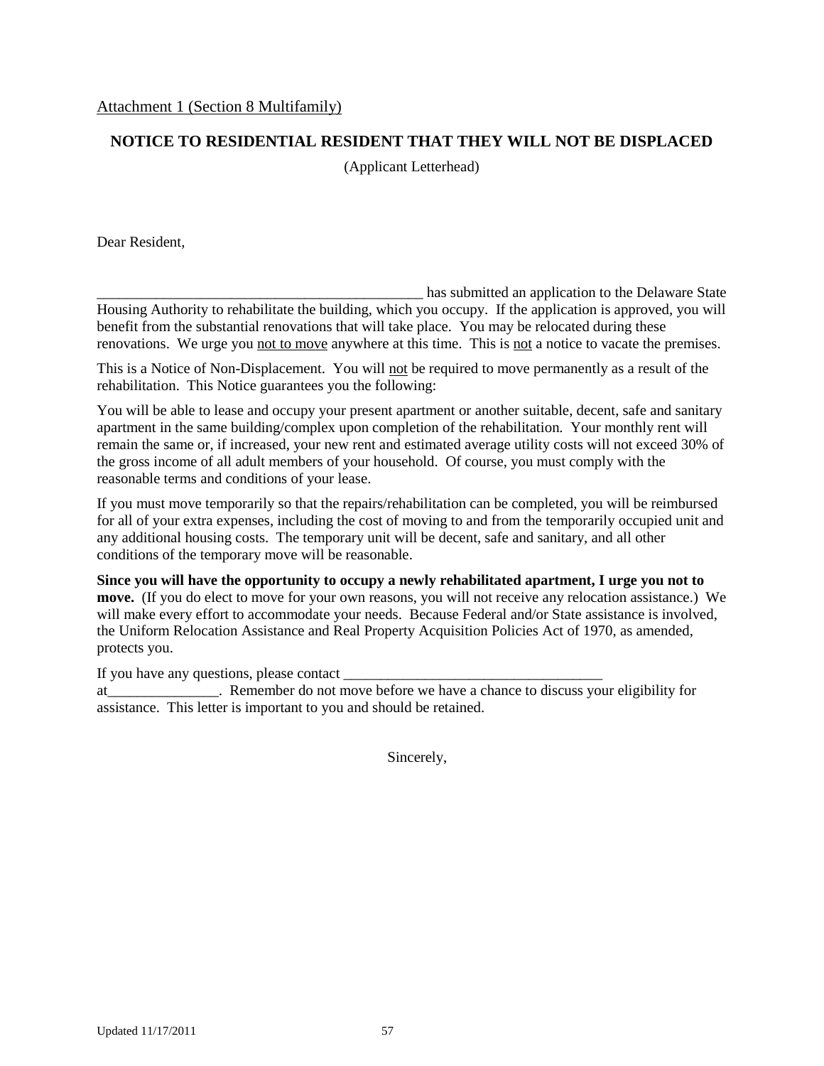Attachment 1 (Section 8 Multifamily)

## NOTICE TO RESIDENTIAL RESIDENT THAT THEY WILL NOT BE DISPLACED

(Applicant Letterhead)

Dear Resident,

_____________________________________________ has submitted an application to the Delaware State Housing Authority to rehabilitate the building, which you occupy. If the application is approved, you will benefit from the substantial renovations that will take place. You may be relocated during these renovations. We urge you not to move anywhere at this time. This is not a notice to vacate the premises.

This is a Notice of Non-Displacement. You will not be required to move permanently as a result of the rehabilitation. This Notice guarantees you the following:

You will be able to lease and occupy your present apartment or another suitable, decent, safe and sanitary apartment in the same building/complex upon completion of the rehabilitation. Your monthly rent will remain the same or, if increased, your new rent and estimated average utility costs will not exceed 30% of the gross income of all adult members of your household. Of course, you must comply with the reasonable terms and conditions of your lease.

If you must move temporarily so that the repairs/rehabilitation can be completed, you will be reimbursed for all of your extra expenses, including the cost of moving to and from the temporarily occupied unit and any additional housing costs. The temporary unit will be decent, safe and sanitary, and all other conditions of the temporary move will be reasonable.

**Since you will have the opportunity to occupy a newly rehabilitated apartment, I urge you not to move.** (If you do elect to move for your own reasons, you will not receive any relocation assistance.) We will make every effort to accommodate your needs. Because Federal and/or State assistance is involved, the Uniform Relocation Assistance and Real Property Acquisition Policies Act of 1970, as amended, protects you.

If you have any questions, please contact ___________________________________ at_______________. Remember do not move before we have a chance to discuss your eligibility for assistance. This letter is important to you and should be retained.

Sincerely,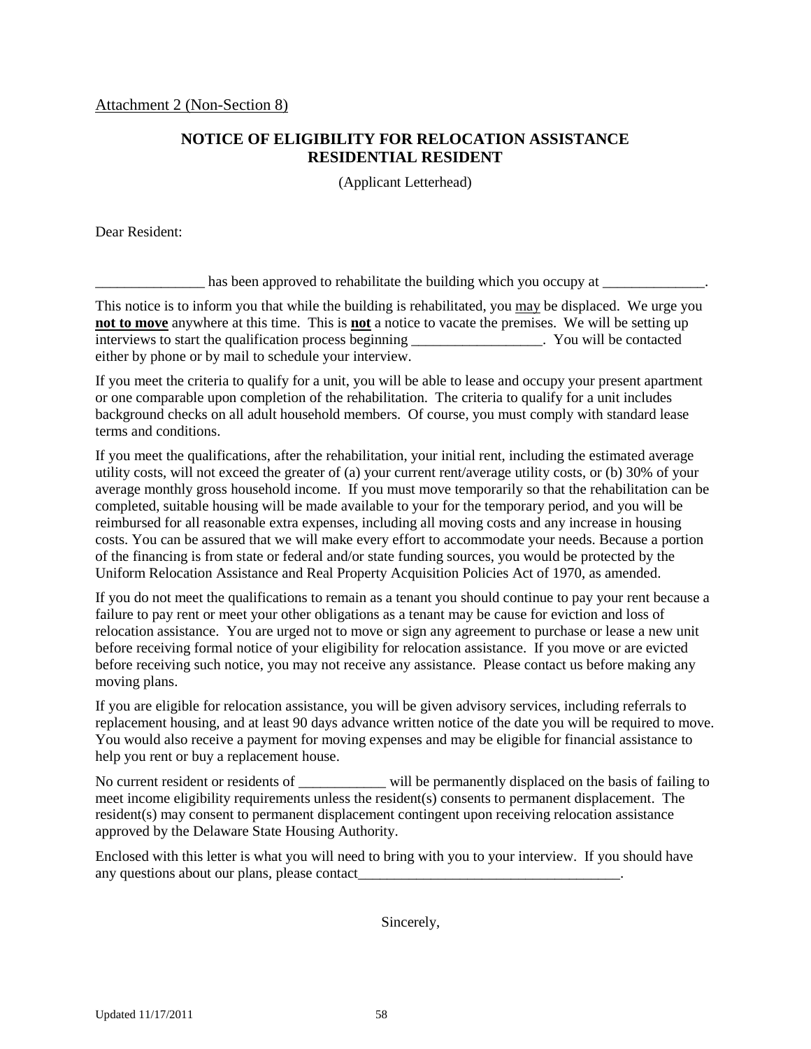Attachment 2 (Non-Section 8)

## NOTICE OF ELIGIBILITY FOR RELOCATION ASSISTANCE
## RESIDENTIAL RESIDENT

(Applicant Letterhead)

Dear Resident:

_______________ has been approved to rehabilitate the building which you occupy at ______________.

This notice is to inform you that while the building is rehabilitated, you may be displaced. We urge you **not to move** anywhere at this time. This is **not** a notice to vacate the premises. We will be setting up interviews to start the qualification process beginning __________________. You will be contacted either by phone or by mail to schedule your interview.

If you meet the criteria to qualify for a unit, you will be able to lease and occupy your present apartment or one comparable upon completion of the rehabilitation. The criteria to qualify for a unit includes background checks on all adult household members. Of course, you must comply with standard lease terms and conditions.

If you meet the qualifications, after the rehabilitation, your initial rent, including the estimated average utility costs, will not exceed the greater of (a) your current rent/average utility costs, or (b) 30% of your average monthly gross household income. If you must move temporarily so that the rehabilitation can be completed, suitable housing will be made available to your for the temporary period, and you will be reimbursed for all reasonable extra expenses, including all moving costs and any increase in housing costs. You can be assured that we will make every effort to accommodate your needs. Because a portion of the financing is from state or federal and/or state funding sources, you would be protected by the Uniform Relocation Assistance and Real Property Acquisition Policies Act of 1970, as amended.

If you do not meet the qualifications to remain as a tenant you should continue to pay your rent because a failure to pay rent or meet your other obligations as a tenant may be cause for eviction and loss of relocation assistance. You are urged not to move or sign any agreement to purchase or lease a new unit before receiving formal notice of your eligibility for relocation assistance. If you move or are evicted before receiving such notice, you may not receive any assistance. Please contact us before making any moving plans.

If you are eligible for relocation assistance, you will be given advisory services, including referrals to replacement housing, and at least 90 days advance written notice of the date you will be required to move. You would also receive a payment for moving expenses and may be eligible for financial assistance to help you rent or buy a replacement house.

No current resident or residents of ____________ will be permanently displaced on the basis of failing to meet income eligibility requirements unless the resident(s) consents to permanent displacement. The resident(s) may consent to permanent displacement contingent upon receiving relocation assistance approved by the Delaware State Housing Authority.

Enclosed with this letter is what you will need to bring with you to your interview. If you should have any questions about our plans, please contact____________________________________.

Sincerely,

Updated 11/17/2011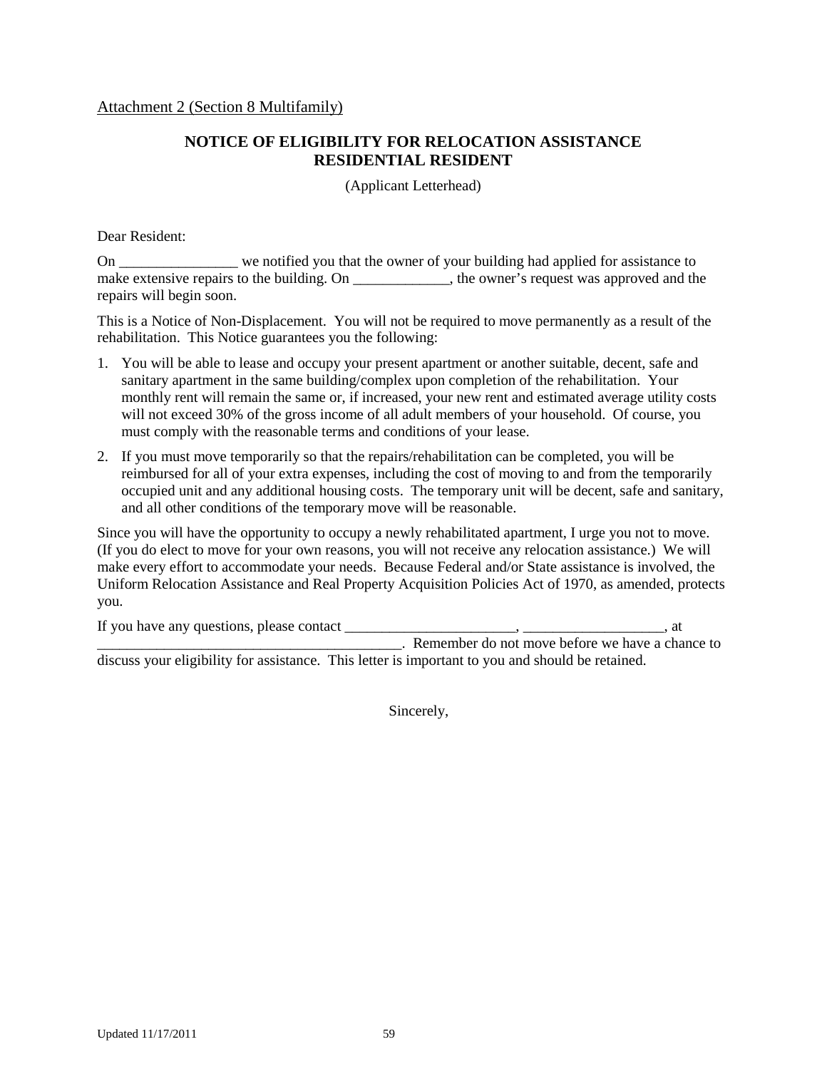Attachment 2 (Section 8 Multifamily)

## NOTICE OF ELIGIBILITY FOR RELOCATION ASSISTANCE RESIDENTIAL RESIDENT

(Applicant Letterhead)

Dear Resident:

On ________________ we notified you that the owner of your building had applied for assistance to make extensive repairs to the building. On _____________, the owner's request was approved and the repairs will begin soon.

This is a Notice of Non-Displacement. You will not be required to move permanently as a result of the rehabilitation. This Notice guarantees you the following:

1. You will be able to lease and occupy your present apartment or another suitable, decent, safe and sanitary apartment in the same building/complex upon completion of the rehabilitation. Your monthly rent will remain the same or, if increased, your new rent and estimated average utility costs will not exceed 30% of the gross income of all adult members of your household. Of course, you must comply with the reasonable terms and conditions of your lease.
2. If you must move temporarily so that the repairs/rehabilitation can be completed, you will be reimbursed for all of your extra expenses, including the cost of moving to and from the temporarily occupied unit and any additional housing costs. The temporary unit will be decent, safe and sanitary, and all other conditions of the temporary move will be reasonable.

Since you will have the opportunity to occupy a newly rehabilitated apartment, I urge you not to move. (If you do elect to move for your own reasons, you will not receive any relocation assistance.) We will make every effort to accommodate your needs. Because Federal and/or State assistance is involved, the Uniform Relocation Assistance and Real Property Acquisition Policies Act of 1970, as amended, protects you.

If you have any questions, please contact _______________________, ___________________, at _________________________________________. Remember do not move before we have a chance to discuss your eligibility for assistance. This letter is important to you and should be retained.

Sincerely,

Updated 11/17/2011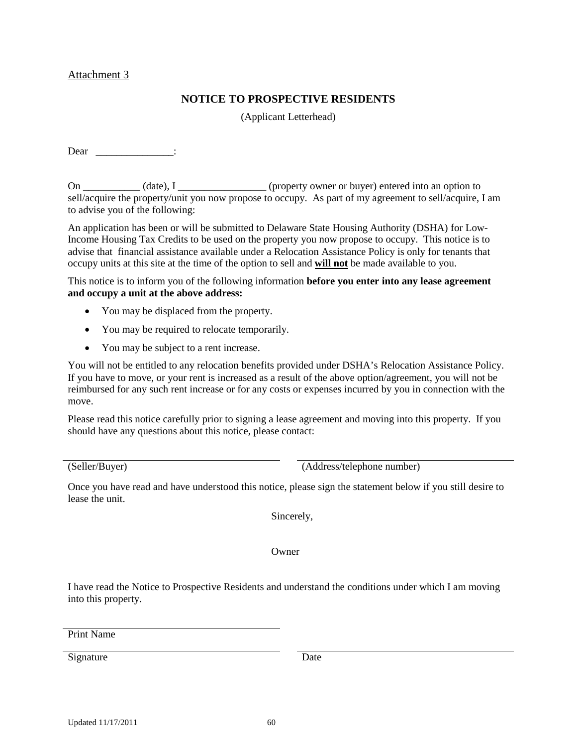Attachment 3

## NOTICE TO PROSPECTIVE RESIDENTS

(Applicant Letterhead)

Dear _______________:

On ___________ (date), I _________________ (property owner or buyer) entered into an option to sell/acquire the property/unit you now propose to occupy. As part of my agreement to sell/acquire, I am to advise you of the following:

An application has been or will be submitted to Delaware State Housing Authority (DSHA) for Low-Income Housing Tax Credits to be used on the property you now propose to occupy. This notice is to advise that financial assistance available under a Relocation Assistance Policy is only for tenants that occupy units at this site at the time of the option to sell and **will not** be made available to you.

This notice is to inform you of the following information **before you enter into any lease agreement and occupy a unit at the above address:**

- You may be displaced from the property.
- You may be required to relocate temporarily.
- You may be subject to a rent increase.

You will not be entitled to any relocation benefits provided under DSHA's Relocation Assistance Policy. If you have to move, or your rent is increased as a result of the above option/agreement, you will not be reimbursed for any such rent increase or for any costs or expenses incurred by you in connection with the move.

Please read this notice carefully prior to signing a lease agreement and moving into this property. If you should have any questions about this notice, please contact:

_________________________________ _________________________________
(Seller/Buyer) (Address/telephone number)

Once you have read and have understood this notice, please sign the statement below if you still desire to lease the unit.

Sincerely,

Owner

I have read the Notice to Prospective Residents and understand the conditions under which I am moving into this property.

_________________________________
Print Name

_________________________________ _________________________________
Signature Date

Updated 11/17/2011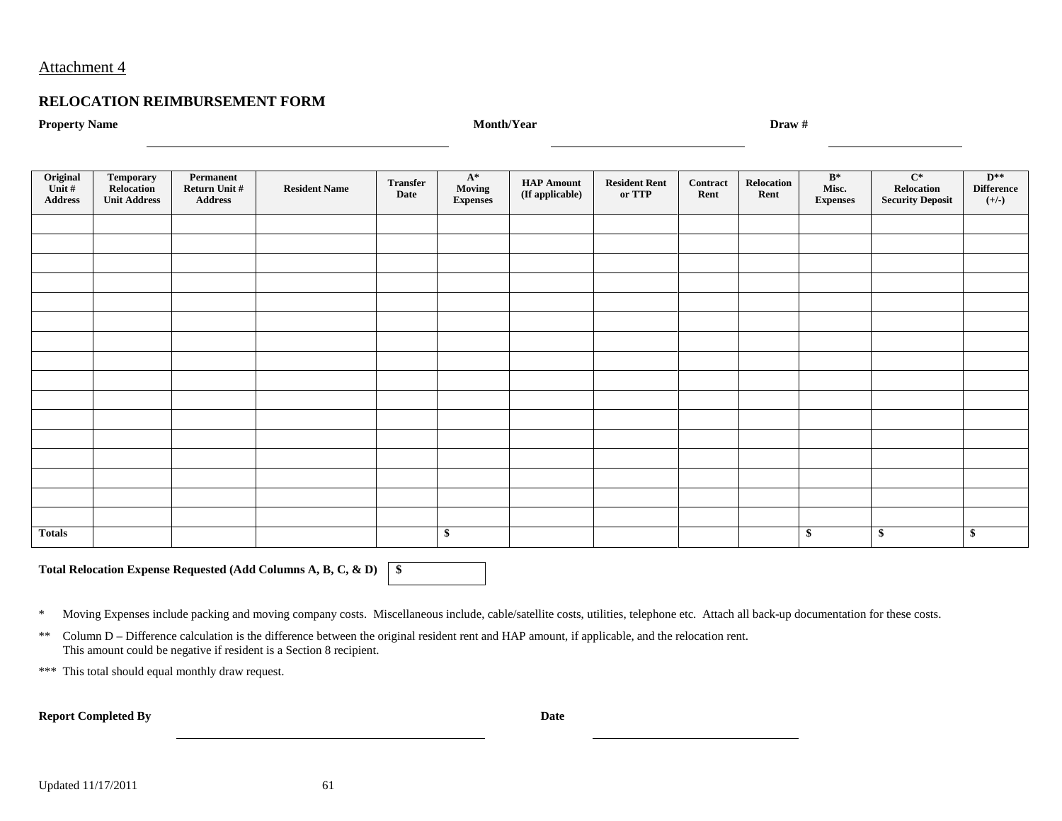Attachment 4

## RELOCATION REIMBURSEMENT FORM

**Property Name** ______________________ **Month/Year** ______________________ **Draw #** ______________________

| Original Unit # Address | Temporary Relocation Unit Address | Permanent Return Unit # Address | Resident Name | Transfer Date | A* Moving Expenses | HAP Amount (If applicable) | Resident Rent or TTP | Contract Rent | Relocation Rent | B* Misc. Expenses | C* Relocation Security Deposit | D** Difference (+/-) |
|---|---|---|---|---|---|---|---|---|---|---|---|---|
| | | | | | | | | | | | | |
| | | | | | | | | | | | | |
| | | | | | | | | | | | | |
| | | | | | | | | | | | | |
| | | | | | | | | | | | | |
| | | | | | | | | | | | | |
| | | | | | | | | | | | | |
| | | | | | | | | | | | | |
| | | | | | | | | | | | | |
| | | | | | | | | | | | | |
| | | | | | | | | | | | | |
| | | | | | | | | | | | | |
| | | | | | | | | | | | | |
| | | | | | | | | | | | | |
| | | | | | | | | | | | | |
| | | | | | | | | | | | | |
| **Totals** | | | | | **$** | | | | | **$** | **$** | **$** |

**Total Relocation Expense Requested (Add Columns A, B, C, & D)** **$** ______________

\* Moving Expenses include packing and moving company costs. Miscellaneous include, cable/satellite costs, utilities, telephone etc. Attach all back-up documentation for these costs.

\** Column D – Difference calculation is the difference between the original resident rent and HAP amount, if applicable, and the relocation rent. This amount could be negative if resident is a Section 8 recipient.

\*** This total should equal monthly draw request.

**Report Completed By** ______________________ **Date** ______________________

Updated 11/17/2011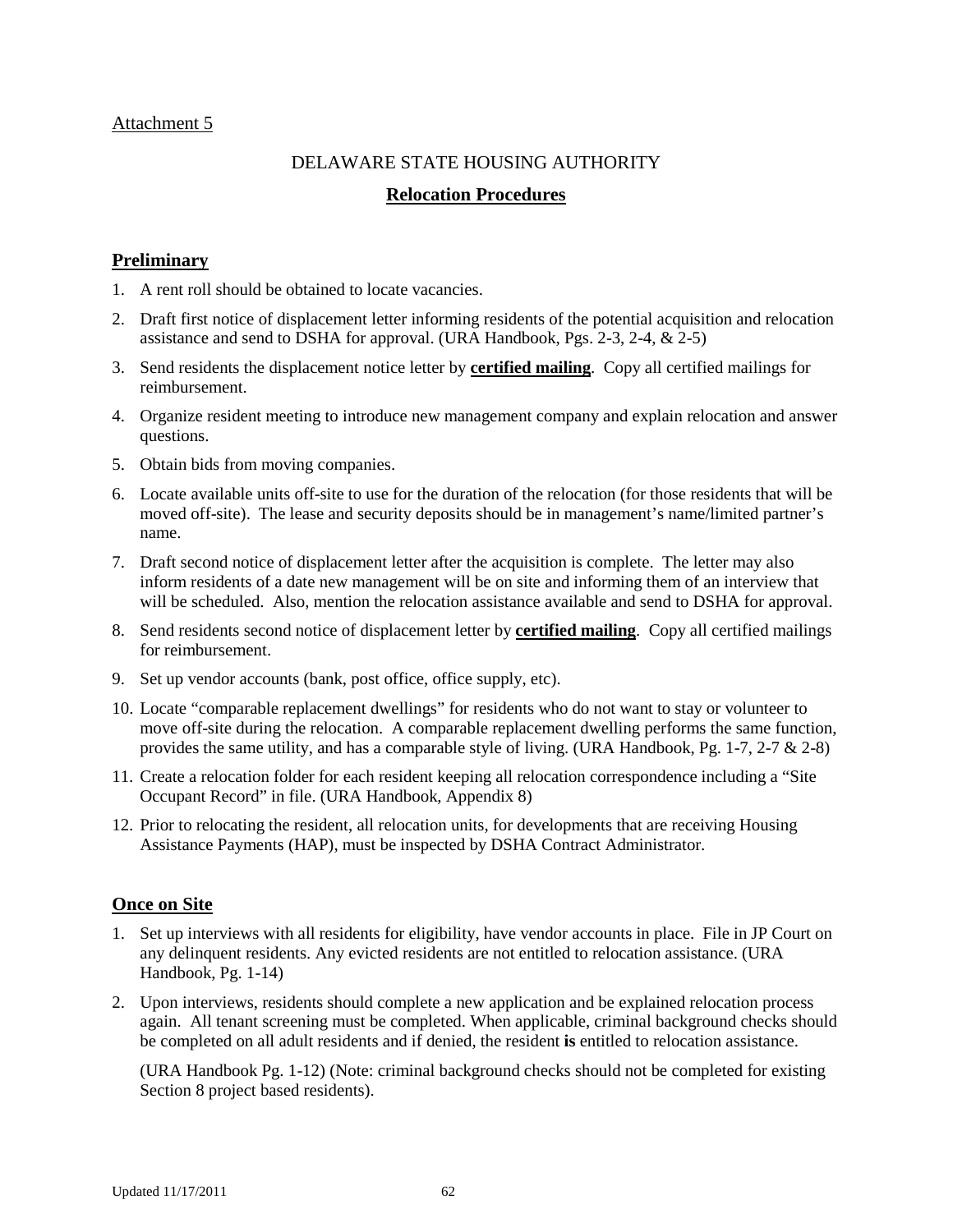Attachment 5

DELAWARE STATE HOUSING AUTHORITY

**Relocation Procedures**

## **Preliminary**

1. A rent roll should be obtained to locate vacancies.
2. Draft first notice of displacement letter informing residents of the potential acquisition and relocation assistance and send to DSHA for approval. (URA Handbook, Pgs. 2-3, 2-4, & 2-5)
3. Send residents the displacement notice letter by **certified mailing**. Copy all certified mailings for reimbursement.
4. Organize resident meeting to introduce new management company and explain relocation and answer questions.
5. Obtain bids from moving companies.
6. Locate available units off-site to use for the duration of the relocation (for those residents that will be moved off-site). The lease and security deposits should be in management's name/limited partner's name.
7. Draft second notice of displacement letter after the acquisition is complete. The letter may also inform residents of a date new management will be on site and informing them of an interview that will be scheduled. Also, mention the relocation assistance available and send to DSHA for approval.
8. Send residents second notice of displacement letter by **certified mailing**. Copy all certified mailings for reimbursement.
9. Set up vendor accounts (bank, post office, office supply, etc).
10. Locate "comparable replacement dwellings" for residents who do not want to stay or volunteer to move off-site during the relocation. A comparable replacement dwelling performs the same function, provides the same utility, and has a comparable style of living. (URA Handbook, Pg. 1-7, 2-7 & 2-8)
11. Create a relocation folder for each resident keeping all relocation correspondence including a "Site Occupant Record" in file. (URA Handbook, Appendix 8)
12. Prior to relocating the resident, all relocation units, for developments that are receiving Housing Assistance Payments (HAP), must be inspected by DSHA Contract Administrator.

## **Once on Site**

1. Set up interviews with all residents for eligibility, have vendor accounts in place. File in JP Court on any delinquent residents. Any evicted residents are not entitled to relocation assistance. (URA Handbook, Pg. 1-14)
2. Upon interviews, residents should complete a new application and be explained relocation process again. All tenant screening must be completed. When applicable, criminal background checks should be completed on all adult residents and if denied, the resident **is** entitled to relocation assistance.

   (URA Handbook Pg. 1-12) (Note: criminal background checks should not be completed for existing Section 8 project based residents).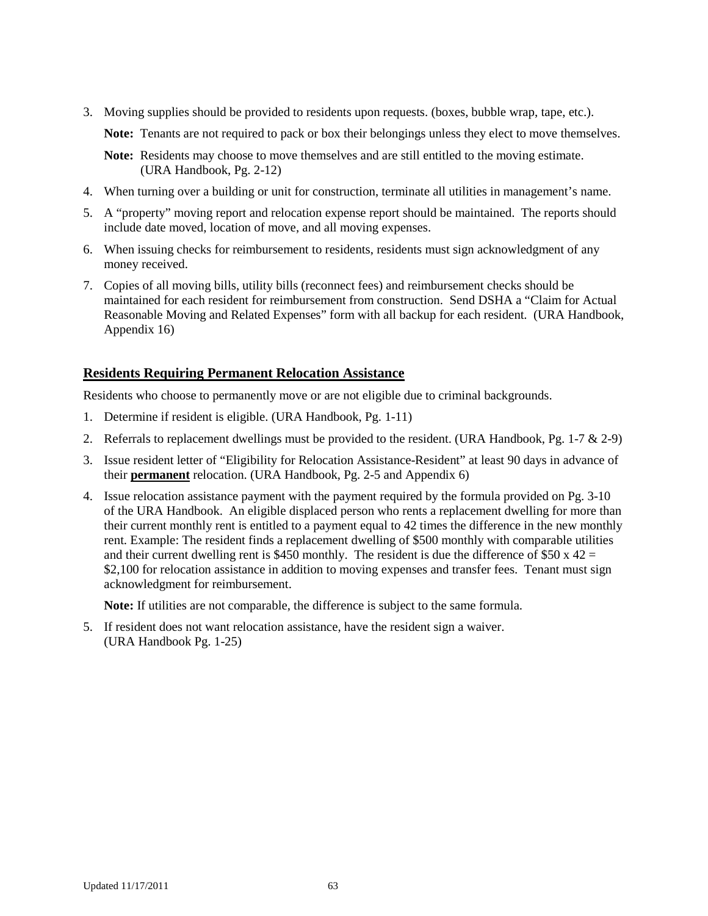3. Moving supplies should be provided to residents upon requests. (boxes, bubble wrap, tape, etc.).

   **Note:** Tenants are not required to pack or box their belongings unless they elect to move themselves.

   **Note:** Residents may choose to move themselves and are still entitled to the moving estimate. (URA Handbook, Pg. 2-12)

4. When turning over a building or unit for construction, terminate all utilities in management's name.
5. A "property" moving report and relocation expense report should be maintained. The reports should include date moved, location of move, and all moving expenses.
6. When issuing checks for reimbursement to residents, residents must sign acknowledgment of any money received.
7. Copies of all moving bills, utility bills (reconnect fees) and reimbursement checks should be maintained for each resident for reimbursement from construction. Send DSHA a "Claim for Actual Reasonable Moving and Related Expenses" form with all backup for each resident. (URA Handbook, Appendix 16)

## Residents Requiring Permanent Relocation Assistance

Residents who choose to permanently move or are not eligible due to criminal backgrounds.

1. Determine if resident is eligible. (URA Handbook, Pg. 1-11)
2. Referrals to replacement dwellings must be provided to the resident. (URA Handbook, Pg. 1-7 & 2-9)
3. Issue resident letter of "Eligibility for Relocation Assistance-Resident" at least 90 days in advance of their **permanent** relocation. (URA Handbook, Pg. 2-5 and Appendix 6)
4. Issue relocation assistance payment with the payment required by the formula provided on Pg. 3-10 of the URA Handbook. An eligible displaced person who rents a replacement dwelling for more than their current monthly rent is entitled to a payment equal to 42 times the difference in the new monthly rent. Example: The resident finds a replacement dwelling of $500 monthly with comparable utilities and their current dwelling rent is $450 monthly. The resident is due the difference of $50 x 42 = $2,100 for relocation assistance in addition to moving expenses and transfer fees. Tenant must sign acknowledgment for reimbursement.

   **Note:** If utilities are not comparable, the difference is subject to the same formula.

5. If resident does not want relocation assistance, have the resident sign a waiver. (URA Handbook Pg. 1-25)